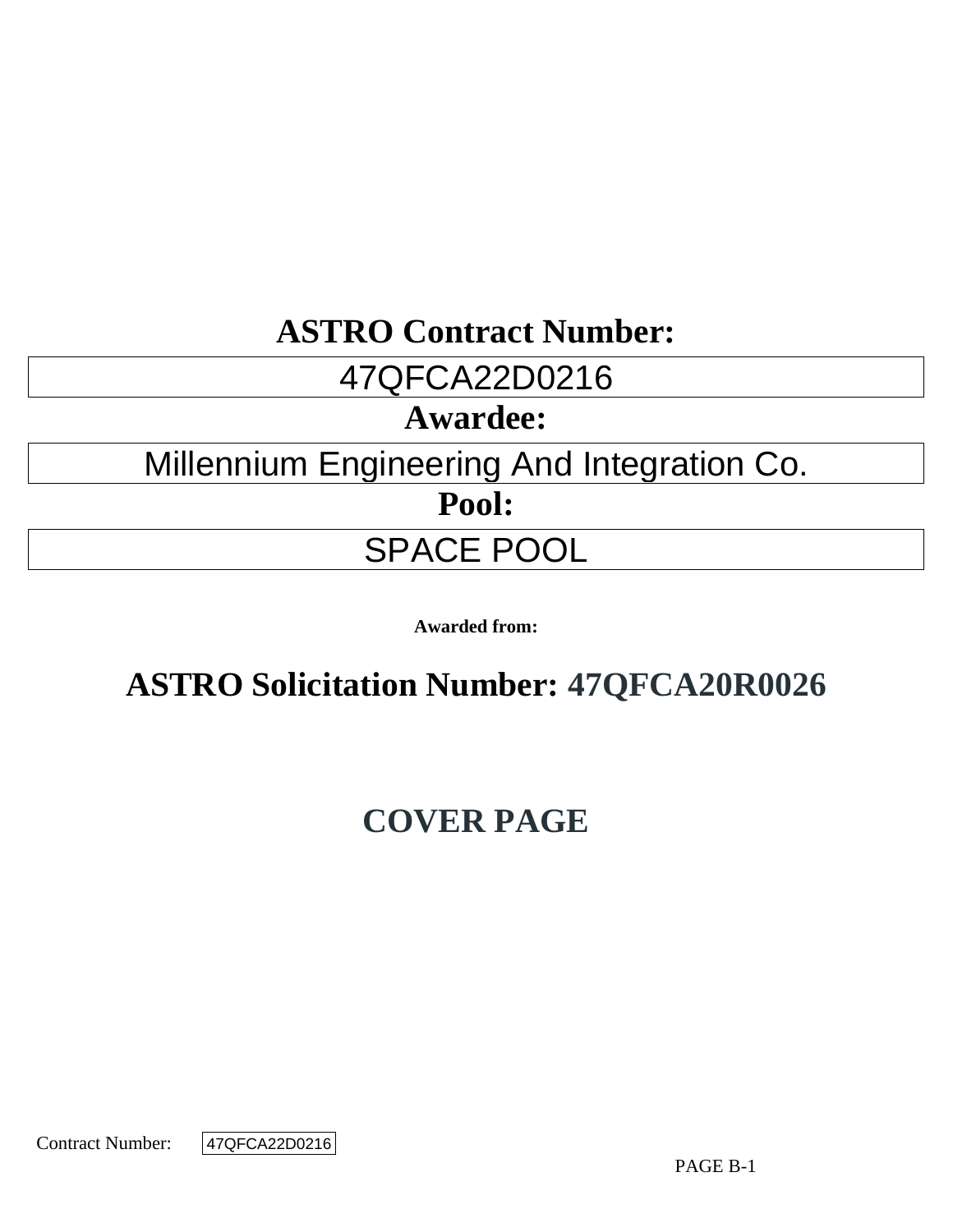**ASTRO Contract Number:**

47QFCA22D0216

**Awardee:**

Millennium Engineering And Integration Co.

**Pool:**

SPACE POOL

**Awarded from:**

## ASTRO Solicitation Number: 47QFCA20R0026

# COVER PAGE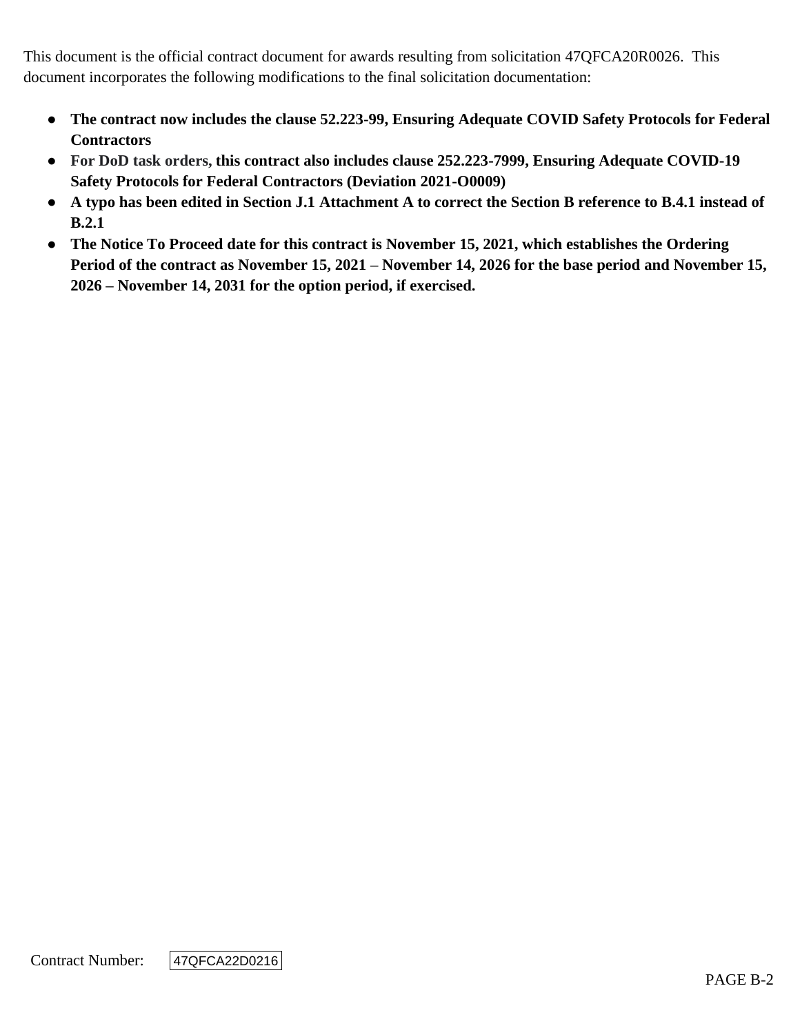This document is the official contract document for awards resulting from solicitation 47QFCA20R0026. This document incorporates the following modifications to the final solicitation documentation:

- **The contract now includes the clause 52.223-99, Ensuring Adequate COVID Safety Protocols for Federal Contractors**
- **For DoD task orders, this contract also includes clause 252.223-7999, Ensuring Adequate COVID-19 Safety Protocols for Federal Contractors (Deviation 2021-O0009)**
- **A typo has been edited in Section J.1 Attachment A to correct the Section B reference to B.4.1 instead of B.2.1**
- **The Notice To Proceed date for this contract is November 15, 2021, which establishes the Ordering Period of the contract as November 15, 2021 – November 14, 2026 for the base period and November 15, 2026 – November 14, 2031 for the option period, if exercised.**

Contract Number: 47QFCA22D0216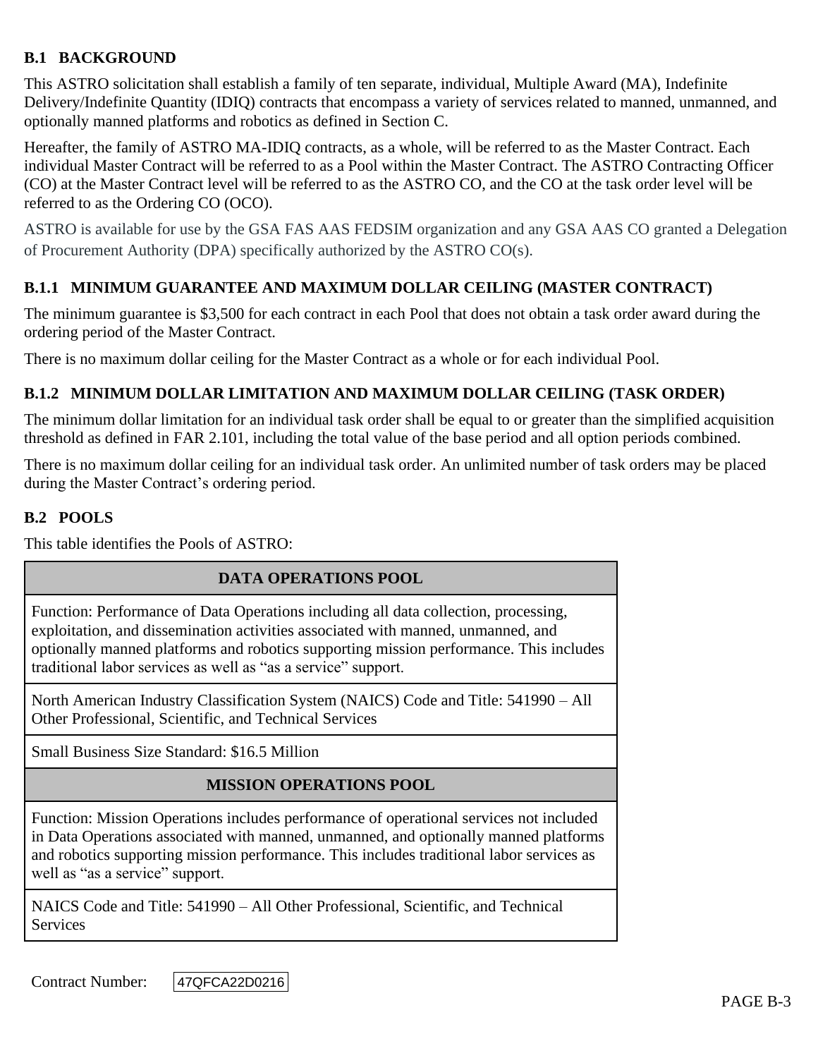## B.1 BACKGROUND

This ASTRO solicitation shall establish a family of ten separate, individual, Multiple Award (MA), Indefinite Delivery/Indefinite Quantity (IDIQ) contracts that encompass a variety of services related to manned, unmanned, and optionally manned platforms and robotics as defined in Section C.

Hereafter, the family of ASTRO MA-IDIQ contracts, as a whole, will be referred to as the Master Contract. Each individual Master Contract will be referred to as a Pool within the Master Contract. The ASTRO Contracting Officer (CO) at the Master Contract level will be referred to as the ASTRO CO, and the CO at the task order level will be referred to as the Ordering CO (OCO).

ASTRO is available for use by the GSA FAS AAS FEDSIM organization and any GSA AAS CO granted a Delegation of Procurement Authority (DPA) specifically authorized by the ASTRO CO(s).

### B.1.1 MINIMUM GUARANTEE AND MAXIMUM DOLLAR CEILING (MASTER CONTRACT)

The minimum guarantee is $3,500 for each contract in each Pool that does not obtain a task order award during the ordering period of the Master Contract.

There is no maximum dollar ceiling for the Master Contract as a whole or for each individual Pool.

### B.1.2 MINIMUM DOLLAR LIMITATION AND MAXIMUM DOLLAR CEILING (TASK ORDER)

The minimum dollar limitation for an individual task order shall be equal to or greater than the simplified acquisition threshold as defined in FAR 2.101, including the total value of the base period and all option periods combined.

There is no maximum dollar ceiling for an individual task order. An unlimited number of task orders may be placed during the Master Contract's ordering period.

## B.2 POOLS

This table identifies the Pools of ASTRO:

| DATA OPERATIONS POOL |
|---|
| Function: Performance of Data Operations including all data collection, processing, exploitation, and dissemination activities associated with manned, unmanned, and optionally manned platforms and robotics supporting mission performance. This includes traditional labor services as well as "as a service" support. |
| North American Industry Classification System (NAICS) Code and Title: 541990 – All Other Professional, Scientific, and Technical Services |
| Small Business Size Standard: $16.5 Million |
| **MISSION OPERATIONS POOL** |
| Function: Mission Operations includes performance of operational services not included in Data Operations associated with manned, unmanned, and optionally manned platforms and robotics supporting mission performance. This includes traditional labor services as well as "as a service" support. |
| NAICS Code and Title: 541990 – All Other Professional, Scientific, and Technical Services |

Contract Number: 47QFCA22D0216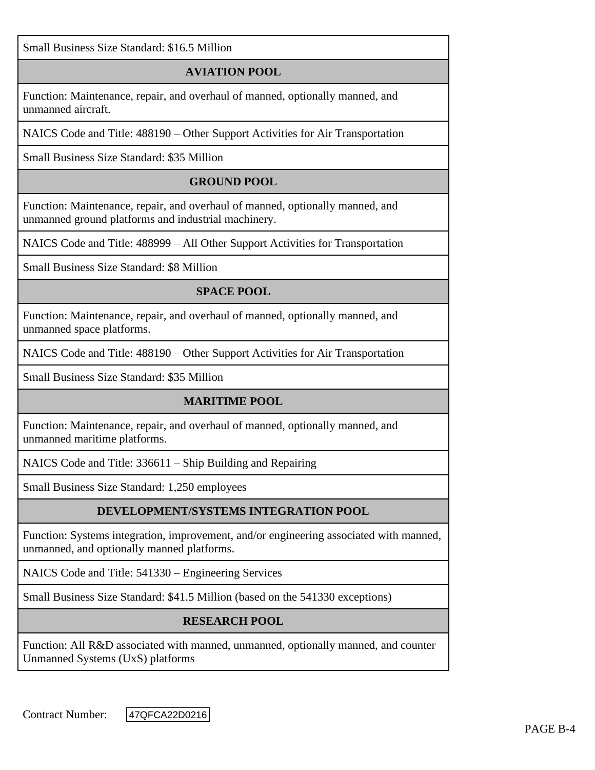| Small Business Size Standard: $16.5 Million |
|---|
| **AVIATION POOL** |
| Function: Maintenance, repair, and overhaul of manned, optionally manned, and unmanned aircraft. |
| NAICS Code and Title: 488190 – Other Support Activities for Air Transportation |
| Small Business Size Standard: $35 Million |
| **GROUND POOL** |
| Function: Maintenance, repair, and overhaul of manned, optionally manned, and unmanned ground platforms and industrial machinery. |
| NAICS Code and Title: 488999 – All Other Support Activities for Transportation |
| Small Business Size Standard: $8 Million |
| **SPACE POOL** |
| Function: Maintenance, repair, and overhaul of manned, optionally manned, and unmanned space platforms. |
| NAICS Code and Title: 488190 – Other Support Activities for Air Transportation |
| Small Business Size Standard: $35 Million |
| **MARITIME POOL** |
| Function: Maintenance, repair, and overhaul of manned, optionally manned, and unmanned maritime platforms. |
| NAICS Code and Title: 336611 – Ship Building and Repairing |
| Small Business Size Standard: 1,250 employees |
| **DEVELOPMENT/SYSTEMS INTEGRATION POOL** |
| Function: Systems integration, improvement, and/or engineering associated with manned, unmanned, and optionally manned platforms. |
| NAICS Code and Title: 541330 – Engineering Services |
| Small Business Size Standard: $41.5 Million (based on the 541330 exceptions) |
| **RESEARCH POOL** |
| Function: All R&D associated with manned, unmanned, optionally manned, and counter Unmanned Systems (UxS) platforms |

Contract Number: 47QFCA22D0216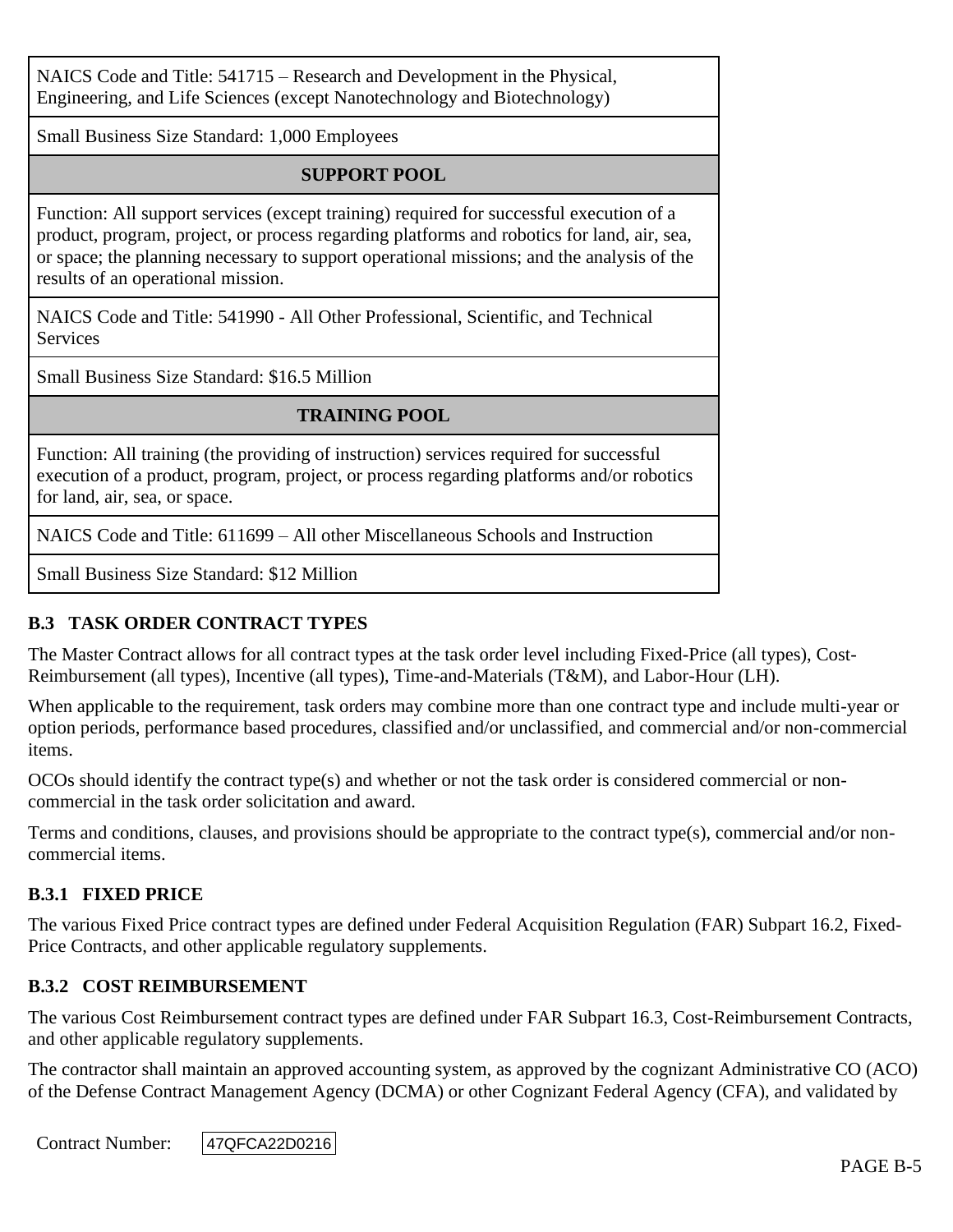| NAICS Code and Title: 541715 – Research and Development in the Physical, Engineering, and Life Sciences (except Nanotechnology and Biotechnology) |
| --- |
| Small Business Size Standard: 1,000 Employees |
| **SUPPORT POOL** |
| Function: All support services (except training) required for successful execution of a product, program, project, or process regarding platforms and robotics for land, air, sea, or space; the planning necessary to support operational missions; and the analysis of the results of an operational mission. |
| NAICS Code and Title: 541990 - All Other Professional, Scientific, and Technical Services |
| Small Business Size Standard: $16.5 Million |
| **TRAINING POOL** |
| Function: All training (the providing of instruction) services required for successful execution of a product, program, project, or process regarding platforms and/or robotics for land, air, sea, or space. |
| NAICS Code and Title: 611699 – All other Miscellaneous Schools and Instruction |
| Small Business Size Standard: $12 Million |

## B.3 TASK ORDER CONTRACT TYPES

The Master Contract allows for all contract types at the task order level including Fixed-Price (all types), Cost-Reimbursement (all types), Incentive (all types), Time-and-Materials (T&M), and Labor-Hour (LH).

When applicable to the requirement, task orders may combine more than one contract type and include multi-year or option periods, performance based procedures, classified and/or unclassified, and commercial and/or non-commercial items.

OCOs should identify the contract type(s) and whether or not the task order is considered commercial or non-commercial in the task order solicitation and award.

Terms and conditions, clauses, and provisions should be appropriate to the contract type(s), commercial and/or non-commercial items.

### B.3.1 FIXED PRICE

The various Fixed Price contract types are defined under Federal Acquisition Regulation (FAR) Subpart 16.2, Fixed-Price Contracts, and other applicable regulatory supplements.

### B.3.2 COST REIMBURSEMENT

The various Cost Reimbursement contract types are defined under FAR Subpart 16.3, Cost-Reimbursement Contracts, and other applicable regulatory supplements.

The contractor shall maintain an approved accounting system, as approved by the cognizant Administrative CO (ACO) of the Defense Contract Management Agency (DCMA) or other Cognizant Federal Agency (CFA), and validated by

Contract Number: 47QFCA22D0216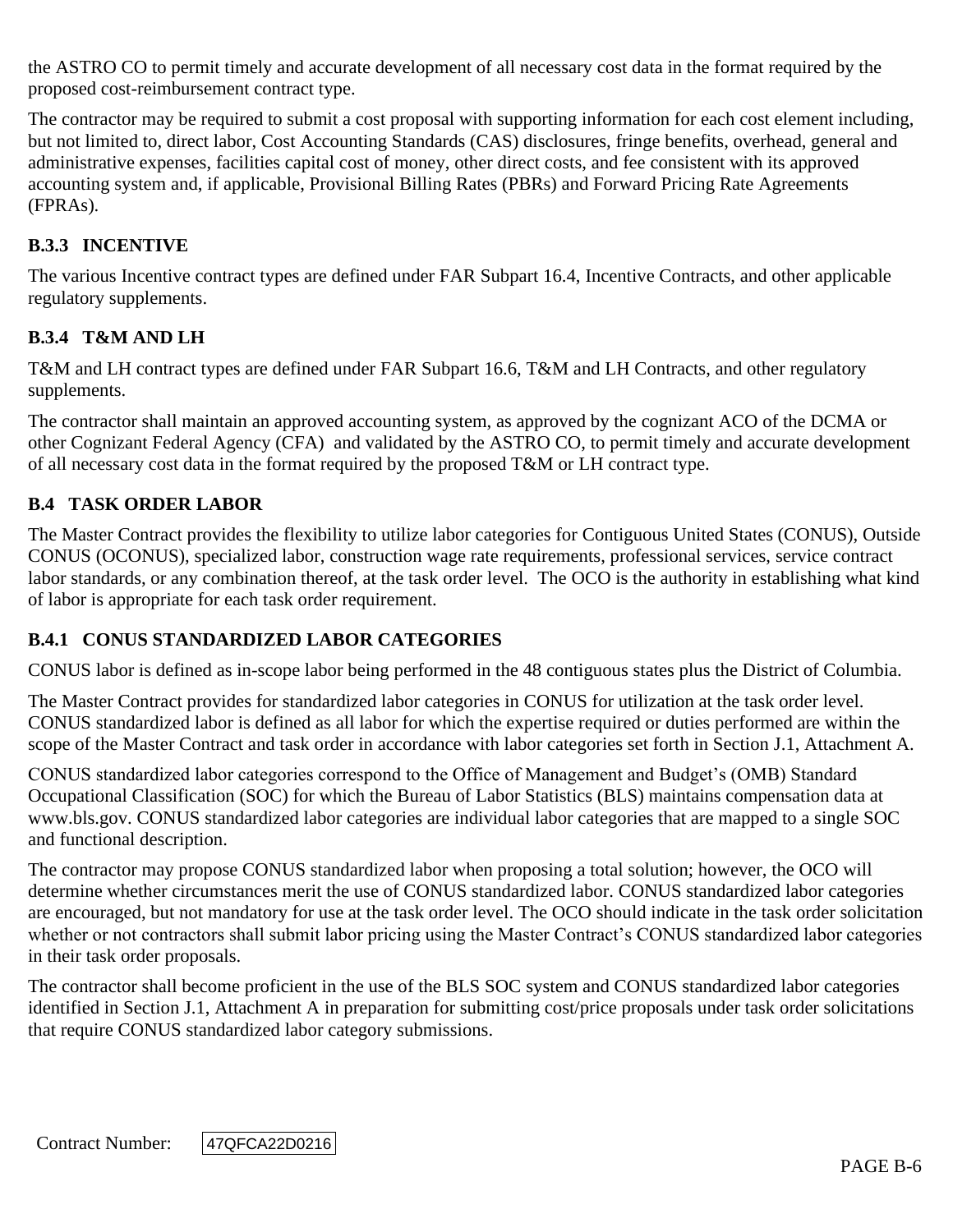the ASTRO CO to permit timely and accurate development of all necessary cost data in the format required by the proposed cost-reimbursement contract type.

The contractor may be required to submit a cost proposal with supporting information for each cost element including, but not limited to, direct labor, Cost Accounting Standards (CAS) disclosures, fringe benefits, overhead, general and administrative expenses, facilities capital cost of money, other direct costs, and fee consistent with its approved accounting system and, if applicable, Provisional Billing Rates (PBRs) and Forward Pricing Rate Agreements (FPRAs).

### B.3.3 INCENTIVE

The various Incentive contract types are defined under FAR Subpart 16.4, Incentive Contracts, and other applicable regulatory supplements.

### B.3.4 T&M AND LH

T&M and LH contract types are defined under FAR Subpart 16.6, T&M and LH Contracts, and other regulatory supplements.

The contractor shall maintain an approved accounting system, as approved by the cognizant ACO of the DCMA or other Cognizant Federal Agency (CFA) and validated by the ASTRO CO, to permit timely and accurate development of all necessary cost data in the format required by the proposed T&M or LH contract type.

## B.4 TASK ORDER LABOR

The Master Contract provides the flexibility to utilize labor categories for Contiguous United States (CONUS), Outside CONUS (OCONUS), specialized labor, construction wage rate requirements, professional services, service contract labor standards, or any combination thereof, at the task order level. The OCO is the authority in establishing what kind of labor is appropriate for each task order requirement.

### B.4.1 CONUS STANDARDIZED LABOR CATEGORIES

CONUS labor is defined as in-scope labor being performed in the 48 contiguous states plus the District of Columbia.

The Master Contract provides for standardized labor categories in CONUS for utilization at the task order level. CONUS standardized labor is defined as all labor for which the expertise required or duties performed are within the scope of the Master Contract and task order in accordance with labor categories set forth in Section J.1, Attachment A.

CONUS standardized labor categories correspond to the Office of Management and Budget's (OMB) Standard Occupational Classification (SOC) for which the Bureau of Labor Statistics (BLS) maintains compensation data at www.bls.gov. CONUS standardized labor categories are individual labor categories that are mapped to a single SOC and functional description.

The contractor may propose CONUS standardized labor when proposing a total solution; however, the OCO will determine whether circumstances merit the use of CONUS standardized labor. CONUS standardized labor categories are encouraged, but not mandatory for use at the task order level. The OCO should indicate in the task order solicitation whether or not contractors shall submit labor pricing using the Master Contract's CONUS standardized labor categories in their task order proposals.

The contractor shall become proficient in the use of the BLS SOC system and CONUS standardized labor categories identified in Section J.1, Attachment A in preparation for submitting cost/price proposals under task order solicitations that require CONUS standardized labor category submissions.

Contract Number: 47QFCA22D0216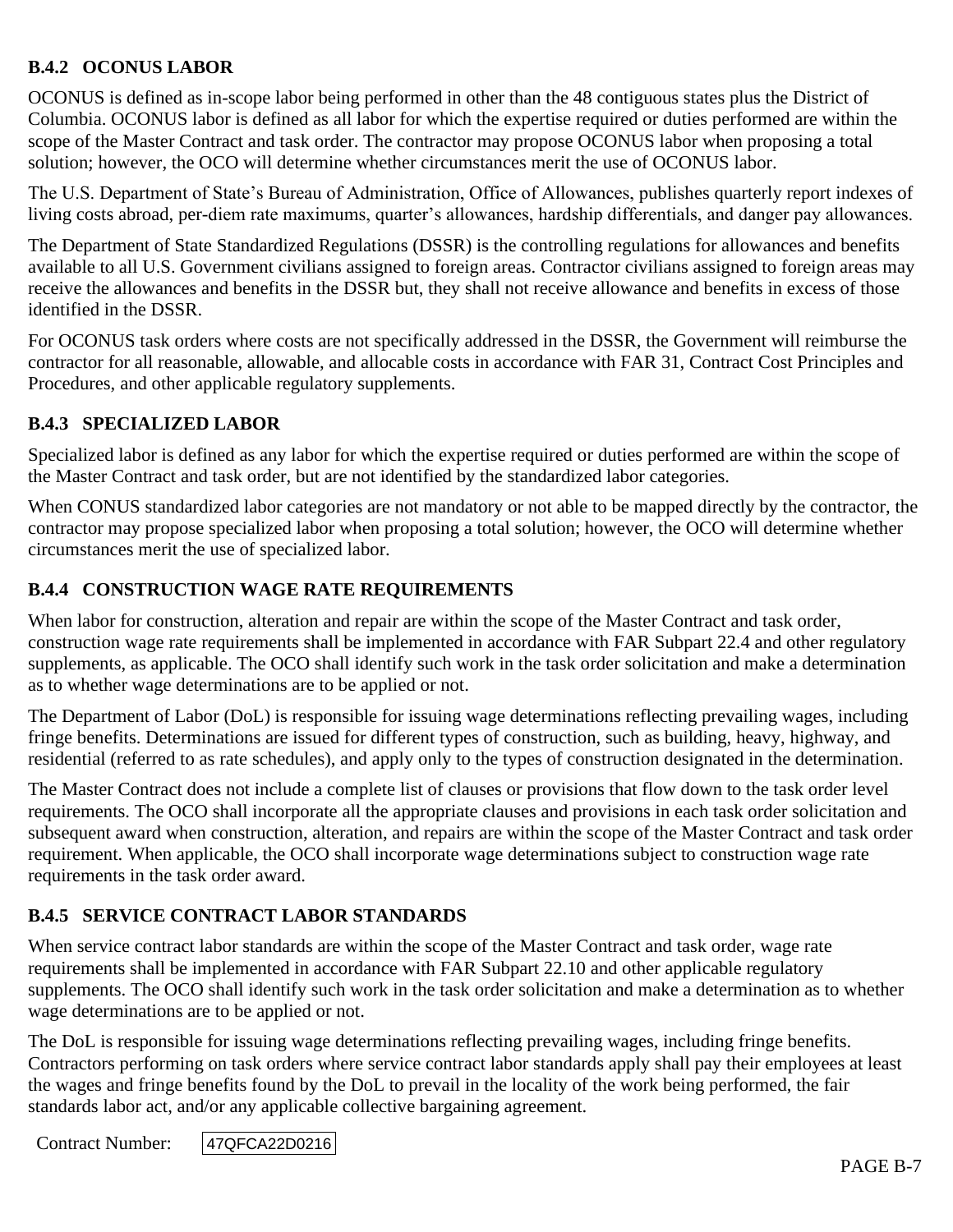### B.4.2 OCONUS LABOR

OCONUS is defined as in-scope labor being performed in other than the 48 contiguous states plus the District of Columbia. OCONUS labor is defined as all labor for which the expertise required or duties performed are within the scope of the Master Contract and task order. The contractor may propose OCONUS labor when proposing a total solution; however, the OCO will determine whether circumstances merit the use of OCONUS labor.

The U.S. Department of State's Bureau of Administration, Office of Allowances, publishes quarterly report indexes of living costs abroad, per-diem rate maximums, quarter's allowances, hardship differentials, and danger pay allowances.

The Department of State Standardized Regulations (DSSR) is the controlling regulations for allowances and benefits available to all U.S. Government civilians assigned to foreign areas. Contractor civilians assigned to foreign areas may receive the allowances and benefits in the DSSR but, they shall not receive allowance and benefits in excess of those identified in the DSSR.

For OCONUS task orders where costs are not specifically addressed in the DSSR, the Government will reimburse the contractor for all reasonable, allowable, and allocable costs in accordance with FAR 31, Contract Cost Principles and Procedures, and other applicable regulatory supplements.

### B.4.3 SPECIALIZED LABOR

Specialized labor is defined as any labor for which the expertise required or duties performed are within the scope of the Master Contract and task order, but are not identified by the standardized labor categories.

When CONUS standardized labor categories are not mandatory or not able to be mapped directly by the contractor, the contractor may propose specialized labor when proposing a total solution; however, the OCO will determine whether circumstances merit the use of specialized labor.

### B.4.4 CONSTRUCTION WAGE RATE REQUIREMENTS

When labor for construction, alteration and repair are within the scope of the Master Contract and task order, construction wage rate requirements shall be implemented in accordance with FAR Subpart 22.4 and other regulatory supplements, as applicable. The OCO shall identify such work in the task order solicitation and make a determination as to whether wage determinations are to be applied or not.

The Department of Labor (DoL) is responsible for issuing wage determinations reflecting prevailing wages, including fringe benefits. Determinations are issued for different types of construction, such as building, heavy, highway, and residential (referred to as rate schedules), and apply only to the types of construction designated in the determination.

The Master Contract does not include a complete list of clauses or provisions that flow down to the task order level requirements. The OCO shall incorporate all the appropriate clauses and provisions in each task order solicitation and subsequent award when construction, alteration, and repairs are within the scope of the Master Contract and task order requirement. When applicable, the OCO shall incorporate wage determinations subject to construction wage rate requirements in the task order award.

### B.4.5 SERVICE CONTRACT LABOR STANDARDS

When service contract labor standards are within the scope of the Master Contract and task order, wage rate requirements shall be implemented in accordance with FAR Subpart 22.10 and other applicable regulatory supplements. The OCO shall identify such work in the task order solicitation and make a determination as to whether wage determinations are to be applied or not.

The DoL is responsible for issuing wage determinations reflecting prevailing wages, including fringe benefits. Contractors performing on task orders where service contract labor standards apply shall pay their employees at least the wages and fringe benefits found by the DoL to prevail in the locality of the work being performed, the fair standards labor act, and/or any applicable collective bargaining agreement.

Contract Number: 47QFCA22D0216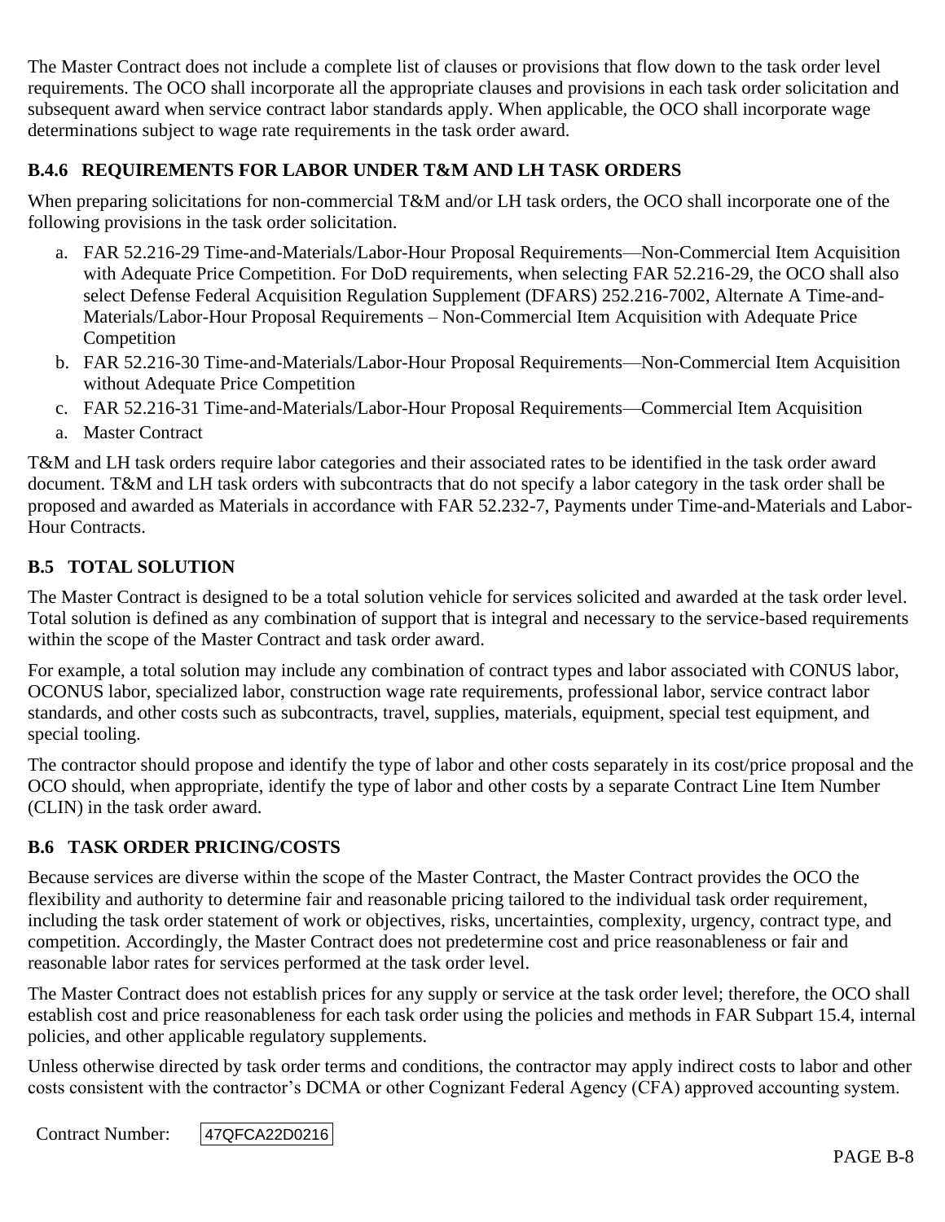The Master Contract does not include a complete list of clauses or provisions that flow down to the task order level requirements. The OCO shall incorporate all the appropriate clauses and provisions in each task order solicitation and subsequent award when service contract labor standards apply. When applicable, the OCO shall incorporate wage determinations subject to wage rate requirements in the task order award.

### B.4.6 REQUIREMENTS FOR LABOR UNDER T&M AND LH TASK ORDERS

When preparing solicitations for non-commercial T&M and/or LH task orders, the OCO shall incorporate one of the following provisions in the task order solicitation.

a. FAR 52.216-29 Time-and-Materials/Labor-Hour Proposal Requirements—Non-Commercial Item Acquisition with Adequate Price Competition. For DoD requirements, when selecting FAR 52.216-29, the OCO shall also select Defense Federal Acquisition Regulation Supplement (DFARS) 252.216-7002, Alternate A Time-and-Materials/Labor-Hour Proposal Requirements – Non-Commercial Item Acquisition with Adequate Price Competition
b. FAR 52.216-30 Time-and-Materials/Labor-Hour Proposal Requirements—Non-Commercial Item Acquisition without Adequate Price Competition
c. FAR 52.216-31 Time-and-Materials/Labor-Hour Proposal Requirements—Commercial Item Acquisition
a. Master Contract

T&M and LH task orders require labor categories and their associated rates to be identified in the task order award document. T&M and LH task orders with subcontracts that do not specify a labor category in the task order shall be proposed and awarded as Materials in accordance with FAR 52.232-7, Payments under Time-and-Materials and Labor-Hour Contracts.

## B.5 TOTAL SOLUTION

The Master Contract is designed to be a total solution vehicle for services solicited and awarded at the task order level. Total solution is defined as any combination of support that is integral and necessary to the service-based requirements within the scope of the Master Contract and task order award.

For example, a total solution may include any combination of contract types and labor associated with CONUS labor, OCONUS labor, specialized labor, construction wage rate requirements, professional labor, service contract labor standards, and other costs such as subcontracts, travel, supplies, materials, equipment, special test equipment, and special tooling.

The contractor should propose and identify the type of labor and other costs separately in its cost/price proposal and the OCO should, when appropriate, identify the type of labor and other costs by a separate Contract Line Item Number (CLIN) in the task order award.

## B.6 TASK ORDER PRICING/COSTS

Because services are diverse within the scope of the Master Contract, the Master Contract provides the OCO the flexibility and authority to determine fair and reasonable pricing tailored to the individual task order requirement, including the task order statement of work or objectives, risks, uncertainties, complexity, urgency, contract type, and competition. Accordingly, the Master Contract does not predetermine cost and price reasonableness or fair and reasonable labor rates for services performed at the task order level.

The Master Contract does not establish prices for any supply or service at the task order level; therefore, the OCO shall establish cost and price reasonableness for each task order using the policies and methods in FAR Subpart 15.4, internal policies, and other applicable regulatory supplements.

Unless otherwise directed by task order terms and conditions, the contractor may apply indirect costs to labor and other costs consistent with the contractor's DCMA or other Cognizant Federal Agency (CFA) approved accounting system.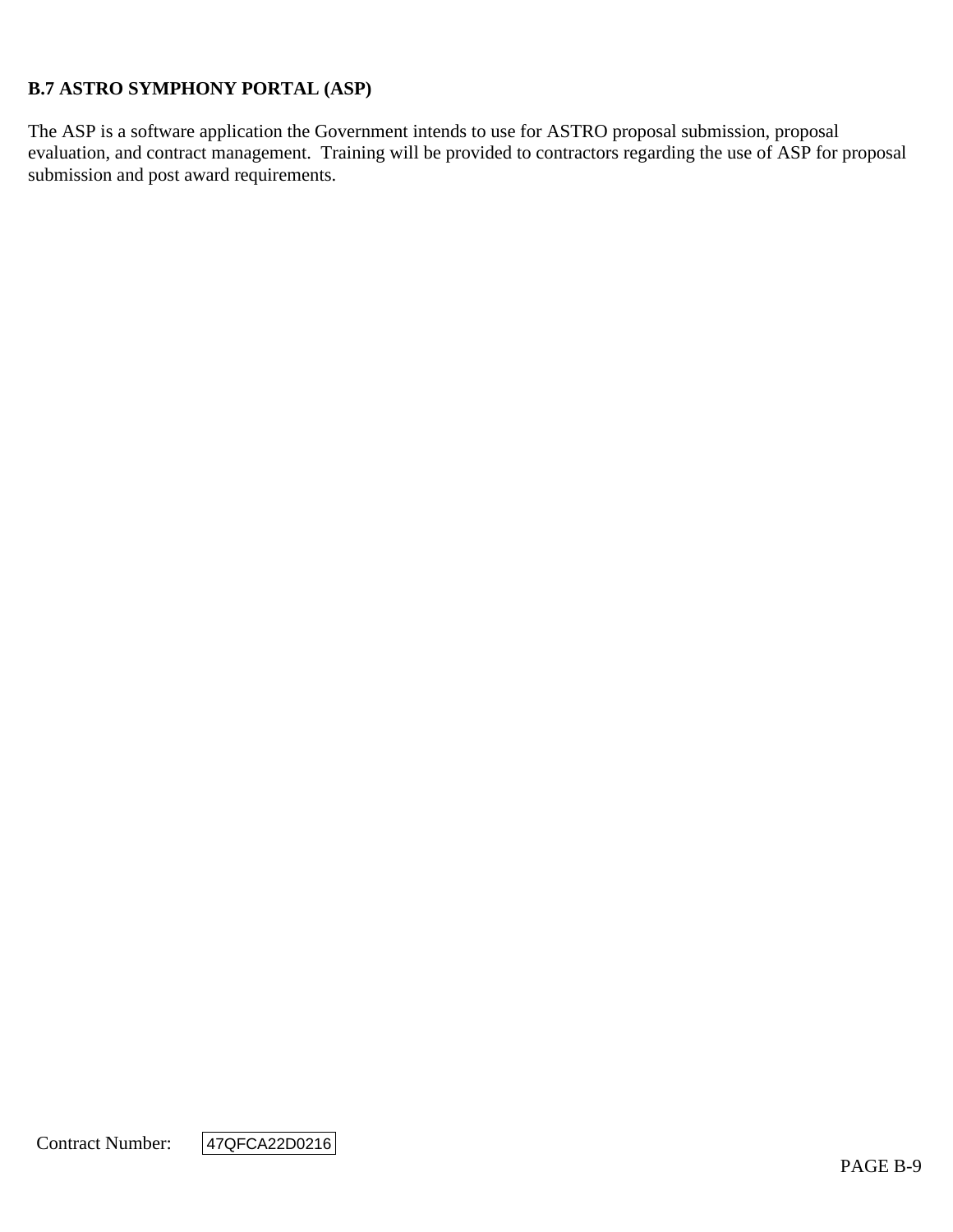**B.7 ASTRO SYMPHONY PORTAL (ASP)**

The ASP is a software application the Government intends to use for ASTRO proposal submission, proposal evaluation, and contract management. Training will be provided to contractors regarding the use of ASP for proposal submission and post award requirements.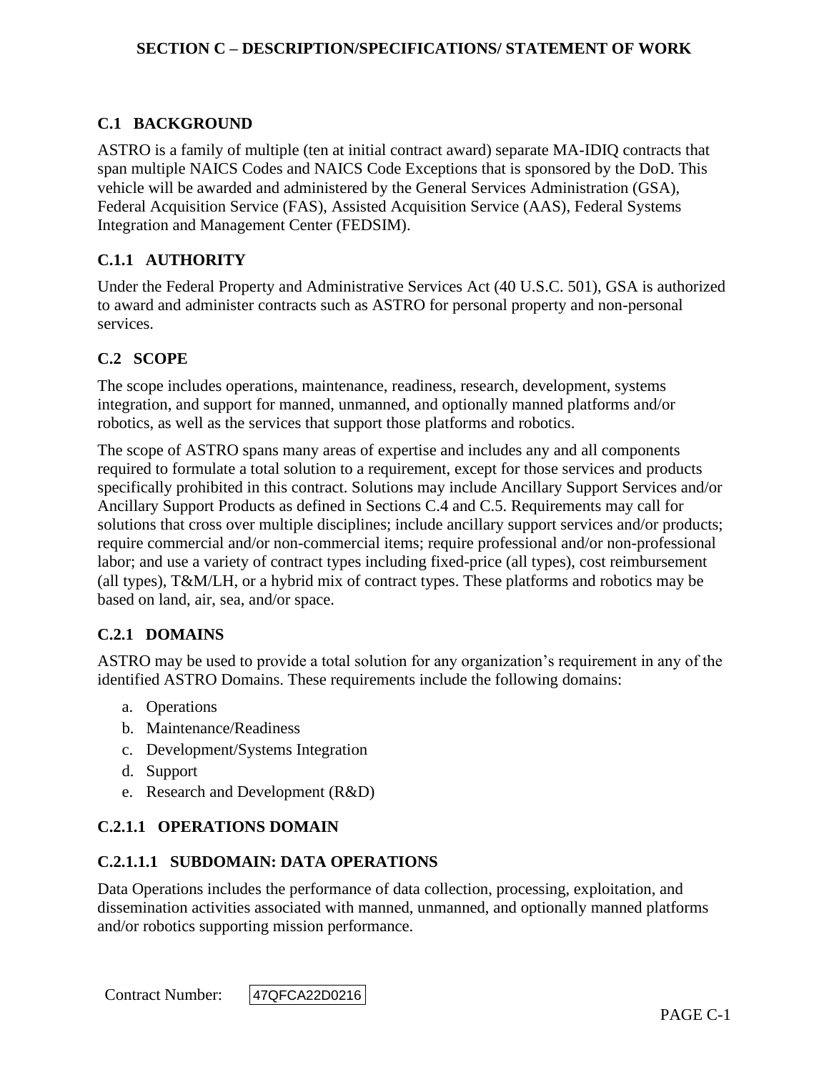# SECTION C – DESCRIPTION/SPECIFICATIONS/ STATEMENT OF WORK

## C.1 BACKGROUND

ASTRO is a family of multiple (ten at initial contract award) separate MA-IDIQ contracts that span multiple NAICS Codes and NAICS Code Exceptions that is sponsored by the DoD. This vehicle will be awarded and administered by the General Services Administration (GSA), Federal Acquisition Service (FAS), Assisted Acquisition Service (AAS), Federal Systems Integration and Management Center (FEDSIM).

### C.1.1 AUTHORITY

Under the Federal Property and Administrative Services Act (40 U.S.C. 501), GSA is authorized to award and administer contracts such as ASTRO for personal property and non-personal services.

## C.2 SCOPE

The scope includes operations, maintenance, readiness, research, development, systems integration, and support for manned, unmanned, and optionally manned platforms and/or robotics, as well as the services that support those platforms and robotics.

The scope of ASTRO spans many areas of expertise and includes any and all components required to formulate a total solution to a requirement, except for those services and products specifically prohibited in this contract. Solutions may include Ancillary Support Services and/or Ancillary Support Products as defined in Sections C.4 and C.5. Requirements may call for solutions that cross over multiple disciplines; include ancillary support services and/or products; require commercial and/or non-commercial items; require professional and/or non-professional labor; and use a variety of contract types including fixed-price (all types), cost reimbursement (all types), T&M/LH, or a hybrid mix of contract types. These platforms and robotics may be based on land, air, sea, and/or space.

### C.2.1 DOMAINS

ASTRO may be used to provide a total solution for any organization's requirement in any of the identified ASTRO Domains. These requirements include the following domains:

a. Operations
b. Maintenance/Readiness
c. Development/Systems Integration
d. Support
e. Research and Development (R&D)

#### C.2.1.1 OPERATIONS DOMAIN

##### C.2.1.1.1 SUBDOMAIN: DATA OPERATIONS

Data Operations includes the performance of data collection, processing, exploitation, and dissemination activities associated with manned, unmanned, and optionally manned platforms and/or robotics supporting mission performance.

Contract Number: 47QFCA22D0216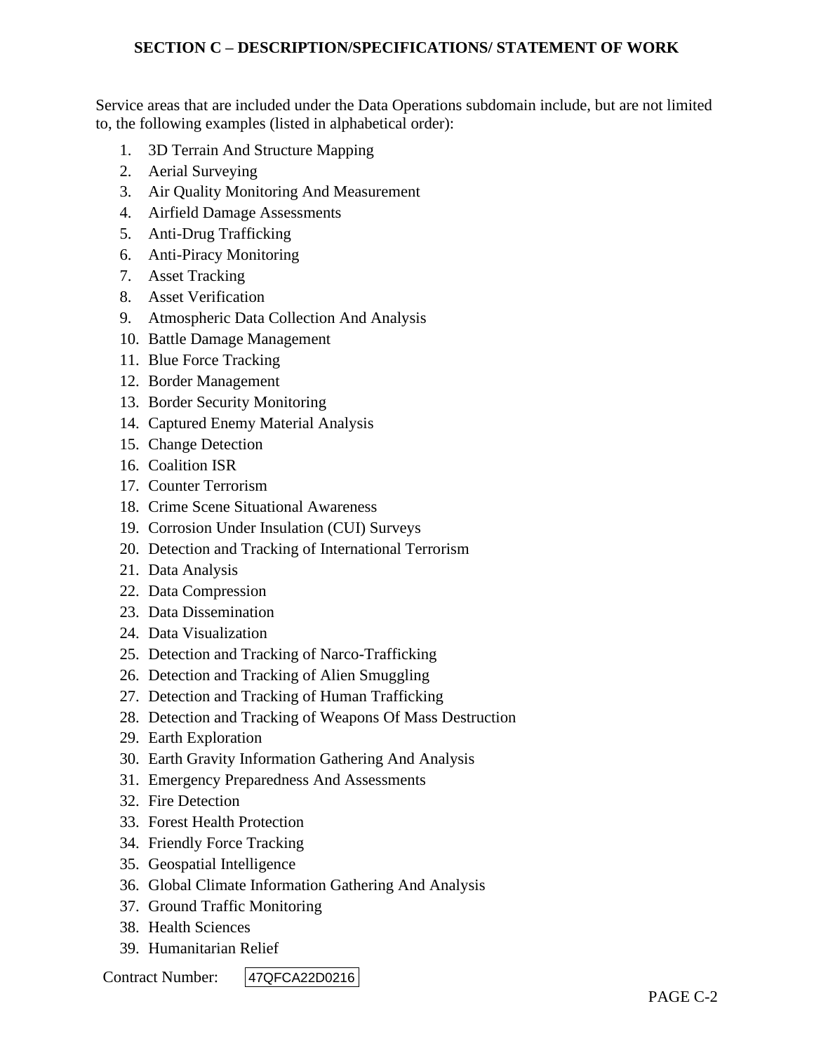## SECTION C – DESCRIPTION/SPECIFICATIONS/ STATEMENT OF WORK

Service areas that are included under the Data Operations subdomain include, but are not limited to, the following examples (listed in alphabetical order):

1. 3D Terrain And Structure Mapping
2. Aerial Surveying
3. Air Quality Monitoring And Measurement
4. Airfield Damage Assessments
5. Anti-Drug Trafficking
6. Anti-Piracy Monitoring
7. Asset Tracking
8. Asset Verification
9. Atmospheric Data Collection And Analysis
10. Battle Damage Management
11. Blue Force Tracking
12. Border Management
13. Border Security Monitoring
14. Captured Enemy Material Analysis
15. Change Detection
16. Coalition ISR
17. Counter Terrorism
18. Crime Scene Situational Awareness
19. Corrosion Under Insulation (CUI) Surveys
20. Detection and Tracking of International Terrorism
21. Data Analysis
22. Data Compression
23. Data Dissemination
24. Data Visualization
25. Detection and Tracking of Narco-Trafficking
26. Detection and Tracking of Alien Smuggling
27. Detection and Tracking of Human Trafficking
28. Detection and Tracking of Weapons Of Mass Destruction
29. Earth Exploration
30. Earth Gravity Information Gathering And Analysis
31. Emergency Preparedness And Assessments
32. Fire Detection
33. Forest Health Protection
34. Friendly Force Tracking
35. Geospatial Intelligence
36. Global Climate Information Gathering And Analysis
37. Ground Traffic Monitoring
38. Health Sciences
39. Humanitarian Relief

Contract Number: 47QFCA22D0216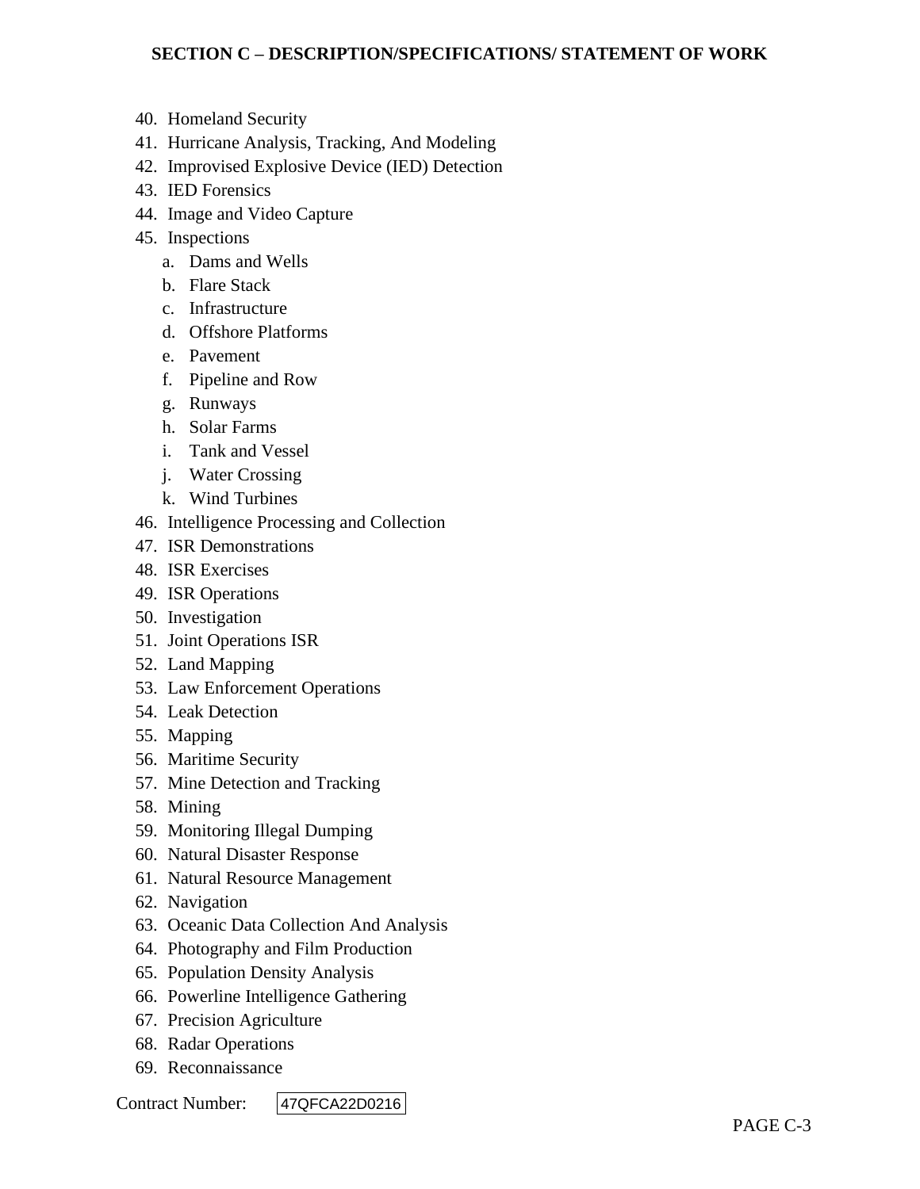40. Homeland Security
41. Hurricane Analysis, Tracking, And Modeling
42. Improvised Explosive Device (IED) Detection
43. IED Forensics
44. Image and Video Capture
45. Inspections
    a. Dams and Wells
    b. Flare Stack
    c. Infrastructure
    d. Offshore Platforms
    e. Pavement
    f. Pipeline and Row
    g. Runways
    h. Solar Farms
    i. Tank and Vessel
    j. Water Crossing
    k. Wind Turbines
46. Intelligence Processing and Collection
47. ISR Demonstrations
48. ISR Exercises
49. ISR Operations
50. Investigation
51. Joint Operations ISR
52. Land Mapping
53. Law Enforcement Operations
54. Leak Detection
55. Mapping
56. Maritime Security
57. Mine Detection and Tracking
58. Mining
59. Monitoring Illegal Dumping
60. Natural Disaster Response
61. Natural Resource Management
62. Navigation
63. Oceanic Data Collection And Analysis
64. Photography and Film Production
65. Population Density Analysis
66. Powerline Intelligence Gathering
67. Precision Agriculture
68. Radar Operations
69. Reconnaissance

Contract Number: 47QFCA22D0216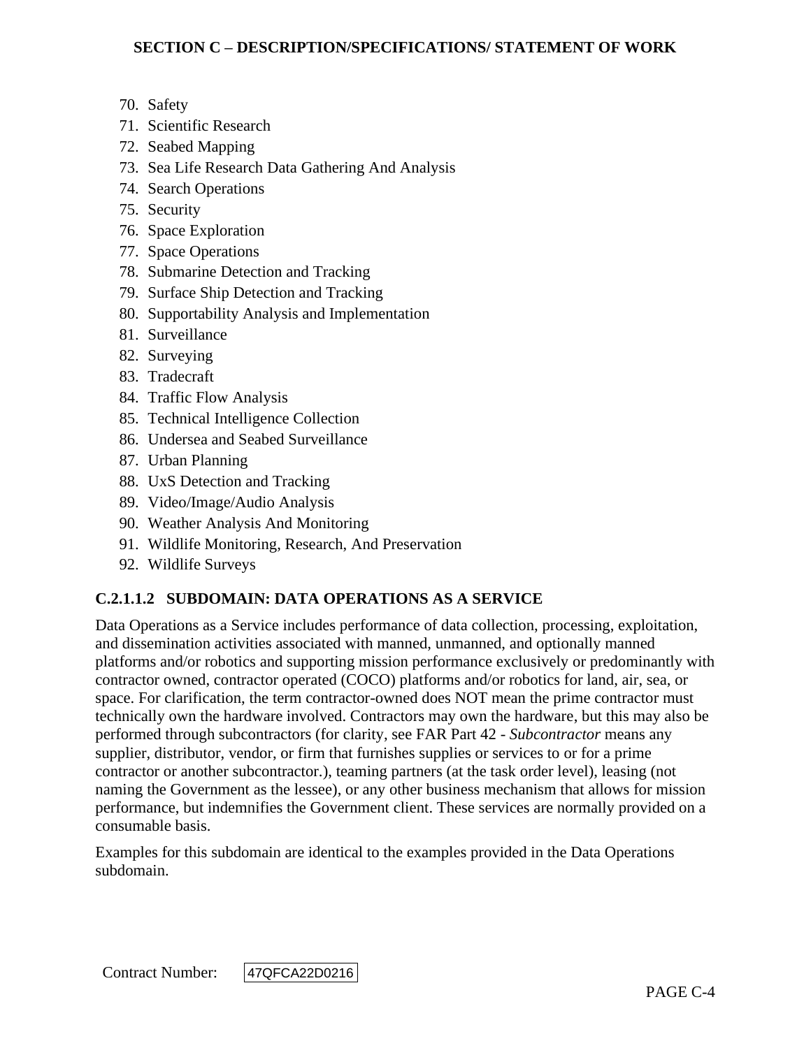70. Safety
71. Scientific Research
72. Seabed Mapping
73. Sea Life Research Data Gathering And Analysis
74. Search Operations
75. Security
76. Space Exploration
77. Space Operations
78. Submarine Detection and Tracking
79. Surface Ship Detection and Tracking
80. Supportability Analysis and Implementation
81. Surveillance
82. Surveying
83. Tradecraft
84. Traffic Flow Analysis
85. Technical Intelligence Collection
86. Undersea and Seabed Surveillance
87. Urban Planning
88. UxS Detection and Tracking
89. Video/Image/Audio Analysis
90. Weather Analysis And Monitoring
91. Wildlife Monitoring, Research, And Preservation
92. Wildlife Surveys

### C.2.1.1.2 SUBDOMAIN: DATA OPERATIONS AS A SERVICE

Data Operations as a Service includes performance of data collection, processing, exploitation, and dissemination activities associated with manned, unmanned, and optionally manned platforms and/or robotics and supporting mission performance exclusively or predominantly with contractor owned, contractor operated (COCO) platforms and/or robotics for land, air, sea, or space. For clarification, the term contractor-owned does NOT mean the prime contractor must technically own the hardware involved. Contractors may own the hardware, but this may also be performed through subcontractors (for clarity, see FAR Part 42 - *Subcontractor* means any supplier, distributor, vendor, or firm that furnishes supplies or services to or for a prime contractor or another subcontractor.), teaming partners (at the task order level), leasing (not naming the Government as the lessee), or any other business mechanism that allows for mission performance, but indemnifies the Government client. These services are normally provided on a consumable basis.

Examples for this subdomain are identical to the examples provided in the Data Operations subdomain.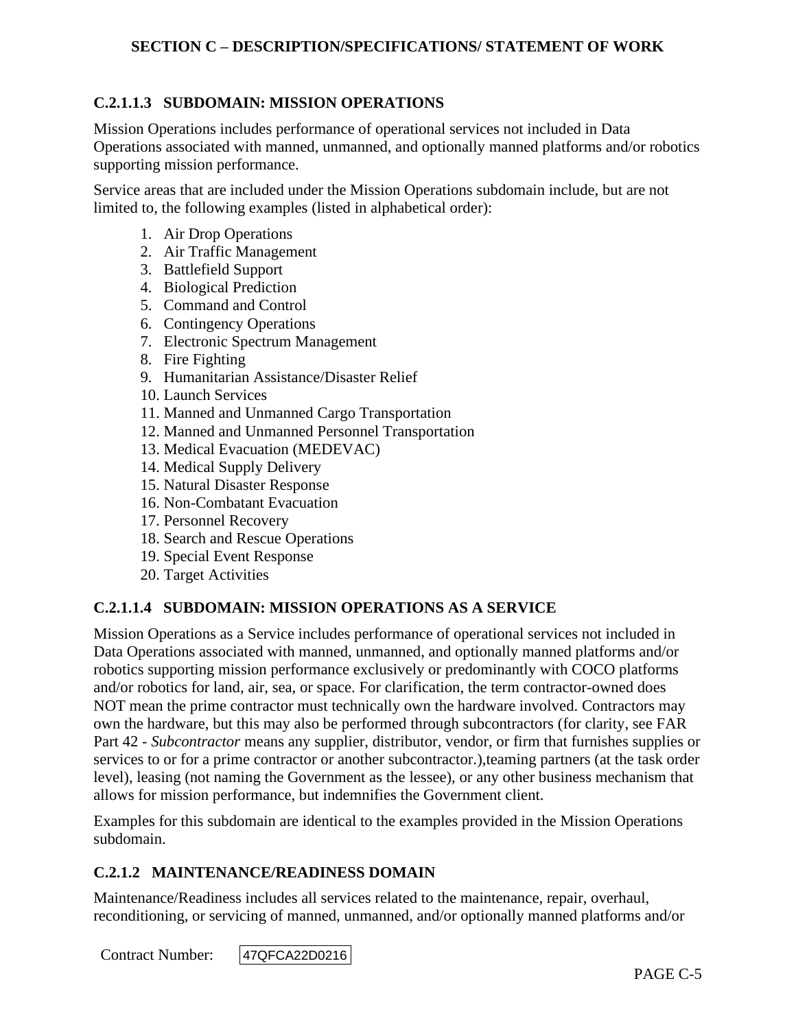### C.2.1.1.3 SUBDOMAIN: MISSION OPERATIONS

Mission Operations includes performance of operational services not included in Data Operations associated with manned, unmanned, and optionally manned platforms and/or robotics supporting mission performance.

Service areas that are included under the Mission Operations subdomain include, but are not limited to, the following examples (listed in alphabetical order):

1. Air Drop Operations
2. Air Traffic Management
3. Battlefield Support
4. Biological Prediction
5. Command and Control
6. Contingency Operations
7. Electronic Spectrum Management
8. Fire Fighting
9. Humanitarian Assistance/Disaster Relief
10. Launch Services
11. Manned and Unmanned Cargo Transportation
12. Manned and Unmanned Personnel Transportation
13. Medical Evacuation (MEDEVAC)
14. Medical Supply Delivery
15. Natural Disaster Response
16. Non-Combatant Evacuation
17. Personnel Recovery
18. Search and Rescue Operations
19. Special Event Response
20. Target Activities

### C.2.1.1.4 SUBDOMAIN: MISSION OPERATIONS AS A SERVICE

Mission Operations as a Service includes performance of operational services not included in Data Operations associated with manned, unmanned, and optionally manned platforms and/or robotics supporting mission performance exclusively or predominantly with COCO platforms and/or robotics for land, air, sea, or space. For clarification, the term contractor-owned does NOT mean the prime contractor must technically own the hardware involved. Contractors may own the hardware, but this may also be performed through subcontractors (for clarity, see FAR Part 42 - *Subcontractor* means any supplier, distributor, vendor, or firm that furnishes supplies or services to or for a prime contractor or another subcontractor.),teaming partners (at the task order level), leasing (not naming the Government as the lessee), or any other business mechanism that allows for mission performance, but indemnifies the Government client.

Examples for this subdomain are identical to the examples provided in the Mission Operations subdomain.

## C.2.1.2 MAINTENANCE/READINESS DOMAIN

Maintenance/Readiness includes all services related to the maintenance, repair, overhaul, reconditioning, or servicing of manned, unmanned, and/or optionally manned platforms and/or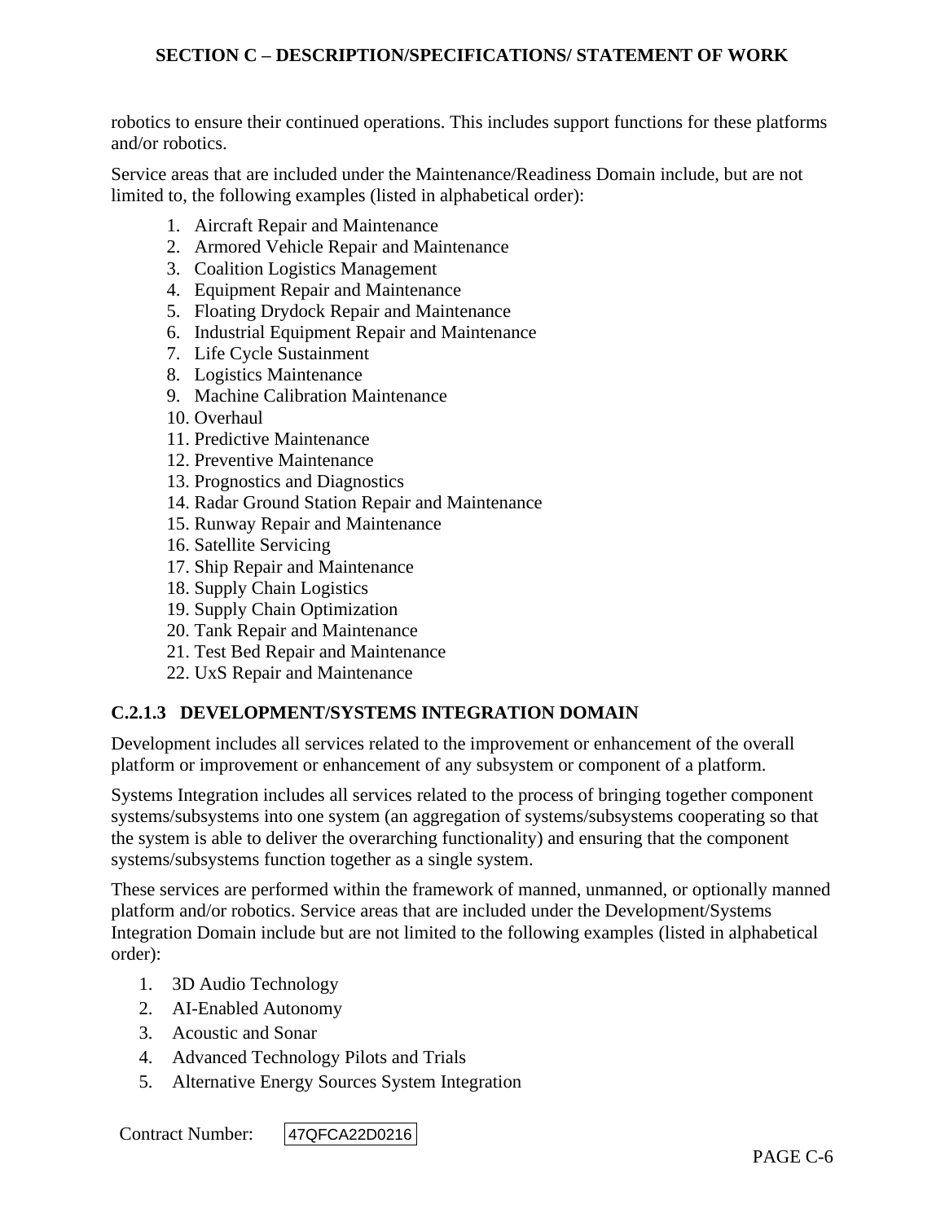robotics to ensure their continued operations. This includes support functions for these platforms and/or robotics.

Service areas that are included under the Maintenance/Readiness Domain include, but are not limited to, the following examples (listed in alphabetical order):

1. Aircraft Repair and Maintenance
2. Armored Vehicle Repair and Maintenance
3. Coalition Logistics Management
4. Equipment Repair and Maintenance
5. Floating Drydock Repair and Maintenance
6. Industrial Equipment Repair and Maintenance
7. Life Cycle Sustainment
8. Logistics Maintenance
9. Machine Calibration Maintenance
10. Overhaul
11. Predictive Maintenance
12. Preventive Maintenance
13. Prognostics and Diagnostics
14. Radar Ground Station Repair and Maintenance
15. Runway Repair and Maintenance
16. Satellite Servicing
17. Ship Repair and Maintenance
18. Supply Chain Logistics
19. Supply Chain Optimization
20. Tank Repair and Maintenance
21. Test Bed Repair and Maintenance
22. UxS Repair and Maintenance

### C.2.1.3 DEVELOPMENT/SYSTEMS INTEGRATION DOMAIN

Development includes all services related to the improvement or enhancement of the overall platform or improvement or enhancement of any subsystem or component of a platform.

Systems Integration includes all services related to the process of bringing together component systems/subsystems into one system (an aggregation of systems/subsystems cooperating so that the system is able to deliver the overarching functionality) and ensuring that the component systems/subsystems function together as a single system.

These services are performed within the framework of manned, unmanned, or optionally manned platform and/or robotics. Service areas that are included under the Development/Systems Integration Domain include but are not limited to the following examples (listed in alphabetical order):

1. 3D Audio Technology
2. AI-Enabled Autonomy
3. Acoustic and Sonar
4. Advanced Technology Pilots and Trials
5. Alternative Energy Sources System Integration

Contract Number: 47QFCA22D0216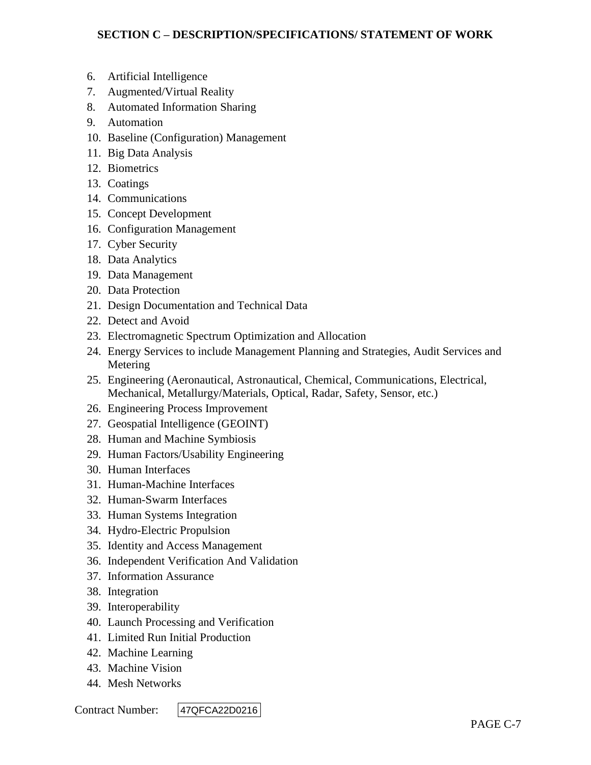6. Artificial Intelligence
7. Augmented/Virtual Reality
8. Automated Information Sharing
9. Automation
10. Baseline (Configuration) Management
11. Big Data Analysis
12. Biometrics
13. Coatings
14. Communications
15. Concept Development
16. Configuration Management
17. Cyber Security
18. Data Analytics
19. Data Management
20. Data Protection
21. Design Documentation and Technical Data
22. Detect and Avoid
23. Electromagnetic Spectrum Optimization and Allocation
24. Energy Services to include Management Planning and Strategies, Audit Services and Metering
25. Engineering (Aeronautical, Astronautical, Chemical, Communications, Electrical, Mechanical, Metallurgy/Materials, Optical, Radar, Safety, Sensor, etc.)
26. Engineering Process Improvement
27. Geospatial Intelligence (GEOINT)
28. Human and Machine Symbiosis
29. Human Factors/Usability Engineering
30. Human Interfaces
31. Human-Machine Interfaces
32. Human-Swarm Interfaces
33. Human Systems Integration
34. Hydro-Electric Propulsion
35. Identity and Access Management
36. Independent Verification And Validation
37. Information Assurance
38. Integration
39. Interoperability
40. Launch Processing and Verification
41. Limited Run Initial Production
42. Machine Learning
43. Machine Vision
44. Mesh Networks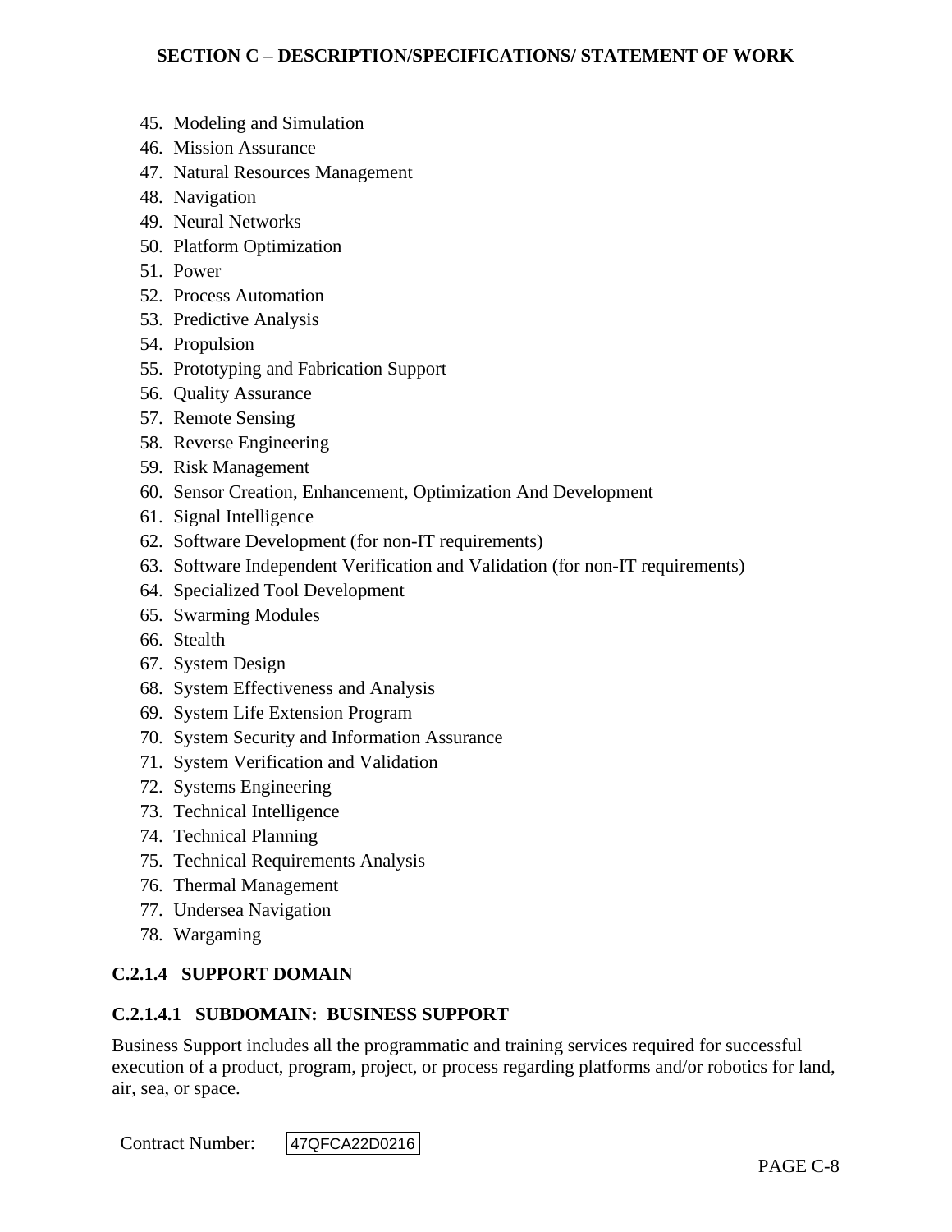45. Modeling and Simulation
46. Mission Assurance
47. Natural Resources Management
48. Navigation
49. Neural Networks
50. Platform Optimization
51. Power
52. Process Automation
53. Predictive Analysis
54. Propulsion
55. Prototyping and Fabrication Support
56. Quality Assurance
57. Remote Sensing
58. Reverse Engineering
59. Risk Management
60. Sensor Creation, Enhancement, Optimization And Development
61. Signal Intelligence
62. Software Development (for non-IT requirements)
63. Software Independent Verification and Validation (for non-IT requirements)
64. Specialized Tool Development
65. Swarming Modules
66. Stealth
67. System Design
68. System Effectiveness and Analysis
69. System Life Extension Program
70. System Security and Information Assurance
71. System Verification and Validation
72. Systems Engineering
73. Technical Intelligence
74. Technical Planning
75. Technical Requirements Analysis
76. Thermal Management
77. Undersea Navigation
78. Wargaming

### C.2.1.4 SUPPORT DOMAIN

#### C.2.1.4.1 SUBDOMAIN: BUSINESS SUPPORT

Business Support includes all the programmatic and training services required for successful execution of a product, program, project, or process regarding platforms and/or robotics for land, air, sea, or space.

Contract Number: 47QFCA22D0216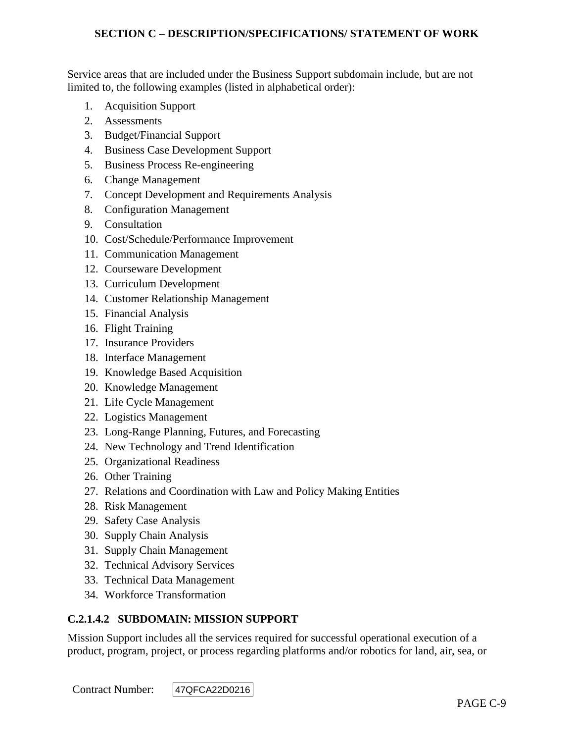Service areas that are included under the Business Support subdomain include, but are not limited to, the following examples (listed in alphabetical order):

1. Acquisition Support
2. Assessments
3. Budget/Financial Support
4. Business Case Development Support
5. Business Process Re-engineering
6. Change Management
7. Concept Development and Requirements Analysis
8. Configuration Management
9. Consultation
10. Cost/Schedule/Performance Improvement
11. Communication Management
12. Courseware Development
13. Curriculum Development
14. Customer Relationship Management
15. Financial Analysis
16. Flight Training
17. Insurance Providers
18. Interface Management
19. Knowledge Based Acquisition
20. Knowledge Management
21. Life Cycle Management
22. Logistics Management
23. Long-Range Planning, Futures, and Forecasting
24. New Technology and Trend Identification
25. Organizational Readiness
26. Other Training
27. Relations and Coordination with Law and Policy Making Entities
28. Risk Management
29. Safety Case Analysis
30. Supply Chain Analysis
31. Supply Chain Management
32. Technical Advisory Services
33. Technical Data Management
34. Workforce Transformation

### C.2.1.4.2 SUBDOMAIN: MISSION SUPPORT

Mission Support includes all the services required for successful operational execution of a product, program, project, or process regarding platforms and/or robotics for land, air, sea, or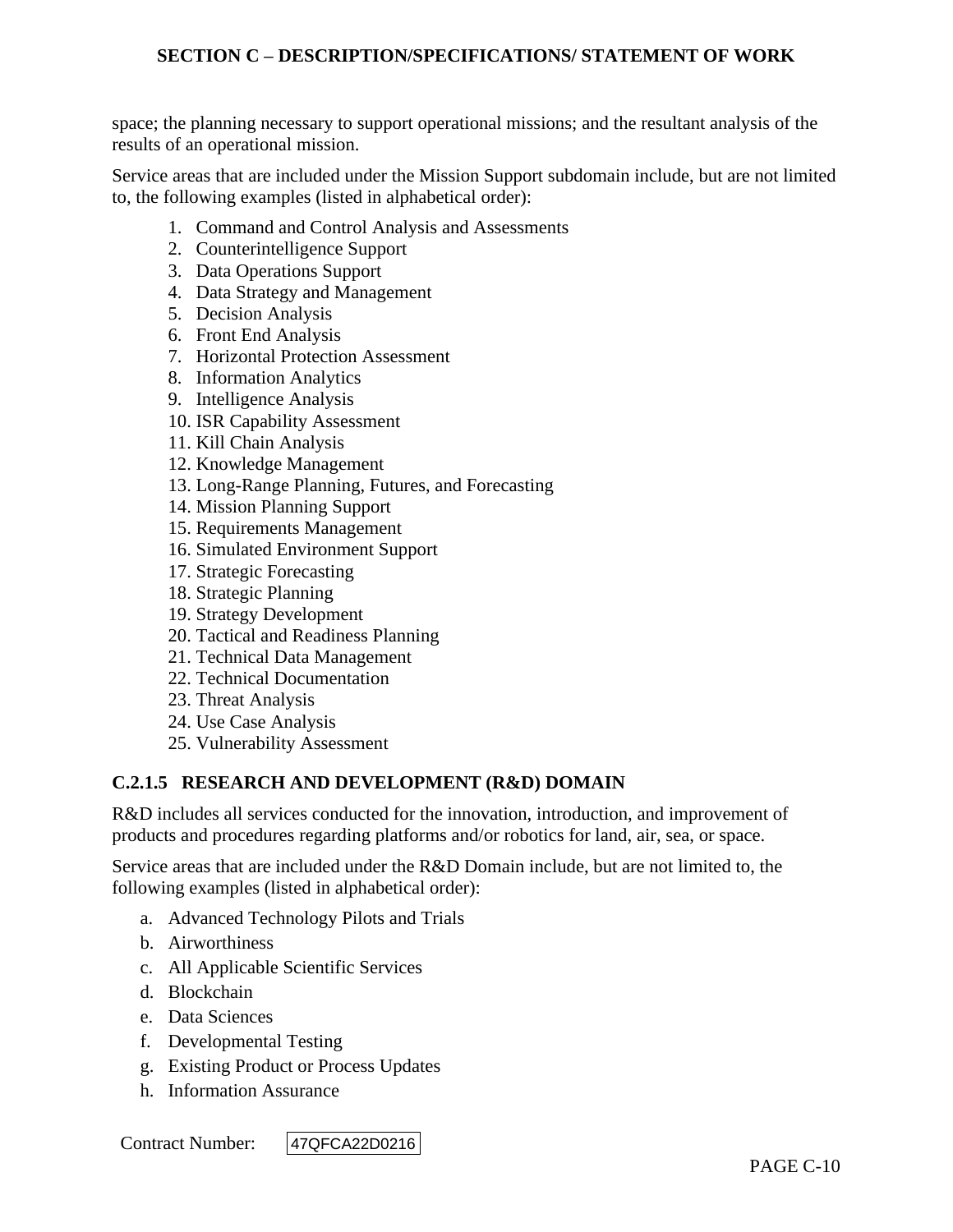space; the planning necessary to support operational missions; and the resultant analysis of the results of an operational mission.

Service areas that are included under the Mission Support subdomain include, but are not limited to, the following examples (listed in alphabetical order):

1. Command and Control Analysis and Assessments
2. Counterintelligence Support
3. Data Operations Support
4. Data Strategy and Management
5. Decision Analysis
6. Front End Analysis
7. Horizontal Protection Assessment
8. Information Analytics
9. Intelligence Analysis
10. ISR Capability Assessment
11. Kill Chain Analysis
12. Knowledge Management
13. Long-Range Planning, Futures, and Forecasting
14. Mission Planning Support
15. Requirements Management
16. Simulated Environment Support
17. Strategic Forecasting
18. Strategic Planning
19. Strategy Development
20. Tactical and Readiness Planning
21. Technical Data Management
22. Technical Documentation
23. Threat Analysis
24. Use Case Analysis
25. Vulnerability Assessment

### C.2.1.5 RESEARCH AND DEVELOPMENT (R&D) DOMAIN

R&D includes all services conducted for the innovation, introduction, and improvement of products and procedures regarding platforms and/or robotics for land, air, sea, or space.

Service areas that are included under the R&D Domain include, but are not limited to, the following examples (listed in alphabetical order):

a. Advanced Technology Pilots and Trials
b. Airworthiness
c. All Applicable Scientific Services
d. Blockchain
e. Data Sciences
f. Developmental Testing
g. Existing Product or Process Updates
h. Information Assurance

Contract Number: 47QFCA22D0216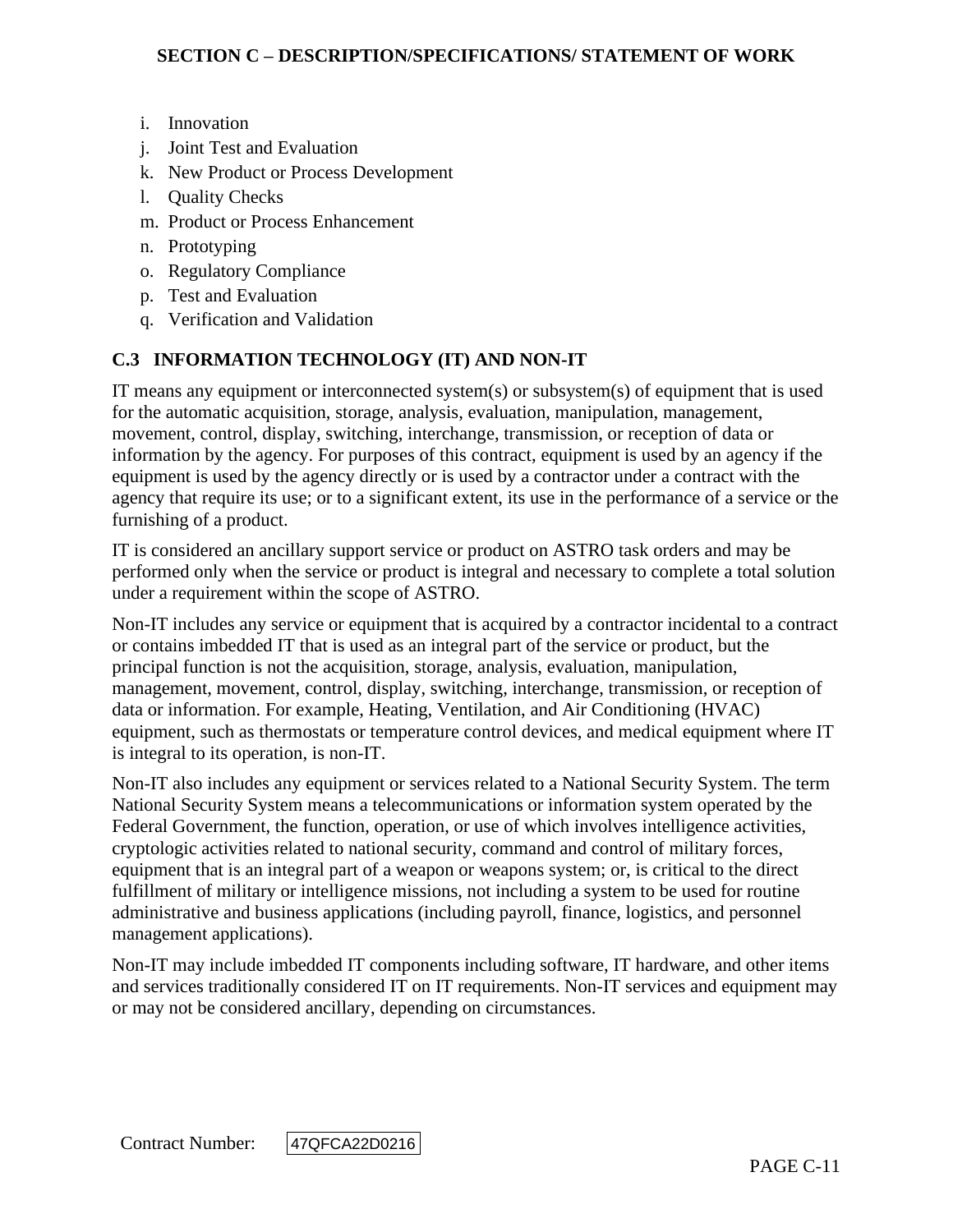i. Innovation
j. Joint Test and Evaluation
k. New Product or Process Development
l. Quality Checks
m. Product or Process Enhancement
n. Prototyping
o. Regulatory Compliance
p. Test and Evaluation
q. Verification and Validation

## C.3 INFORMATION TECHNOLOGY (IT) AND NON-IT

IT means any equipment or interconnected system(s) or subsystem(s) of equipment that is used for the automatic acquisition, storage, analysis, evaluation, manipulation, management, movement, control, display, switching, interchange, transmission, or reception of data or information by the agency. For purposes of this contract, equipment is used by an agency if the equipment is used by the agency directly or is used by a contractor under a contract with the agency that require its use; or to a significant extent, its use in the performance of a service or the furnishing of a product.

IT is considered an ancillary support service or product on ASTRO task orders and may be performed only when the service or product is integral and necessary to complete a total solution under a requirement within the scope of ASTRO.

Non-IT includes any service or equipment that is acquired by a contractor incidental to a contract or contains imbedded IT that is used as an integral part of the service or product, but the principal function is not the acquisition, storage, analysis, evaluation, manipulation, management, movement, control, display, switching, interchange, transmission, or reception of data or information. For example, Heating, Ventilation, and Air Conditioning (HVAC) equipment, such as thermostats or temperature control devices, and medical equipment where IT is integral to its operation, is non-IT.

Non-IT also includes any equipment or services related to a National Security System. The term National Security System means a telecommunications or information system operated by the Federal Government, the function, operation, or use of which involves intelligence activities, cryptologic activities related to national security, command and control of military forces, equipment that is an integral part of a weapon or weapons system; or, is critical to the direct fulfillment of military or intelligence missions, not including a system to be used for routine administrative and business applications (including payroll, finance, logistics, and personnel management applications).

Non-IT may include imbedded IT components including software, IT hardware, and other items and services traditionally considered IT on IT requirements. Non-IT services and equipment may or may not be considered ancillary, depending on circumstances.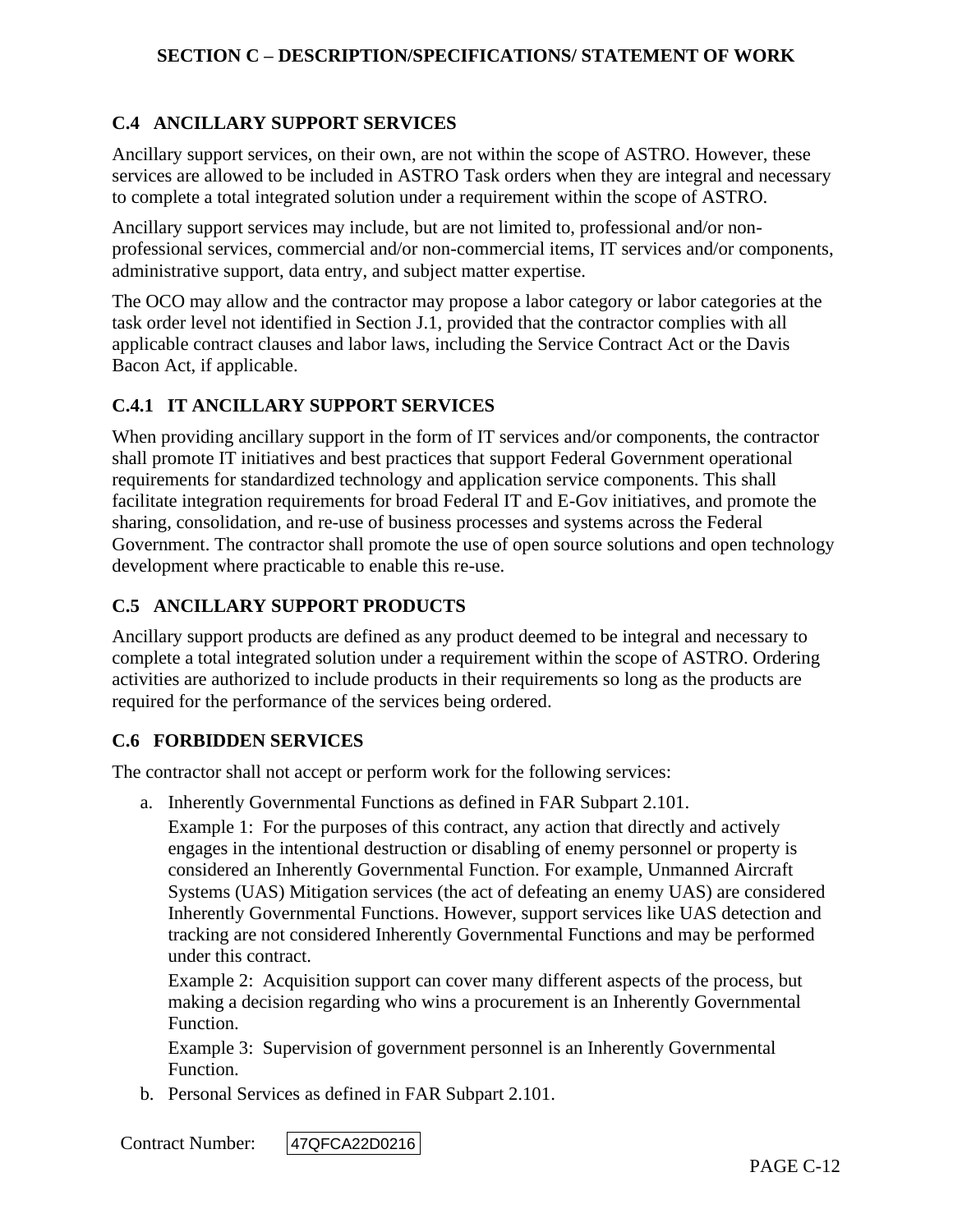## C.4 ANCILLARY SUPPORT SERVICES

Ancillary support services, on their own, are not within the scope of ASTRO. However, these services are allowed to be included in ASTRO Task orders when they are integral and necessary to complete a total integrated solution under a requirement within the scope of ASTRO.

Ancillary support services may include, but are not limited to, professional and/or non-professional services, commercial and/or non-commercial items, IT services and/or components, administrative support, data entry, and subject matter expertise.

The OCO may allow and the contractor may propose a labor category or labor categories at the task order level not identified in Section J.1, provided that the contractor complies with all applicable contract clauses and labor laws, including the Service Contract Act or the Davis Bacon Act, if applicable.

### C.4.1 IT ANCILLARY SUPPORT SERVICES

When providing ancillary support in the form of IT services and/or components, the contractor shall promote IT initiatives and best practices that support Federal Government operational requirements for standardized technology and application service components. This shall facilitate integration requirements for broad Federal IT and E-Gov initiatives, and promote the sharing, consolidation, and re-use of business processes and systems across the Federal Government. The contractor shall promote the use of open source solutions and open technology development where practicable to enable this re-use.

## C.5 ANCILLARY SUPPORT PRODUCTS

Ancillary support products are defined as any product deemed to be integral and necessary to complete a total integrated solution under a requirement within the scope of ASTRO. Ordering activities are authorized to include products in their requirements so long as the products are required for the performance of the services being ordered.

## C.6 FORBIDDEN SERVICES

The contractor shall not accept or perform work for the following services:

a. Inherently Governmental Functions as defined in FAR Subpart 2.101.

   Example 1: For the purposes of this contract, any action that directly and actively engages in the intentional destruction or disabling of enemy personnel or property is considered an Inherently Governmental Function. For example, Unmanned Aircraft Systems (UAS) Mitigation services (the act of defeating an enemy UAS) are considered Inherently Governmental Functions. However, support services like UAS detection and tracking are not considered Inherently Governmental Functions and may be performed under this contract.

   Example 2: Acquisition support can cover many different aspects of the process, but making a decision regarding who wins a procurement is an Inherently Governmental Function.

   Example 3: Supervision of government personnel is an Inherently Governmental Function.

b. Personal Services as defined in FAR Subpart 2.101.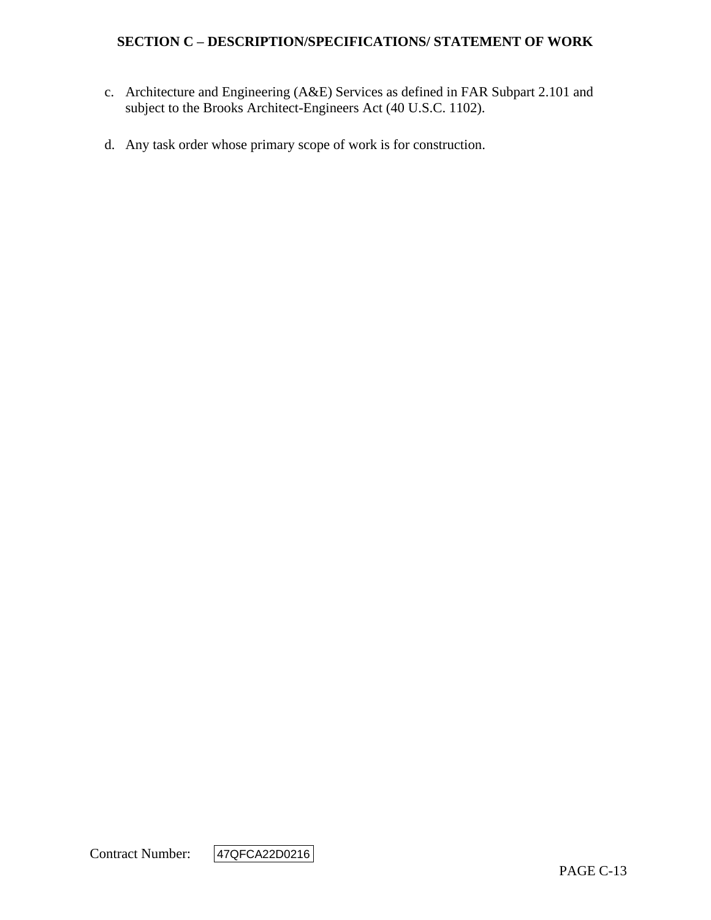c. Architecture and Engineering (A&E) Services as defined in FAR Subpart 2.101 and subject to the Brooks Architect-Engineers Act (40 U.S.C. 1102).

d. Any task order whose primary scope of work is for construction.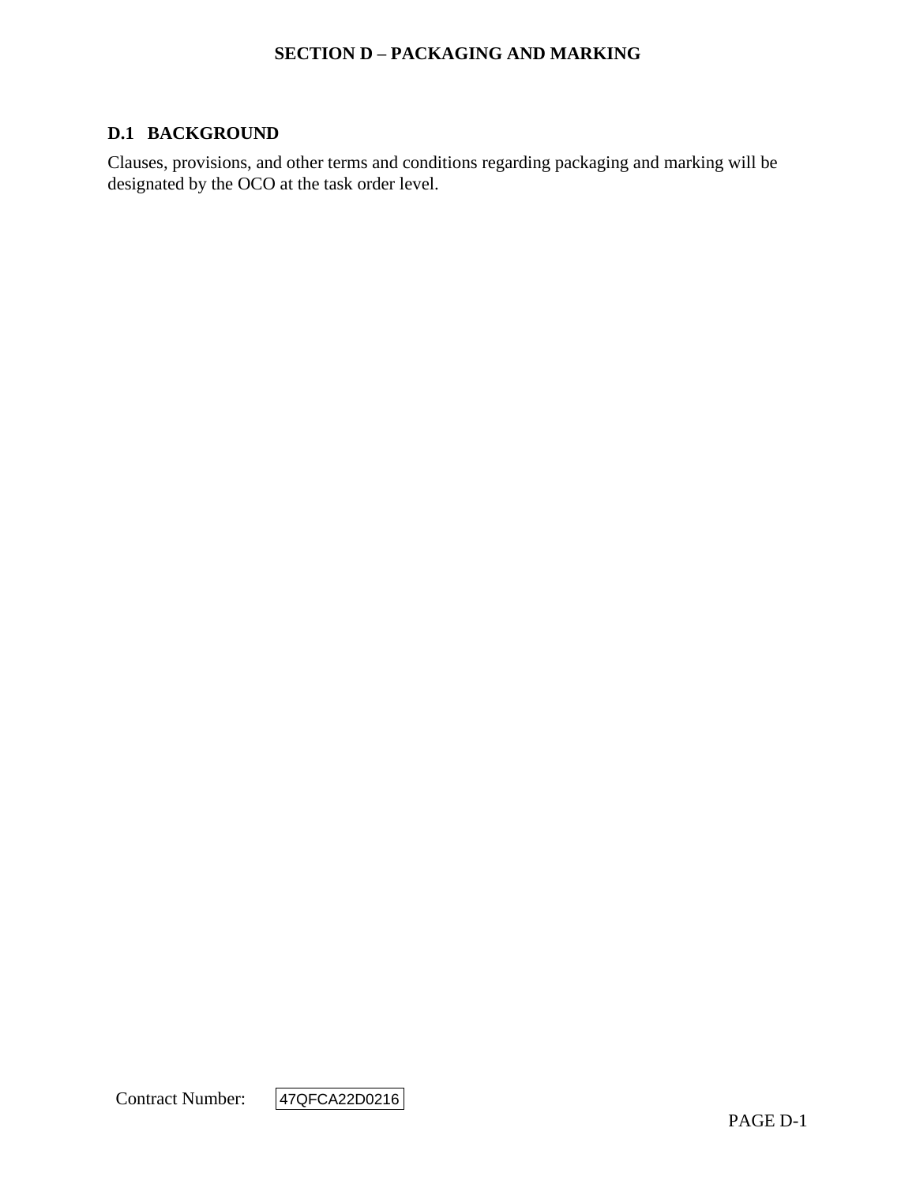# SECTION D – PACKAGING AND MARKING

## D.1 BACKGROUND

Clauses, provisions, and other terms and conditions regarding packaging and marking will be designated by the OCO at the task order level.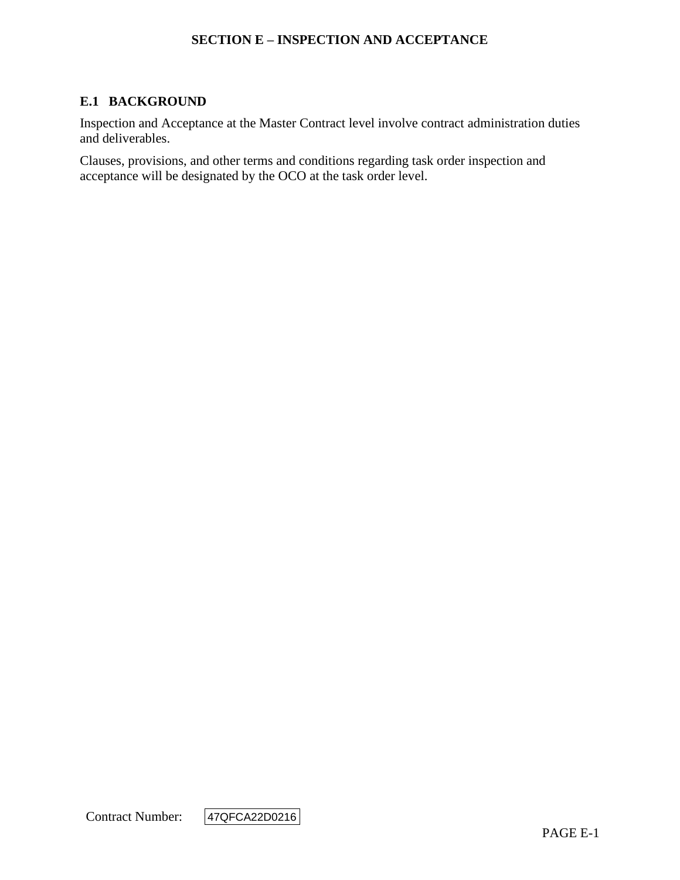# SECTION E – INSPECTION AND ACCEPTANCE

## E.1 BACKGROUND

Inspection and Acceptance at the Master Contract level involve contract administration duties and deliverables.

Clauses, provisions, and other terms and conditions regarding task order inspection and acceptance will be designated by the OCO at the task order level.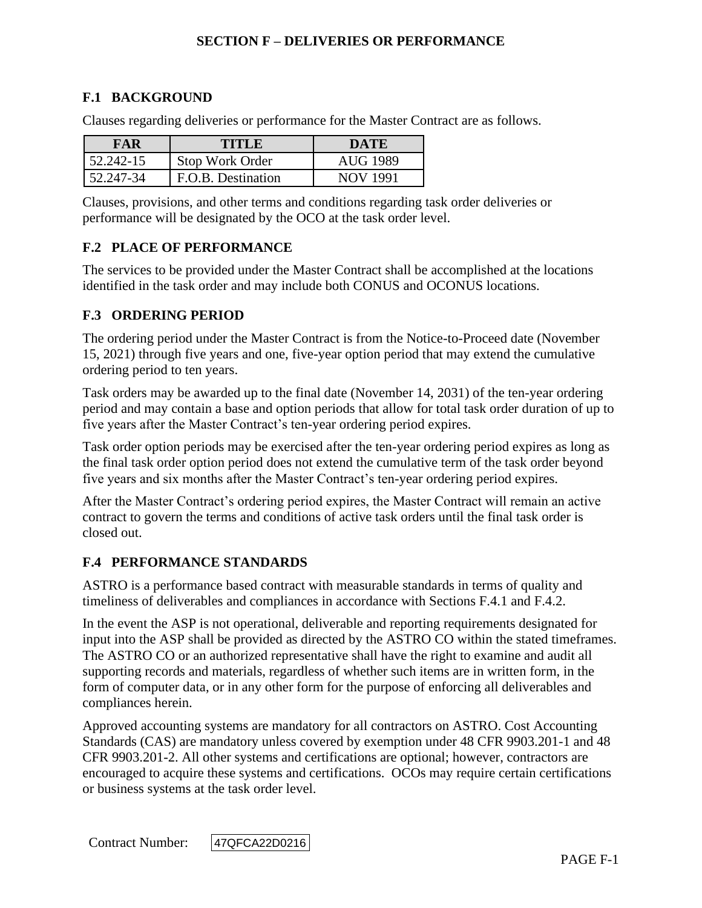# SECTION F – DELIVERIES OR PERFORMANCE

## F.1 BACKGROUND

Clauses regarding deliveries or performance for the Master Contract are as follows.

| FAR | TITLE | DATE |
| --- | --- | --- |
| 52.242-15 | Stop Work Order | AUG 1989 |
| 52.247-34 | F.O.B. Destination | NOV 1991 |

Clauses, provisions, and other terms and conditions regarding task order deliveries or performance will be designated by the OCO at the task order level.

## F.2 PLACE OF PERFORMANCE

The services to be provided under the Master Contract shall be accomplished at the locations identified in the task order and may include both CONUS and OCONUS locations.

## F.3 ORDERING PERIOD

The ordering period under the Master Contract is from the Notice-to-Proceed date (November 15, 2021) through five years and one, five-year option period that may extend the cumulative ordering period to ten years.

Task orders may be awarded up to the final date (November 14, 2031) of the ten-year ordering period and may contain a base and option periods that allow for total task order duration of up to five years after the Master Contract's ten-year ordering period expires.

Task order option periods may be exercised after the ten-year ordering period expires as long as the final task order option period does not extend the cumulative term of the task order beyond five years and six months after the Master Contract's ten-year ordering period expires.

After the Master Contract's ordering period expires, the Master Contract will remain an active contract to govern the terms and conditions of active task orders until the final task order is closed out.

## F.4 PERFORMANCE STANDARDS

ASTRO is a performance based contract with measurable standards in terms of quality and timeliness of deliverables and compliances in accordance with Sections F.4.1 and F.4.2.

In the event the ASP is not operational, deliverable and reporting requirements designated for input into the ASP shall be provided as directed by the ASTRO CO within the stated timeframes. The ASTRO CO or an authorized representative shall have the right to examine and audit all supporting records and materials, regardless of whether such items are in written form, in the form of computer data, or in any other form for the purpose of enforcing all deliverables and compliances herein.

Approved accounting systems are mandatory for all contractors on ASTRO. Cost Accounting Standards (CAS) are mandatory unless covered by exemption under 48 CFR 9903.201-1 and 48 CFR 9903.201-2. All other systems and certifications are optional; however, contractors are encouraged to acquire these systems and certifications. OCOs may require certain certifications or business systems at the task order level.

Contract Number: 47QFCA22D0216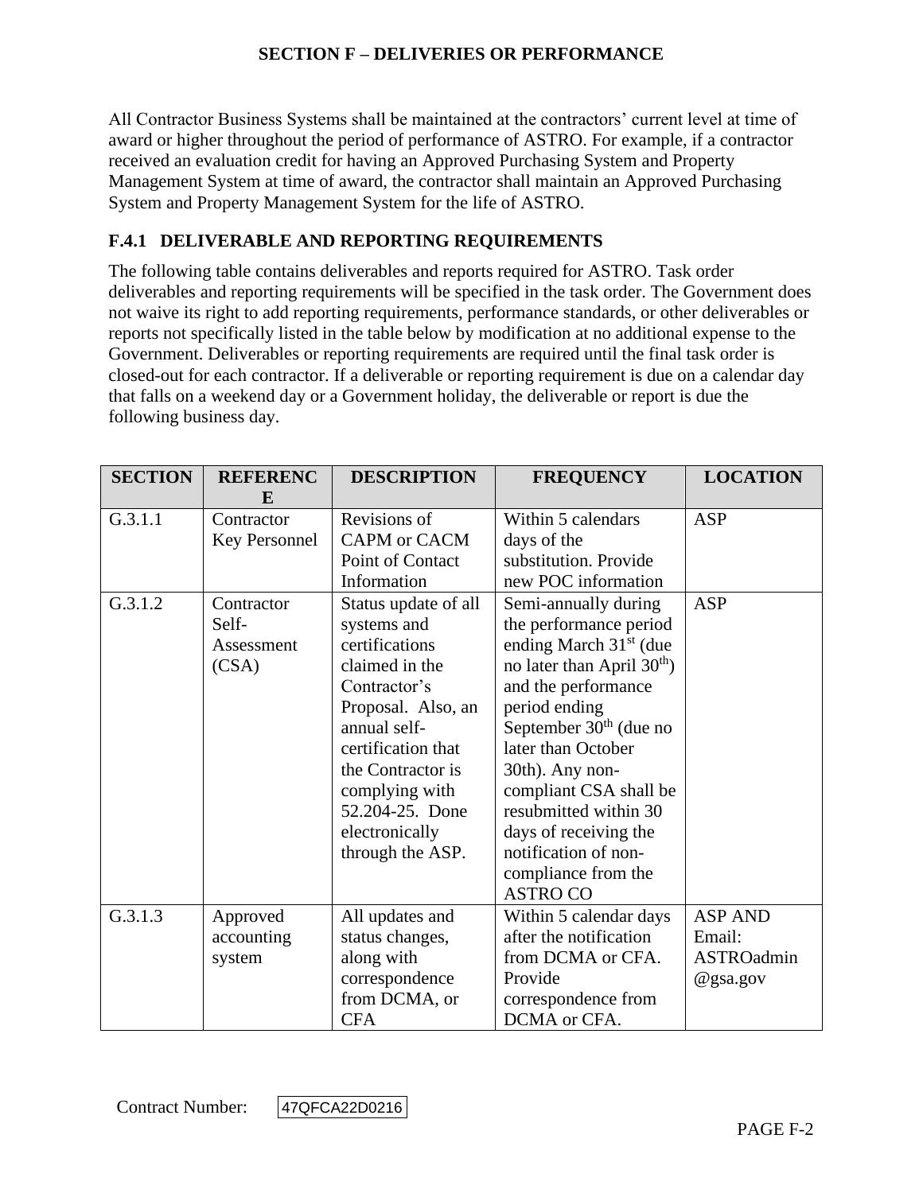## SECTION F – DELIVERIES OR PERFORMANCE

All Contractor Business Systems shall be maintained at the contractors' current level at time of award or higher throughout the period of performance of ASTRO. For example, if a contractor received an evaluation credit for having an Approved Purchasing System and Property Management System at time of award, the contractor shall maintain an Approved Purchasing System and Property Management System for the life of ASTRO.

### F.4.1 DELIVERABLE AND REPORTING REQUIREMENTS

The following table contains deliverables and reports required for ASTRO. Task order deliverables and reporting requirements will be specified in the task order. The Government does not waive its right to add reporting requirements, performance standards, or other deliverables or reports not specifically listed in the table below by modification at no additional expense to the Government. Deliverables or reporting requirements are required until the final task order is closed-out for each contractor. If a deliverable or reporting requirement is due on a calendar day that falls on a weekend day or a Government holiday, the deliverable or report is due the following business day.

| SECTION | REFERENCE | DESCRIPTION | FREQUENCY | LOCATION |
|---|---|---|---|---|
| G.3.1.1 | Contractor Key Personnel | Revisions of CAPM or CACM Point of Contact Information | Within 5 calendars days of the substitution. Provide new POC information | ASP |
| G.3.1.2 | Contractor Self-Assessment (CSA) | Status update of all systems and certifications claimed in the Contractor's Proposal. Also, an annual self-certification that the Contractor is complying with 52.204-25. Done electronically through the ASP. | Semi-annually during the performance period ending March 31st (due no later than April 30th) and the performance period ending September 30th (due no later than October 30th). Any non-compliant CSA shall be resubmitted within 30 days of receiving the notification of non-compliance from the ASTRO CO | ASP |
| G.3.1.3 | Approved accounting system | All updates and status changes, along with correspondence from DCMA, or CFA | Within 5 calendar days after the notification from DCMA or CFA. Provide correspondence from DCMA or CFA. | ASP AND Email: ASTROadmin@gsa.gov |

Contract Number: 47QFCA22D0216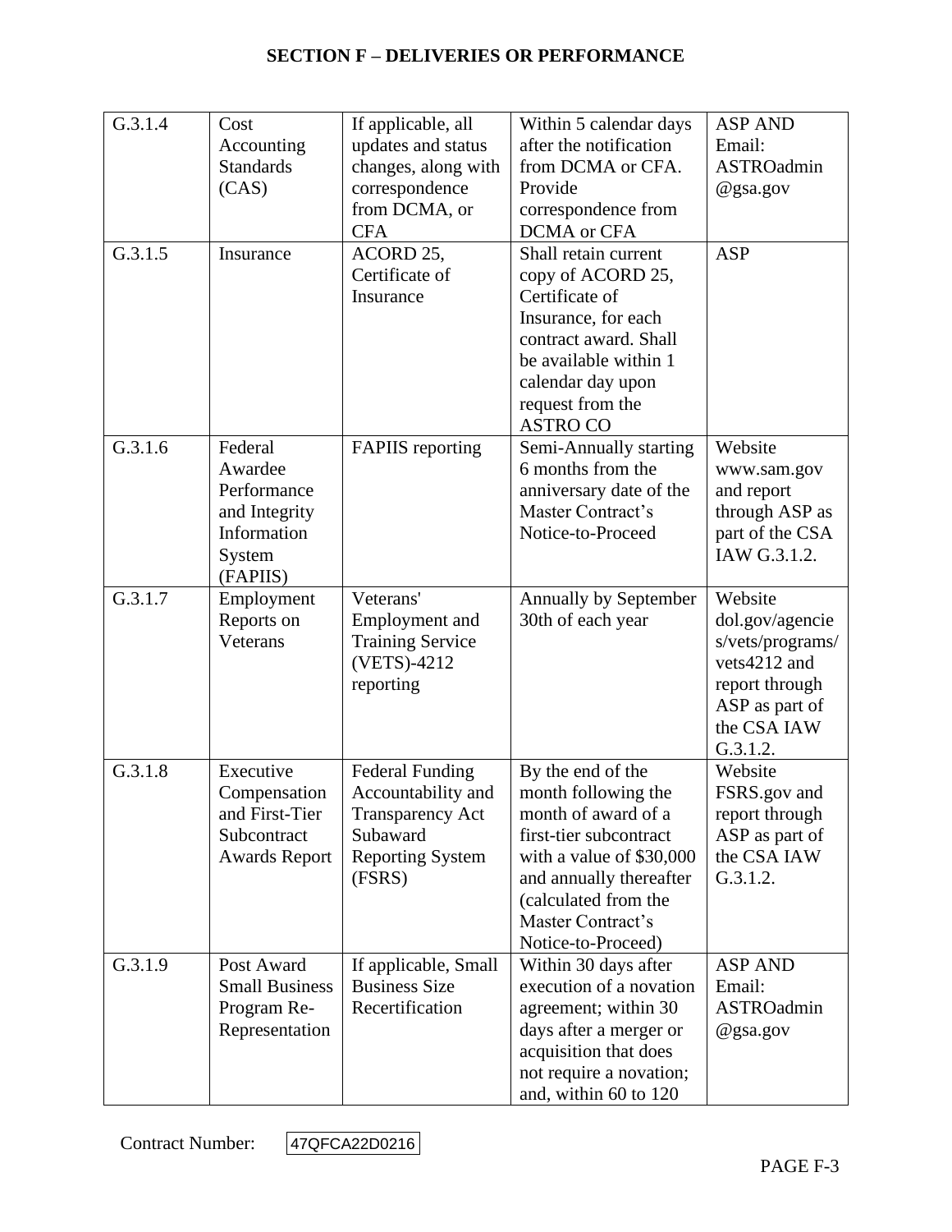## SECTION F – DELIVERIES OR PERFORMANCE

| | | | | |
|---|---|---|---|---|
| G.3.1.4 | Cost Accounting Standards (CAS) | If applicable, all updates and status changes, along with correspondence from DCMA, or CFA | Within 5 calendar days after the notification from DCMA or CFA. Provide correspondence from DCMA or CFA | ASP AND Email: ASTROadmin @gsa.gov |
| G.3.1.5 | Insurance | ACORD 25, Certificate of Insurance | Shall retain current copy of ACORD 25, Certificate of Insurance, for each contract award. Shall be available within 1 calendar day upon request from the ASTRO CO | ASP |
| G.3.1.6 | Federal Awardee Performance and Integrity Information System (FAPIIS) | FAPIIS reporting | Semi-Annually starting 6 months from the anniversary date of the Master Contract's Notice-to-Proceed | Website www.sam.gov and report through ASP as part of the CSA IAW G.3.1.2. |
| G.3.1.7 | Employment Reports on Veterans | Veterans' Employment and Training Service (VETS)-4212 reporting | Annually by September 30th of each year | Website dol.gov/agencies/vets/programs/vets4212 and report through ASP as part of the CSA IAW G.3.1.2. |
| G.3.1.8 | Executive Compensation and First-Tier Subcontract Awards Report | Federal Funding Accountability and Transparency Act Subaward Reporting System (FSRS) | By the end of the month following the month of award of a first-tier subcontract with a value of $30,000 and annually thereafter (calculated from the Master Contract's Notice-to-Proceed) | Website FSRS.gov and report through ASP as part of the CSA IAW G.3.1.2. |
| G.3.1.9 | Post Award Small Business Program Re-Representation | If applicable, Small Business Size Recertification | Within 30 days after execution of a novation agreement; within 30 days after a merger or acquisition that does not require a novation; and, within 60 to 120 | ASP AND Email: ASTROadmin @gsa.gov |

Contract Number: 47QFCA22D0216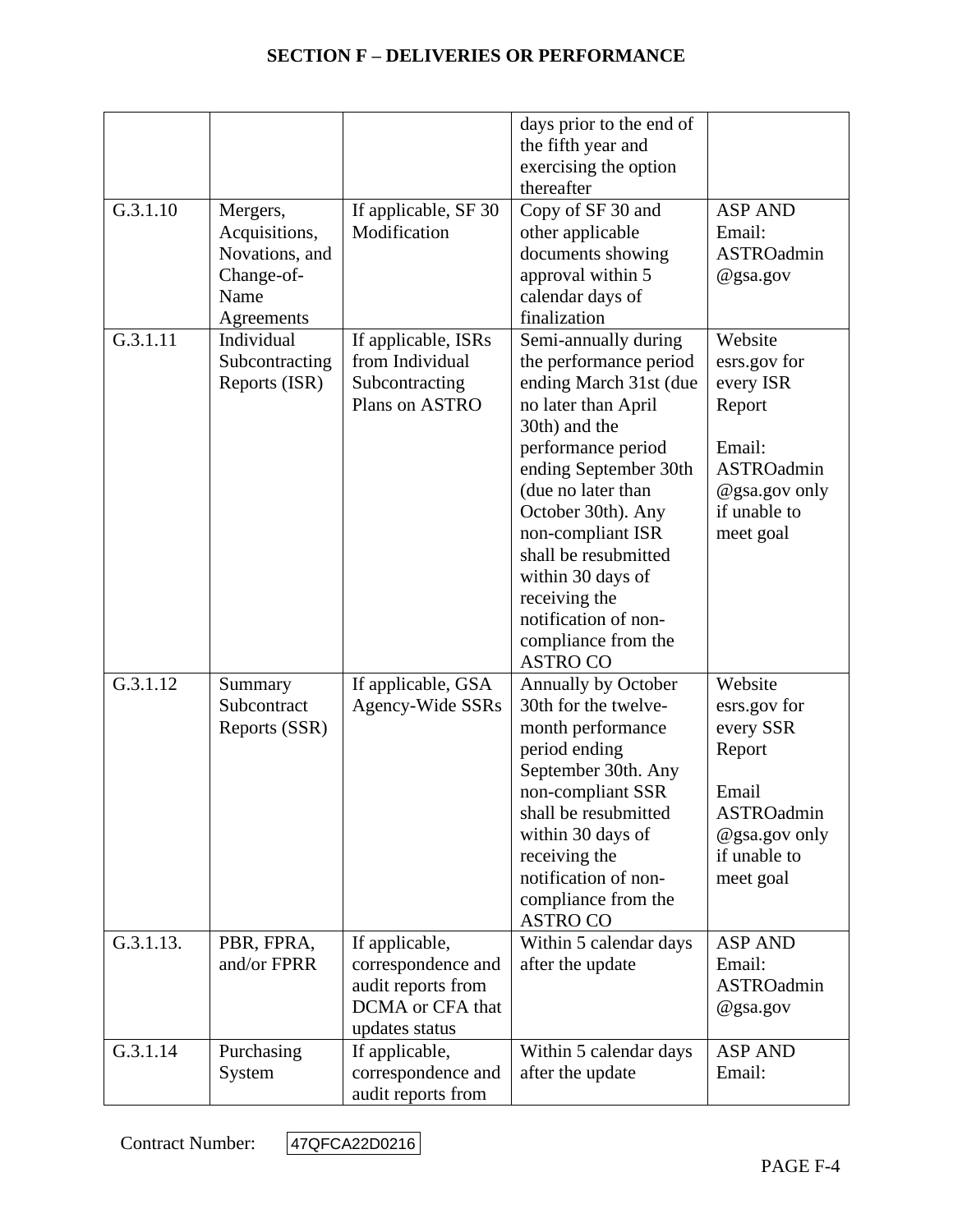## SECTION F – DELIVERIES OR PERFORMANCE

| | | | | |
|---|---|---|---|---|
| | | | days prior to the end of the fifth year and exercising the option thereafter | |
| G.3.1.10 | Mergers, Acquisitions, Novations, and Change-of-Name Agreements | If applicable, SF 30 Modification | Copy of SF 30 and other applicable documents showing approval within 5 calendar days of finalization | ASP AND Email: ASTROadmin @gsa.gov |
| G.3.1.11 | Individual Subcontracting Reports (ISR) | If applicable, ISRs from Individual Subcontracting Plans on ASTRO | Semi-annually during the performance period ending March 31st (due no later than April 30th) and the performance period ending September 30th (due no later than October 30th). Any non-compliant ISR shall be resubmitted within 30 days of receiving the notification of non-compliance from the ASTRO CO | Website esrs.gov for every ISR Report<br><br>Email: ASTROadmin @gsa.gov only if unable to meet goal |
| G.3.1.12 | Summary Subcontract Reports (SSR) | If applicable, GSA Agency-Wide SSRs | Annually by October 30th for the twelve-month performance period ending September 30th. Any non-compliant SSR shall be resubmitted within 30 days of receiving the notification of non-compliance from the ASTRO CO | Website esrs.gov for every SSR Report<br><br>Email ASTROadmin @gsa.gov only if unable to meet goal |
| G.3.1.13. | PBR, FPRA, and/or FPRR | If applicable, correspondence and audit reports from DCMA or CFA that updates status | Within 5 calendar days after the update | ASP AND Email: ASTROadmin @gsa.gov |
| G.3.1.14 | Purchasing System | If applicable, correspondence and audit reports from | Within 5 calendar days after the update | ASP AND Email: |

Contract Number: 47QFCA22D0216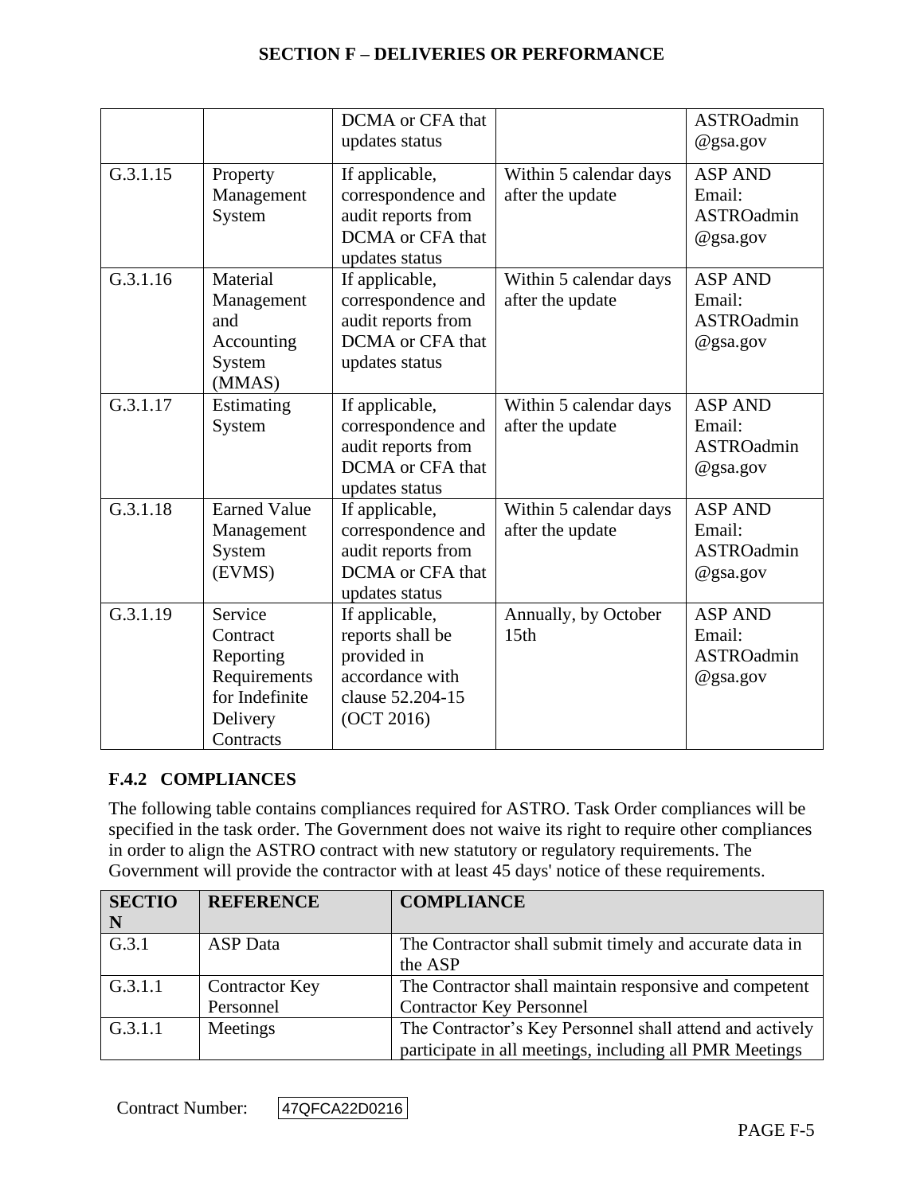| | | DCMA or CFA that updates status | | ASTROadmin @gsa.gov |
|---|---|---|---|---|
| G.3.1.15 | Property Management System | If applicable, correspondence and audit reports from DCMA or CFA that updates status | Within 5 calendar days after the update | ASP AND Email: ASTROadmin @gsa.gov |
| G.3.1.16 | Material Management and Accounting System (MMAS) | If applicable, correspondence and audit reports from DCMA or CFA that updates status | Within 5 calendar days after the update | ASP AND Email: ASTROadmin @gsa.gov |
| G.3.1.17 | Estimating System | If applicable, correspondence and audit reports from DCMA or CFA that updates status | Within 5 calendar days after the update | ASP AND Email: ASTROadmin @gsa.gov |
| G.3.1.18 | Earned Value Management System (EVMS) | If applicable, correspondence and audit reports from DCMA or CFA that updates status | Within 5 calendar days after the update | ASP AND Email: ASTROadmin @gsa.gov |
| G.3.1.19 | Service Contract Reporting Requirements for Indefinite Delivery Contracts | If applicable, reports shall be provided in accordance with clause 52.204-15 (OCT 2016) | Annually, by October 15th | ASP AND Email: ASTROadmin @gsa.gov |

### F.4.2 COMPLIANCES

The following table contains compliances required for ASTRO. Task Order compliances will be specified in the task order. The Government does not waive its right to require other compliances in order to align the ASTRO contract with new statutory or regulatory requirements. The Government will provide the contractor with at least 45 days' notice of these requirements.

| SECTION | REFERENCE | COMPLIANCE |
|---|---|---|
| G.3.1 | ASP Data | The Contractor shall submit timely and accurate data in the ASP |
| G.3.1.1 | Contractor Key Personnel | The Contractor shall maintain responsive and competent Contractor Key Personnel |
| G.3.1.1 | Meetings | The Contractor's Key Personnel shall attend and actively participate in all meetings, including all PMR Meetings |

Contract Number: 47QFCA22D0216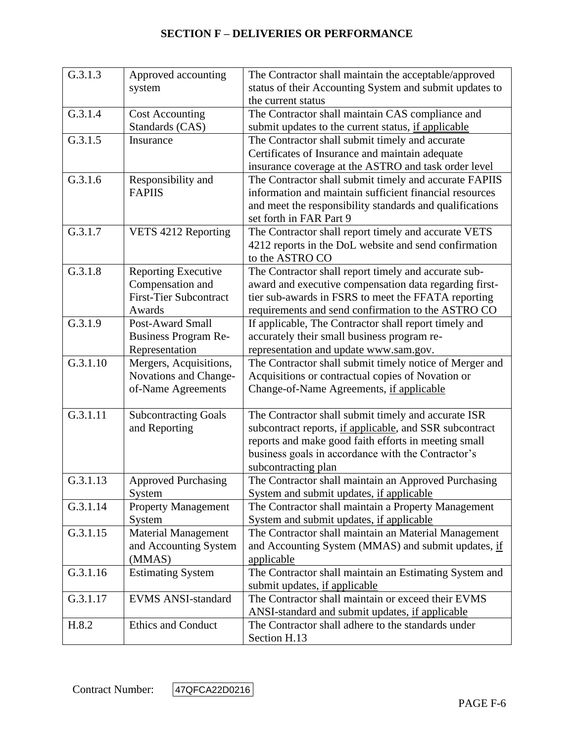## SECTION F – DELIVERIES OR PERFORMANCE

| | | |
|---|---|---|
| G.3.1.3 | Approved accounting system | The Contractor shall maintain the acceptable/approved status of their Accounting System and submit updates to the current status |
| G.3.1.4 | Cost Accounting Standards (CAS) | The Contractor shall maintain CAS compliance and submit updates to the current status, <u>if applicable</u> |
| G.3.1.5 | Insurance | The Contractor shall submit timely and accurate Certificates of Insurance and maintain adequate insurance coverage at the ASTRO and task order level |
| G.3.1.6 | Responsibility and FAPIIS | The Contractor shall submit timely and accurate FAPIIS information and maintain sufficient financial resources and meet the responsibility standards and qualifications set forth in FAR Part 9 |
| G.3.1.7 | VETS 4212 Reporting | The Contractor shall report timely and accurate VETS 4212 reports in the DoL website and send confirmation to the ASTRO CO |
| G.3.1.8 | Reporting Executive Compensation and First-Tier Subcontract Awards | The Contractor shall report timely and accurate sub-award and executive compensation data regarding first-tier sub-awards in FSRS to meet the FFATA reporting requirements and send confirmation to the ASTRO CO |
| G.3.1.9 | Post-Award Small Business Program Re-Representation | If applicable, The Contractor shall report timely and accurately their small business program re-representation and update www.sam.gov. |
| G.3.1.10 | Mergers, Acquisitions, Novations and Change-of-Name Agreements | The Contractor shall submit timely notice of Merger and Acquisitions or contractual copies of Novation or Change-of-Name Agreements, <u>if applicable</u> |
| G.3.1.11 | Subcontracting Goals and Reporting | The Contractor shall submit timely and accurate ISR subcontract reports, <u>if applicable</u>, and SSR subcontract reports and make good faith efforts in meeting small business goals in accordance with the Contractor's subcontracting plan |
| G.3.1.13 | Approved Purchasing System | The Contractor shall maintain an Approved Purchasing System and submit updates, <u>if applicable</u> |
| G.3.1.14 | Property Management System | The Contractor shall maintain a Property Management System and submit updates, <u>if applicable</u> |
| G.3.1.15 | Material Management and Accounting System (MMAS) | The Contractor shall maintain an Material Management and Accounting System (MMAS) and submit updates, <u>if applicable</u> |
| G.3.1.16 | Estimating System | The Contractor shall maintain an Estimating System and submit updates, <u>if applicable</u> |
| G.3.1.17 | EVMS ANSI-standard | The Contractor shall maintain or exceed their EVMS ANSI-standard and submit updates, <u>if applicable</u> |
| H.8.2 | Ethics and Conduct | The Contractor shall adhere to the standards under Section H.13 |

Contract Number: 47QFCA22D0216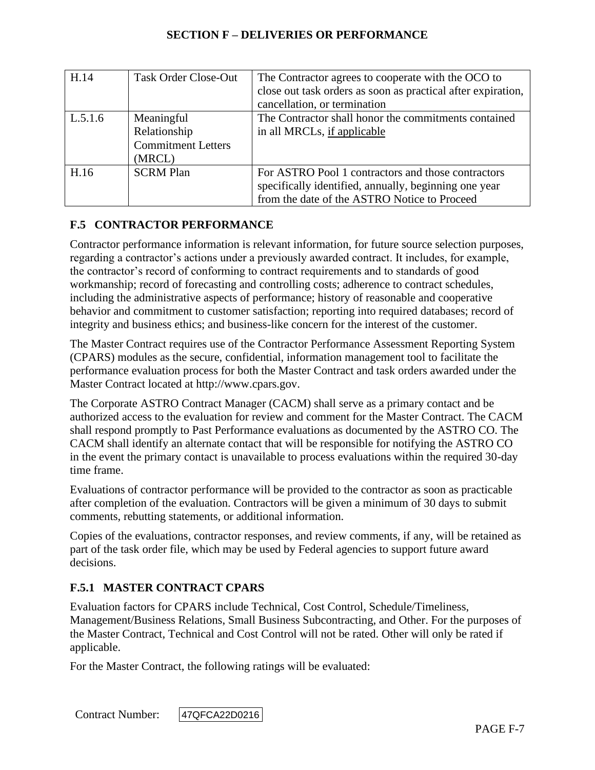| H.14 | Task Order Close-Out | The Contractor agrees to cooperate with the OCO to close out task orders as soon as practical after expiration, cancellation, or termination |
|---|---|---|
| L.5.1.6 | Meaningful Relationship Commitment Letters (MRCL) | The Contractor shall honor the commitments contained in all MRCLs, if applicable |
| H.16 | SCRM Plan | For ASTRO Pool 1 contractors and those contractors specifically identified, annually, beginning one year from the date of the ASTRO Notice to Proceed |

## F.5 CONTRACTOR PERFORMANCE

Contractor performance information is relevant information, for future source selection purposes, regarding a contractor's actions under a previously awarded contract. It includes, for example, the contractor's record of conforming to contract requirements and to standards of good workmanship; record of forecasting and controlling costs; adherence to contract schedules, including the administrative aspects of performance; history of reasonable and cooperative behavior and commitment to customer satisfaction; reporting into required databases; record of integrity and business ethics; and business-like concern for the interest of the customer.

The Master Contract requires use of the Contractor Performance Assessment Reporting System (CPARS) modules as the secure, confidential, information management tool to facilitate the performance evaluation process for both the Master Contract and task orders awarded under the Master Contract located at http://www.cpars.gov.

The Corporate ASTRO Contract Manager (CACM) shall serve as a primary contact and be authorized access to the evaluation for review and comment for the Master Contract. The CACM shall respond promptly to Past Performance evaluations as documented by the ASTRO CO. The CACM shall identify an alternate contact that will be responsible for notifying the ASTRO CO in the event the primary contact is unavailable to process evaluations within the required 30-day time frame.

Evaluations of contractor performance will be provided to the contractor as soon as practicable after completion of the evaluation. Contractors will be given a minimum of 30 days to submit comments, rebutting statements, or additional information.

Copies of the evaluations, contractor responses, and review comments, if any, will be retained as part of the task order file, which may be used by Federal agencies to support future award decisions.

### F.5.1 MASTER CONTRACT CPARS

Evaluation factors for CPARS include Technical, Cost Control, Schedule/Timeliness, Management/Business Relations, Small Business Subcontracting, and Other. For the purposes of the Master Contract, Technical and Cost Control will not be rated. Other will only be rated if applicable.

For the Master Contract, the following ratings will be evaluated:

Contract Number: 47QFCA22D0216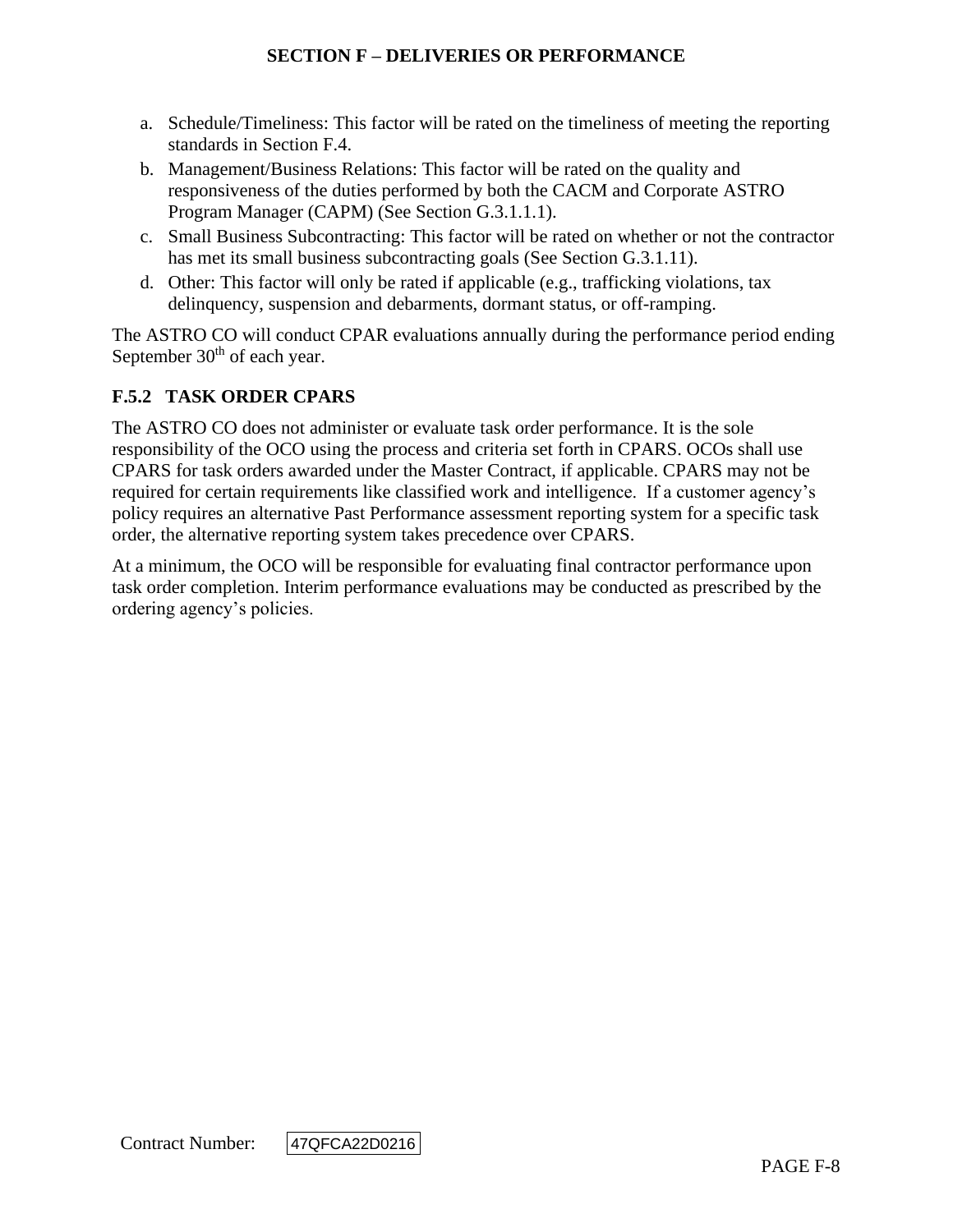a. Schedule/Timeliness: This factor will be rated on the timeliness of meeting the reporting standards in Section F.4.
b. Management/Business Relations: This factor will be rated on the quality and responsiveness of the duties performed by both the CACM and Corporate ASTRO Program Manager (CAPM) (See Section G.3.1.1.1).
c. Small Business Subcontracting: This factor will be rated on whether or not the contractor has met its small business subcontracting goals (See Section G.3.1.11).
d. Other: This factor will only be rated if applicable (e.g., trafficking violations, tax delinquency, suspension and debarments, dormant status, or off-ramping.

The ASTRO CO will conduct CPAR evaluations annually during the performance period ending September 30th of each year.

### F.5.2 TASK ORDER CPARS

The ASTRO CO does not administer or evaluate task order performance. It is the sole responsibility of the OCO using the process and criteria set forth in CPARS. OCOs shall use CPARS for task orders awarded under the Master Contract, if applicable. CPARS may not be required for certain requirements like classified work and intelligence. If a customer agency's policy requires an alternative Past Performance assessment reporting system for a specific task order, the alternative reporting system takes precedence over CPARS.

At a minimum, the OCO will be responsible for evaluating final contractor performance upon task order completion. Interim performance evaluations may be conducted as prescribed by the ordering agency's policies.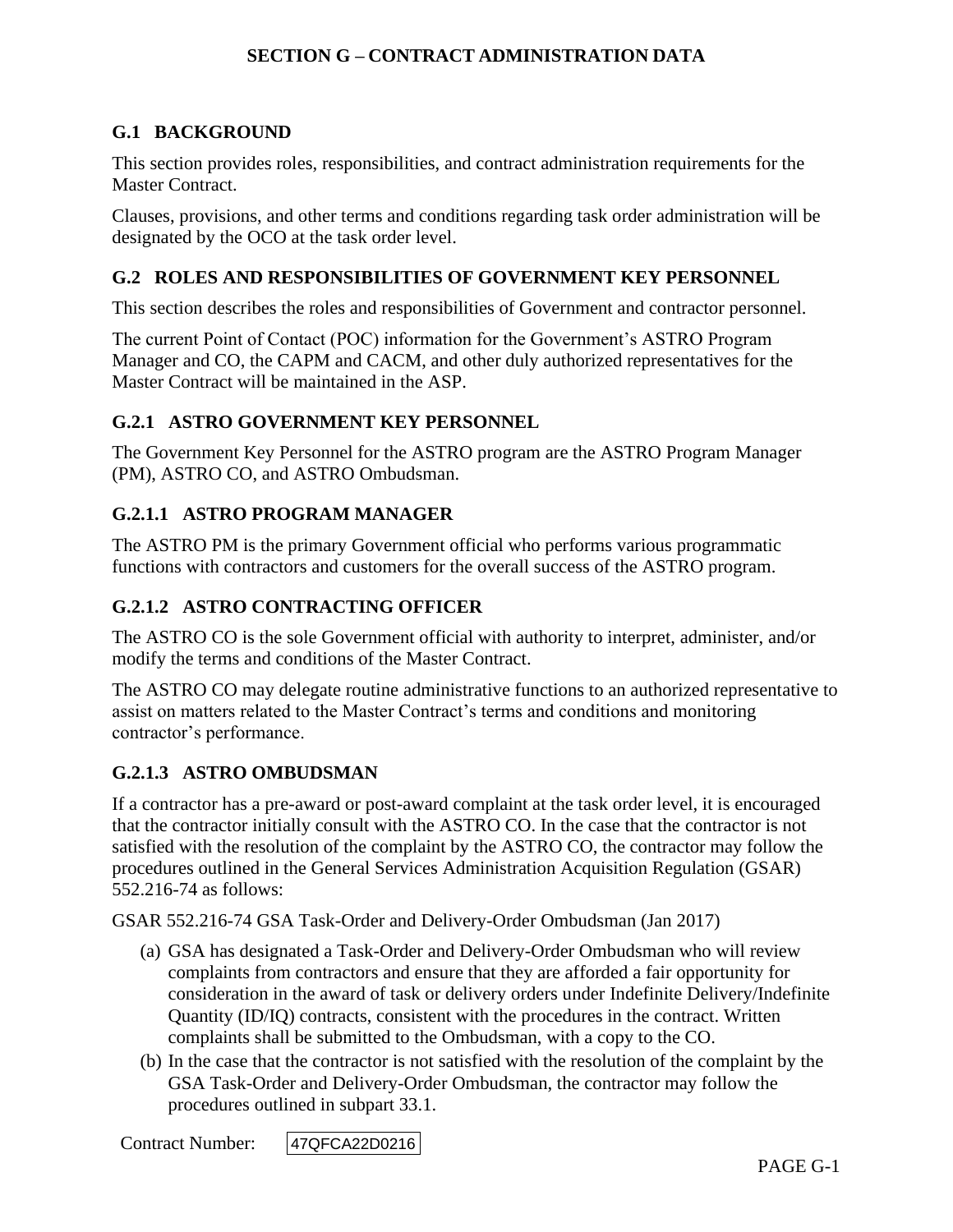# SECTION G – CONTRACT ADMINISTRATION DATA

## G.1 BACKGROUND

This section provides roles, responsibilities, and contract administration requirements for the Master Contract.

Clauses, provisions, and other terms and conditions regarding task order administration will be designated by the OCO at the task order level.

## G.2 ROLES AND RESPONSIBILITIES OF GOVERNMENT KEY PERSONNEL

This section describes the roles and responsibilities of Government and contractor personnel.

The current Point of Contact (POC) information for the Government's ASTRO Program Manager and CO, the CAPM and CACM, and other duly authorized representatives for the Master Contract will be maintained in the ASP.

### G.2.1 ASTRO GOVERNMENT KEY PERSONNEL

The Government Key Personnel for the ASTRO program are the ASTRO Program Manager (PM), ASTRO CO, and ASTRO Ombudsman.

#### G.2.1.1 ASTRO PROGRAM MANAGER

The ASTRO PM is the primary Government official who performs various programmatic functions with contractors and customers for the overall success of the ASTRO program.

#### G.2.1.2 ASTRO CONTRACTING OFFICER

The ASTRO CO is the sole Government official with authority to interpret, administer, and/or modify the terms and conditions of the Master Contract.

The ASTRO CO may delegate routine administrative functions to an authorized representative to assist on matters related to the Master Contract's terms and conditions and monitoring contractor's performance.

#### G.2.1.3 ASTRO OMBUDSMAN

If a contractor has a pre-award or post-award complaint at the task order level, it is encouraged that the contractor initially consult with the ASTRO CO. In the case that the contractor is not satisfied with the resolution of the complaint by the ASTRO CO, the contractor may follow the procedures outlined in the General Services Administration Acquisition Regulation (GSAR) 552.216-74 as follows:

GSAR 552.216-74 GSA Task-Order and Delivery-Order Ombudsman (Jan 2017)

(a) GSA has designated a Task-Order and Delivery-Order Ombudsman who will review complaints from contractors and ensure that they are afforded a fair opportunity for consideration in the award of task or delivery orders under Indefinite Delivery/Indefinite Quantity (ID/IQ) contracts, consistent with the procedures in the contract. Written complaints shall be submitted to the Ombudsman, with a copy to the CO.

(b) In the case that the contractor is not satisfied with the resolution of the complaint by the GSA Task-Order and Delivery-Order Ombudsman, the contractor may follow the procedures outlined in subpart 33.1.

Contract Number: 47QFCA22D0216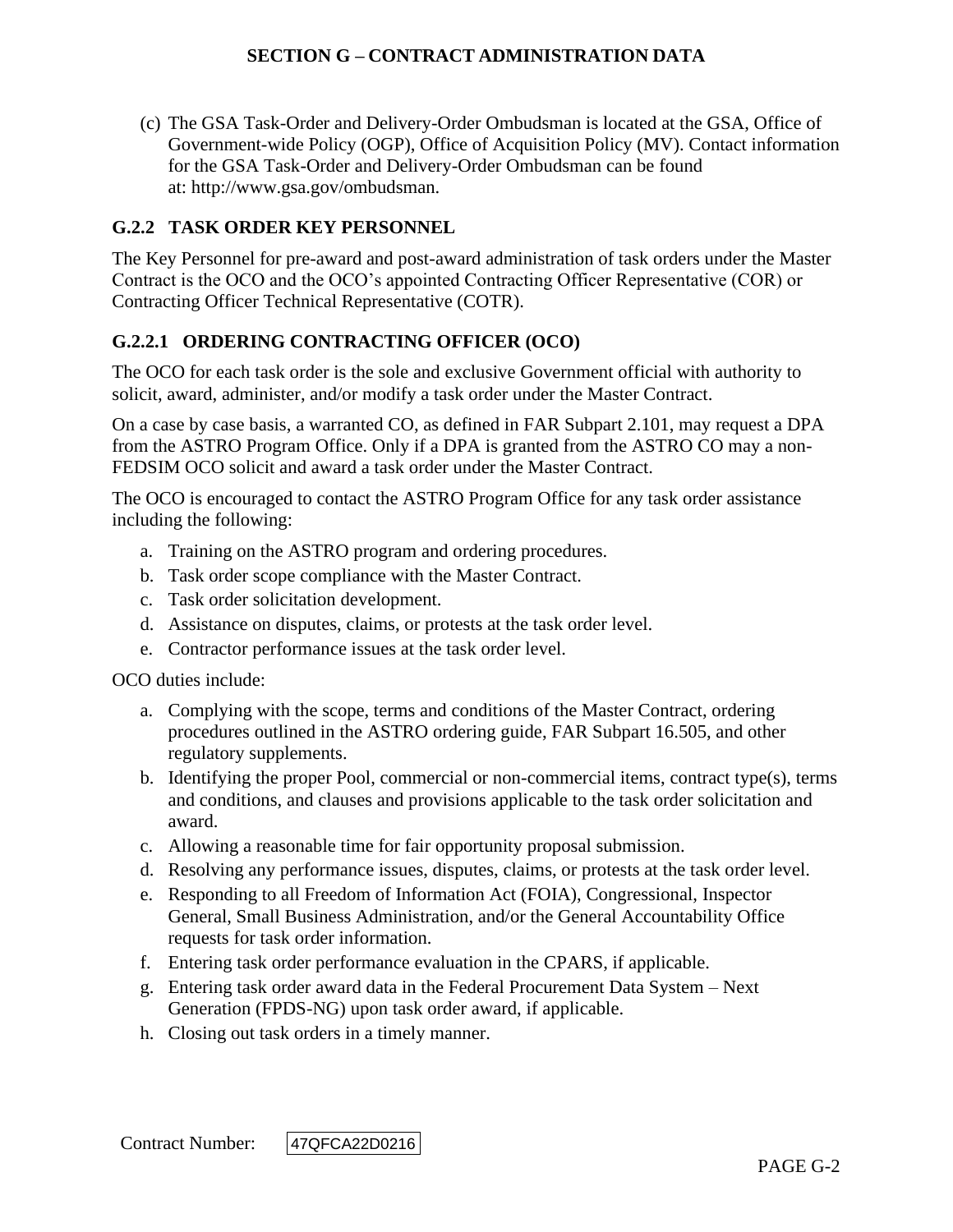(c) The GSA Task-Order and Delivery-Order Ombudsman is located at the GSA, Office of Government-wide Policy (OGP), Office of Acquisition Policy (MV). Contact information for the GSA Task-Order and Delivery-Order Ombudsman can be found at: http://www.gsa.gov/ombudsman.

### G.2.2 TASK ORDER KEY PERSONNEL

The Key Personnel for pre-award and post-award administration of task orders under the Master Contract is the OCO and the OCO's appointed Contracting Officer Representative (COR) or Contracting Officer Technical Representative (COTR).

#### G.2.2.1 ORDERING CONTRACTING OFFICER (OCO)

The OCO for each task order is the sole and exclusive Government official with authority to solicit, award, administer, and/or modify a task order under the Master Contract.

On a case by case basis, a warranted CO, as defined in FAR Subpart 2.101, may request a DPA from the ASTRO Program Office. Only if a DPA is granted from the ASTRO CO may a non-FEDSIM OCO solicit and award a task order under the Master Contract.

The OCO is encouraged to contact the ASTRO Program Office for any task order assistance including the following:

a. Training on the ASTRO program and ordering procedures.
b. Task order scope compliance with the Master Contract.
c. Task order solicitation development.
d. Assistance on disputes, claims, or protests at the task order level.
e. Contractor performance issues at the task order level.

OCO duties include:

a. Complying with the scope, terms and conditions of the Master Contract, ordering procedures outlined in the ASTRO ordering guide, FAR Subpart 16.505, and other regulatory supplements.
b. Identifying the proper Pool, commercial or non-commercial items, contract type(s), terms and conditions, and clauses and provisions applicable to the task order solicitation and award.
c. Allowing a reasonable time for fair opportunity proposal submission.
d. Resolving any performance issues, disputes, claims, or protests at the task order level.
e. Responding to all Freedom of Information Act (FOIA), Congressional, Inspector General, Small Business Administration, and/or the General Accountability Office requests for task order information.
f. Entering task order performance evaluation in the CPARS, if applicable.
g. Entering task order award data in the Federal Procurement Data System – Next Generation (FPDS-NG) upon task order award, if applicable.
h. Closing out task orders in a timely manner.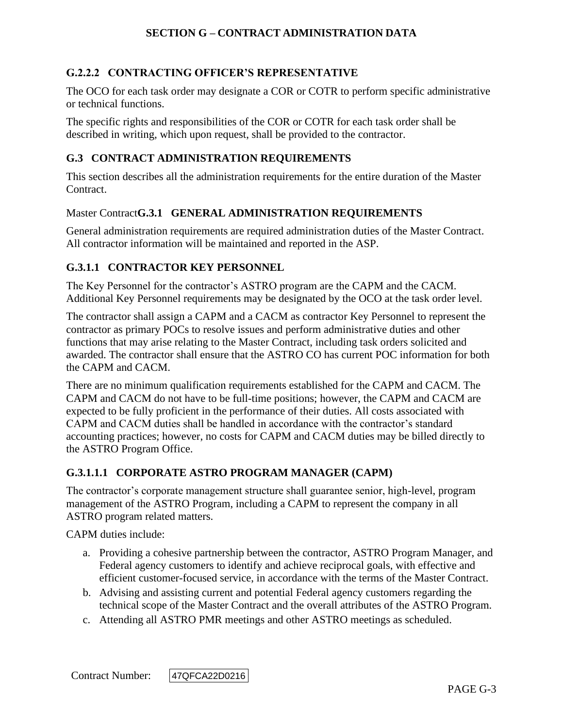#### G.2.2.2 CONTRACTING OFFICER'S REPRESENTATIVE

The OCO for each task order may designate a COR or COTR to perform specific administrative or technical functions.

The specific rights and responsibilities of the COR or COTR for each task order shall be described in writing, which upon request, shall be provided to the contractor.

## G.3 CONTRACT ADMINISTRATION REQUIREMENTS

This section describes all the administration requirements for the entire duration of the Master Contract.

### Master Contract**G.3.1 GENERAL ADMINISTRATION REQUIREMENTS**

General administration requirements are required administration duties of the Master Contract. All contractor information will be maintained and reported in the ASP.

#### G.3.1.1 CONTRACTOR KEY PERSONNEL

The Key Personnel for the contractor's ASTRO program are the CAPM and the CACM. Additional Key Personnel requirements may be designated by the OCO at the task order level.

The contractor shall assign a CAPM and a CACM as contractor Key Personnel to represent the contractor as primary POCs to resolve issues and perform administrative duties and other functions that may arise relating to the Master Contract, including task orders solicited and awarded. The contractor shall ensure that the ASTRO CO has current POC information for both the CAPM and CACM.

There are no minimum qualification requirements established for the CAPM and CACM. The CAPM and CACM do not have to be full-time positions; however, the CAPM and CACM are expected to be fully proficient in the performance of their duties. All costs associated with CAPM and CACM duties shall be handled in accordance with the contractor's standard accounting practices; however, no costs for CAPM and CACM duties may be billed directly to the ASTRO Program Office.

##### G.3.1.1.1 CORPORATE ASTRO PROGRAM MANAGER (CAPM)

The contractor's corporate management structure shall guarantee senior, high-level, program management of the ASTRO Program, including a CAPM to represent the company in all ASTRO program related matters.

CAPM duties include:

a. Providing a cohesive partnership between the contractor, ASTRO Program Manager, and Federal agency customers to identify and achieve reciprocal goals, with effective and efficient customer-focused service, in accordance with the terms of the Master Contract.
b. Advising and assisting current and potential Federal agency customers regarding the technical scope of the Master Contract and the overall attributes of the ASTRO Program.
c. Attending all ASTRO PMR meetings and other ASTRO meetings as scheduled.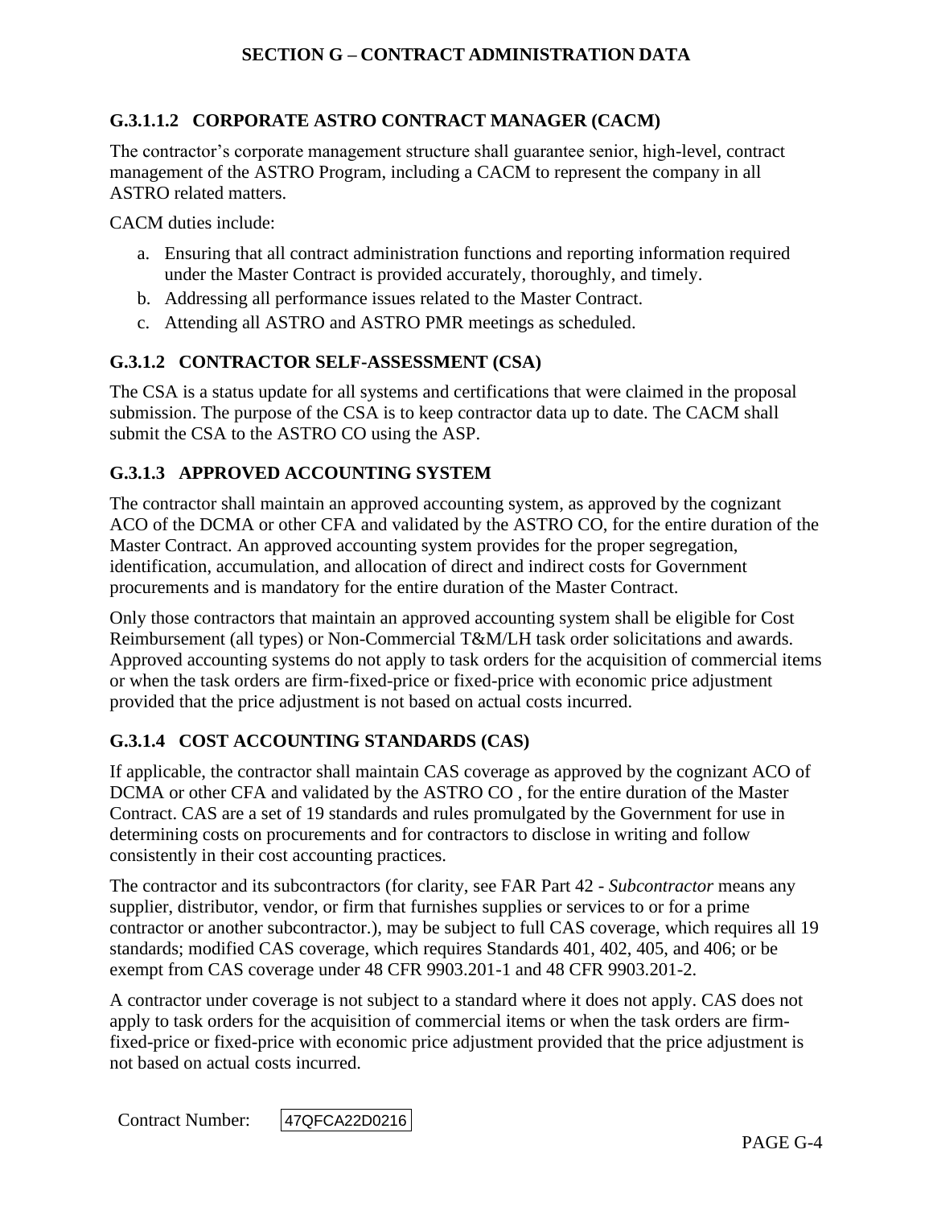### G.3.1.1.2 CORPORATE ASTRO CONTRACT MANAGER (CACM)

The contractor's corporate management structure shall guarantee senior, high-level, contract management of the ASTRO Program, including a CACM to represent the company in all ASTRO related matters.

CACM duties include:

a. Ensuring that all contract administration functions and reporting information required under the Master Contract is provided accurately, thoroughly, and timely.
b. Addressing all performance issues related to the Master Contract.
c. Attending all ASTRO and ASTRO PMR meetings as scheduled.

### G.3.1.2 CONTRACTOR SELF-ASSESSMENT (CSA)

The CSA is a status update for all systems and certifications that were claimed in the proposal submission. The purpose of the CSA is to keep contractor data up to date. The CACM shall submit the CSA to the ASTRO CO using the ASP.

### G.3.1.3 APPROVED ACCOUNTING SYSTEM

The contractor shall maintain an approved accounting system, as approved by the cognizant ACO of the DCMA or other CFA and validated by the ASTRO CO, for the entire duration of the Master Contract. An approved accounting system provides for the proper segregation, identification, accumulation, and allocation of direct and indirect costs for Government procurements and is mandatory for the entire duration of the Master Contract.

Only those contractors that maintain an approved accounting system shall be eligible for Cost Reimbursement (all types) or Non-Commercial T&M/LH task order solicitations and awards. Approved accounting systems do not apply to task orders for the acquisition of commercial items or when the task orders are firm-fixed-price or fixed-price with economic price adjustment provided that the price adjustment is not based on actual costs incurred.

### G.3.1.4 COST ACCOUNTING STANDARDS (CAS)

If applicable, the contractor shall maintain CAS coverage as approved by the cognizant ACO of DCMA or other CFA and validated by the ASTRO CO , for the entire duration of the Master Contract. CAS are a set of 19 standards and rules promulgated by the Government for use in determining costs on procurements and for contractors to disclose in writing and follow consistently in their cost accounting practices.

The contractor and its subcontractors (for clarity, see FAR Part 42 - *Subcontractor* means any supplier, distributor, vendor, or firm that furnishes supplies or services to or for a prime contractor or another subcontractor.), may be subject to full CAS coverage, which requires all 19 standards; modified CAS coverage, which requires Standards 401, 402, 405, and 406; or be exempt from CAS coverage under 48 CFR 9903.201-1 and 48 CFR 9903.201-2.

A contractor under coverage is not subject to a standard where it does not apply. CAS does not apply to task orders for the acquisition of commercial items or when the task orders are firm-fixed-price or fixed-price with economic price adjustment provided that the price adjustment is not based on actual costs incurred.

Contract Number: 47QFCA22D0216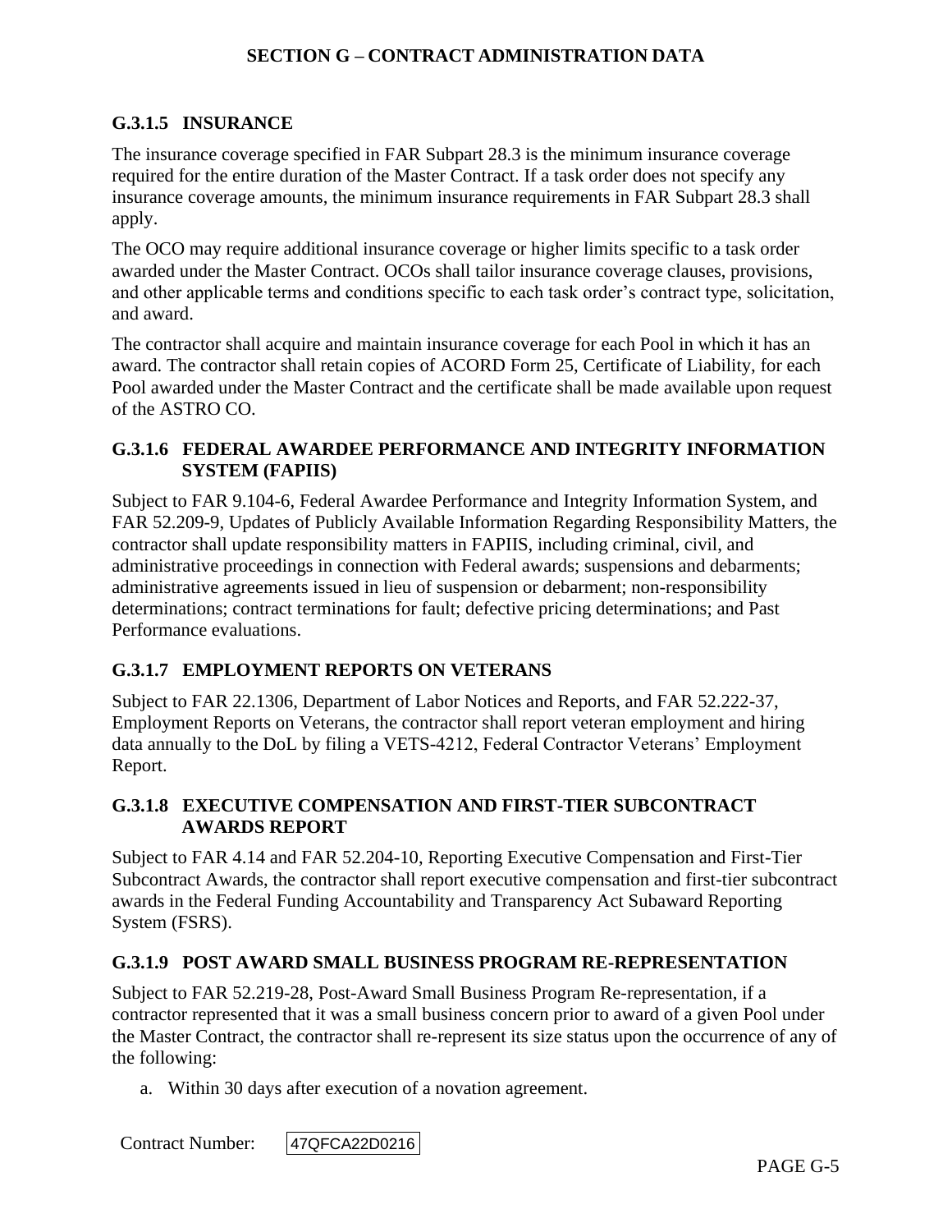### G.3.1.5 INSURANCE

The insurance coverage specified in FAR Subpart 28.3 is the minimum insurance coverage required for the entire duration of the Master Contract. If a task order does not specify any insurance coverage amounts, the minimum insurance requirements in FAR Subpart 28.3 shall apply.

The OCO may require additional insurance coverage or higher limits specific to a task order awarded under the Master Contract. OCOs shall tailor insurance coverage clauses, provisions, and other applicable terms and conditions specific to each task order's contract type, solicitation, and award.

The contractor shall acquire and maintain insurance coverage for each Pool in which it has an award. The contractor shall retain copies of ACORD Form 25, Certificate of Liability, for each Pool awarded under the Master Contract and the certificate shall be made available upon request of the ASTRO CO.

### G.3.1.6 FEDERAL AWARDEE PERFORMANCE AND INTEGRITY INFORMATION SYSTEM (FAPIIS)

Subject to FAR 9.104-6, Federal Awardee Performance and Integrity Information System, and FAR 52.209-9, Updates of Publicly Available Information Regarding Responsibility Matters, the contractor shall update responsibility matters in FAPIIS, including criminal, civil, and administrative proceedings in connection with Federal awards; suspensions and debarments; administrative agreements issued in lieu of suspension or debarment; non-responsibility determinations; contract terminations for fault; defective pricing determinations; and Past Performance evaluations.

### G.3.1.7 EMPLOYMENT REPORTS ON VETERANS

Subject to FAR 22.1306, Department of Labor Notices and Reports, and FAR 52.222-37, Employment Reports on Veterans, the contractor shall report veteran employment and hiring data annually to the DoL by filing a VETS-4212, Federal Contractor Veterans' Employment Report.

### G.3.1.8 EXECUTIVE COMPENSATION AND FIRST-TIER SUBCONTRACT AWARDS REPORT

Subject to FAR 4.14 and FAR 52.204-10, Reporting Executive Compensation and First-Tier Subcontract Awards, the contractor shall report executive compensation and first-tier subcontract awards in the Federal Funding Accountability and Transparency Act Subaward Reporting System (FSRS).

### G.3.1.9 POST AWARD SMALL BUSINESS PROGRAM RE-REPRESENTATION

Subject to FAR 52.219-28, Post-Award Small Business Program Re-representation, if a contractor represented that it was a small business concern prior to award of a given Pool under the Master Contract, the contractor shall re-represent its size status upon the occurrence of any of the following:

a. Within 30 days after execution of a novation agreement.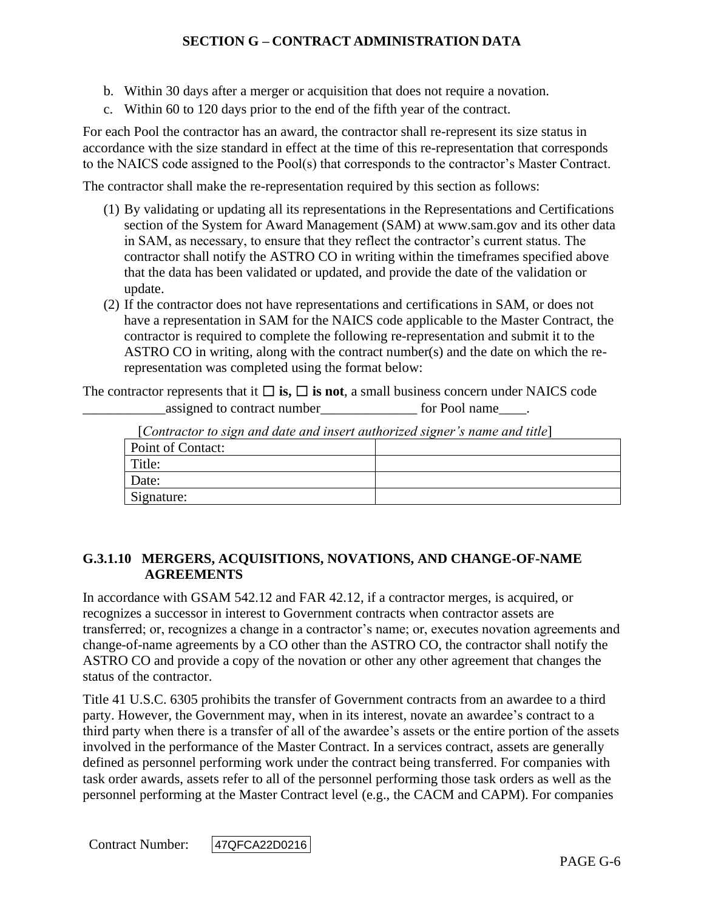b. Within 30 days after a merger or acquisition that does not require a novation.
c. Within 60 to 120 days prior to the end of the fifth year of the contract.

For each Pool the contractor has an award, the contractor shall re-represent its size status in accordance with the size standard in effect at the time of this re-representation that corresponds to the NAICS code assigned to the Pool(s) that corresponds to the contractor's Master Contract.

The contractor shall make the re-representation required by this section as follows:

(1) By validating or updating all its representations in the Representations and Certifications section of the System for Award Management (SAM) at www.sam.gov and its other data in SAM, as necessary, to ensure that they reflect the contractor's current status. The contractor shall notify the ASTRO CO in writing within the timeframes specified above that the data has been validated or updated, and provide the date of the validation or update.
(2) If the contractor does not have representations and certifications in SAM, or does not have a representation in SAM for the NAICS code applicable to the Master Contract, the contractor is required to complete the following re-representation and submit it to the ASTRO CO in writing, along with the contract number(s) and the date on which the re-representation was completed using the format below:

The contractor represents that it ☐ **is,** ☐ **is not**, a small business concern under NAICS code ____________assigned to contract number______________ for Pool name____.

[*Contractor to sign and date and insert authorized signer's name and title*]

| Point of Contact: | |
|---|---|
| Title: | |
| Date: | |
| Signature: | |

### G.3.1.10 MERGERS, ACQUISITIONS, NOVATIONS, AND CHANGE-OF-NAME AGREEMENTS

In accordance with GSAM 542.12 and FAR 42.12, if a contractor merges, is acquired, or recognizes a successor in interest to Government contracts when contractor assets are transferred; or, recognizes a change in a contractor's name; or, executes novation agreements and change-of-name agreements by a CO other than the ASTRO CO, the contractor shall notify the ASTRO CO and provide a copy of the novation or other any other agreement that changes the status of the contractor.

Title 41 U.S.C. 6305 prohibits the transfer of Government contracts from an awardee to a third party. However, the Government may, when in its interest, novate an awardee's contract to a third party when there is a transfer of all of the awardee's assets or the entire portion of the assets involved in the performance of the Master Contract. In a services contract, assets are generally defined as personnel performing work under the contract being transferred. For companies with task order awards, assets refer to all of the personnel performing those task orders as well as the personnel performing at the Master Contract level (e.g., the CACM and CAPM). For companies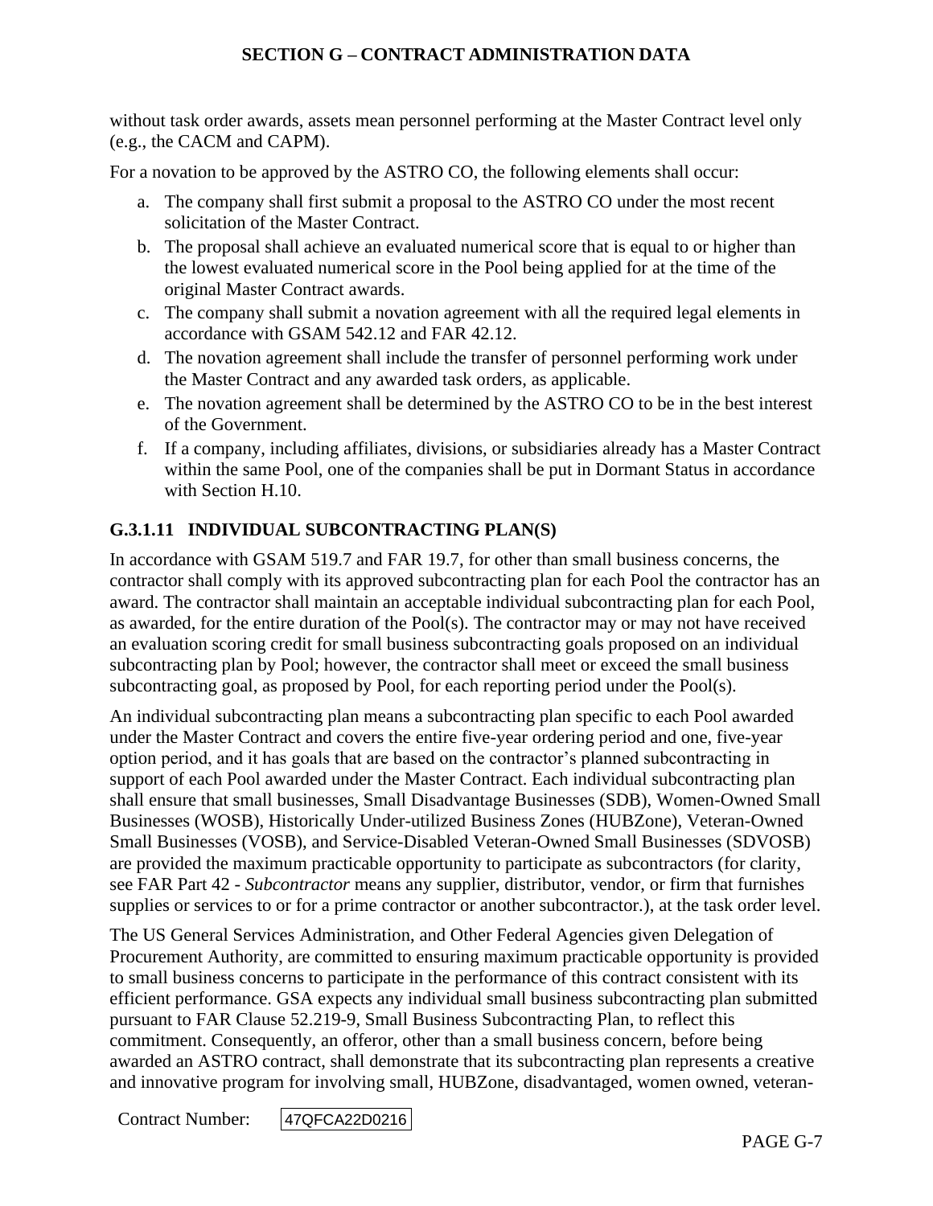without task order awards, assets mean personnel performing at the Master Contract level only (e.g., the CACM and CAPM).

For a novation to be approved by the ASTRO CO, the following elements shall occur:

a. The company shall first submit a proposal to the ASTRO CO under the most recent solicitation of the Master Contract.
b. The proposal shall achieve an evaluated numerical score that is equal to or higher than the lowest evaluated numerical score in the Pool being applied for at the time of the original Master Contract awards.
c. The company shall submit a novation agreement with all the required legal elements in accordance with GSAM 542.12 and FAR 42.12.
d. The novation agreement shall include the transfer of personnel performing work under the Master Contract and any awarded task orders, as applicable.
e. The novation agreement shall be determined by the ASTRO CO to be in the best interest of the Government.
f. If a company, including affiliates, divisions, or subsidiaries already has a Master Contract within the same Pool, one of the companies shall be put in Dormant Status in accordance with Section H.10.

### G.3.1.11 INDIVIDUAL SUBCONTRACTING PLAN(S)

In accordance with GSAM 519.7 and FAR 19.7, for other than small business concerns, the contractor shall comply with its approved subcontracting plan for each Pool the contractor has an award. The contractor shall maintain an acceptable individual subcontracting plan for each Pool, as awarded, for the entire duration of the Pool(s). The contractor may or may not have received an evaluation scoring credit for small business subcontracting goals proposed on an individual subcontracting plan by Pool; however, the contractor shall meet or exceed the small business subcontracting goal, as proposed by Pool, for each reporting period under the Pool(s).

An individual subcontracting plan means a subcontracting plan specific to each Pool awarded under the Master Contract and covers the entire five-year ordering period and one, five-year option period, and it has goals that are based on the contractor's planned subcontracting in support of each Pool awarded under the Master Contract. Each individual subcontracting plan shall ensure that small businesses, Small Disadvantage Businesses (SDB), Women-Owned Small Businesses (WOSB), Historically Under-utilized Business Zones (HUBZone), Veteran-Owned Small Businesses (VOSB), and Service-Disabled Veteran-Owned Small Businesses (SDVOSB) are provided the maximum practicable opportunity to participate as subcontractors (for clarity, see FAR Part 42 - *Subcontractor* means any supplier, distributor, vendor, or firm that furnishes supplies or services to or for a prime contractor or another subcontractor.), at the task order level.

The US General Services Administration, and Other Federal Agencies given Delegation of Procurement Authority, are committed to ensuring maximum practicable opportunity is provided to small business concerns to participate in the performance of this contract consistent with its efficient performance. GSA expects any individual small business subcontracting plan submitted pursuant to FAR Clause 52.219-9, Small Business Subcontracting Plan, to reflect this commitment. Consequently, an offeror, other than a small business concern, before being awarded an ASTRO contract, shall demonstrate that its subcontracting plan represents a creative and innovative program for involving small, HUBZone, disadvantaged, women owned, veteran-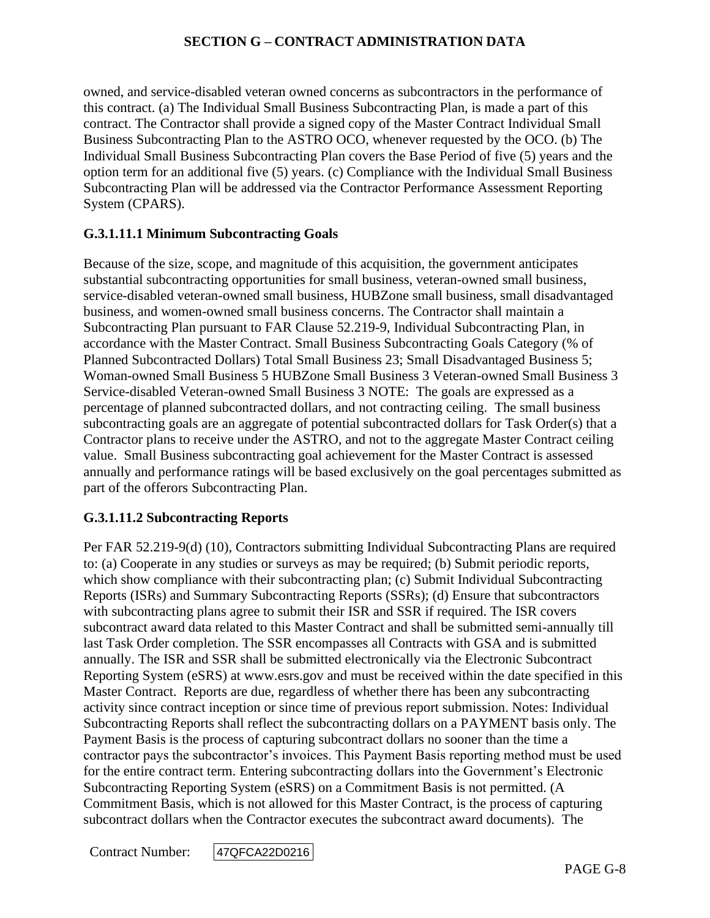owned, and service-disabled veteran owned concerns as subcontractors in the performance of this contract. (a) The Individual Small Business Subcontracting Plan, is made a part of this contract. The Contractor shall provide a signed copy of the Master Contract Individual Small Business Subcontracting Plan to the ASTRO OCO, whenever requested by the OCO. (b) The Individual Small Business Subcontracting Plan covers the Base Period of five (5) years and the option term for an additional five (5) years. (c) Compliance with the Individual Small Business Subcontracting Plan will be addressed via the Contractor Performance Assessment Reporting System (CPARS).

### G.3.1.11.1 Minimum Subcontracting Goals

Because of the size, scope, and magnitude of this acquisition, the government anticipates substantial subcontracting opportunities for small business, veteran-owned small business, service-disabled veteran-owned small business, HUBZone small business, small disadvantaged business, and women-owned small business concerns. The Contractor shall maintain a Subcontracting Plan pursuant to FAR Clause 52.219-9, Individual Subcontracting Plan, in accordance with the Master Contract. Small Business Subcontracting Goals Category (% of Planned Subcontracted Dollars) Total Small Business 23; Small Disadvantaged Business 5; Woman-owned Small Business 5 HUBZone Small Business 3 Veteran-owned Small Business 3 Service-disabled Veteran-owned Small Business 3 NOTE: The goals are expressed as a percentage of planned subcontracted dollars, and not contracting ceiling. The small business subcontracting goals are an aggregate of potential subcontracted dollars for Task Order(s) that a Contractor plans to receive under the ASTRO, and not to the aggregate Master Contract ceiling value. Small Business subcontracting goal achievement for the Master Contract is assessed annually and performance ratings will be based exclusively on the goal percentages submitted as part of the offerors Subcontracting Plan.

### G.3.1.11.2 Subcontracting Reports

Per FAR 52.219-9(d) (10), Contractors submitting Individual Subcontracting Plans are required to: (a) Cooperate in any studies or surveys as may be required; (b) Submit periodic reports, which show compliance with their subcontracting plan; (c) Submit Individual Subcontracting Reports (ISRs) and Summary Subcontracting Reports (SSRs); (d) Ensure that subcontractors with subcontracting plans agree to submit their ISR and SSR if required. The ISR covers subcontract award data related to this Master Contract and shall be submitted semi-annually till last Task Order completion. The SSR encompasses all Contracts with GSA and is submitted annually. The ISR and SSR shall be submitted electronically via the Electronic Subcontract Reporting System (eSRS) at www.esrs.gov and must be received within the date specified in this Master Contract. Reports are due, regardless of whether there has been any subcontracting activity since contract inception or since time of previous report submission. Notes: Individual Subcontracting Reports shall reflect the subcontracting dollars on a PAYMENT basis only. The Payment Basis is the process of capturing subcontract dollars no sooner than the time a contractor pays the subcontractor's invoices. This Payment Basis reporting method must be used for the entire contract term. Entering subcontracting dollars into the Government's Electronic Subcontracting Reporting System (eSRS) on a Commitment Basis is not permitted. (A Commitment Basis, which is not allowed for this Master Contract, is the process of capturing subcontract dollars when the Contractor executes the subcontract award documents). The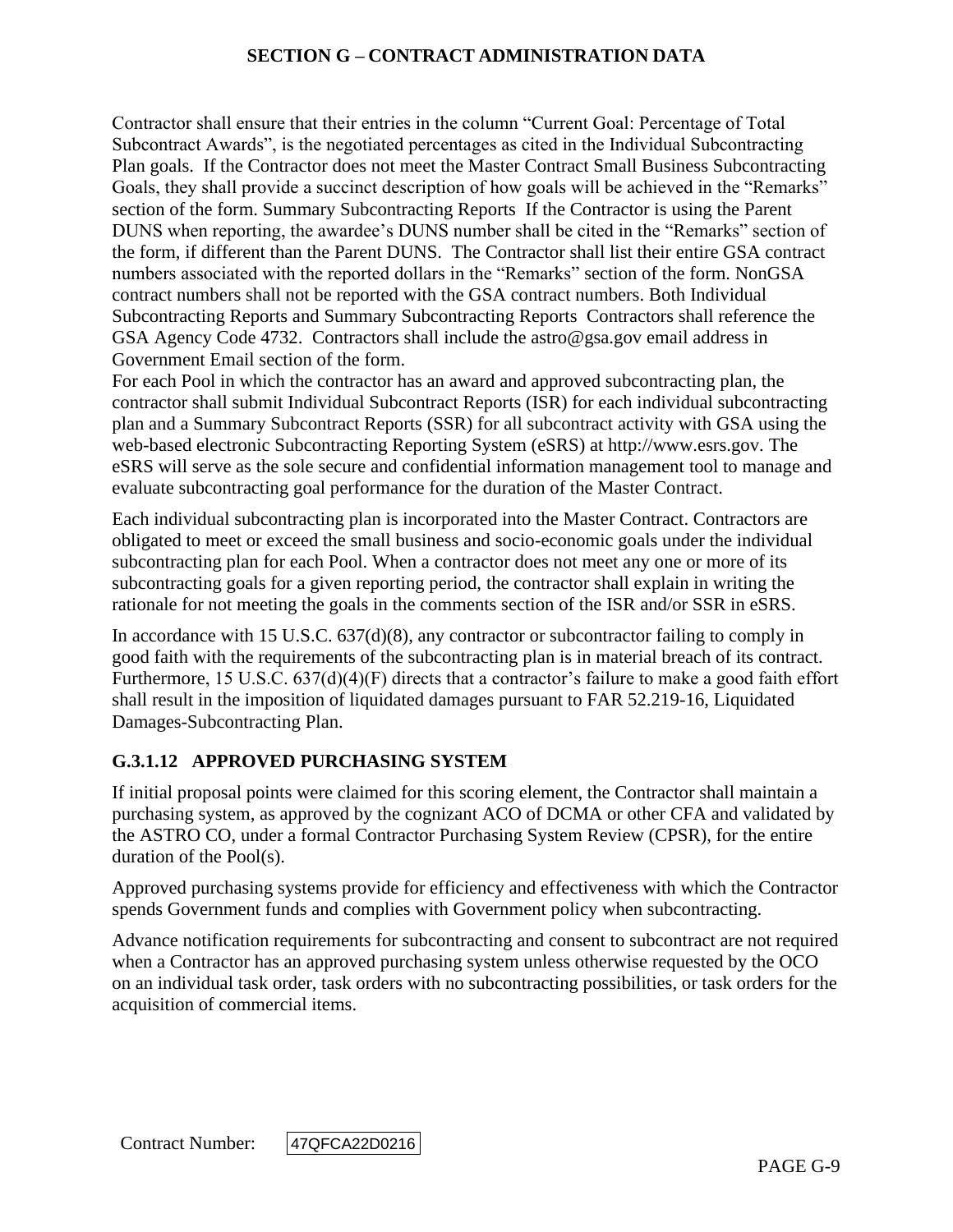Contractor shall ensure that their entries in the column "Current Goal: Percentage of Total Subcontract Awards", is the negotiated percentages as cited in the Individual Subcontracting Plan goals. If the Contractor does not meet the Master Contract Small Business Subcontracting Goals, they shall provide a succinct description of how goals will be achieved in the "Remarks" section of the form. Summary Subcontracting Reports If the Contractor is using the Parent DUNS when reporting, the awardee's DUNS number shall be cited in the "Remarks" section of the form, if different than the Parent DUNS. The Contractor shall list their entire GSA contract numbers associated with the reported dollars in the "Remarks" section of the form. NonGSA contract numbers shall not be reported with the GSA contract numbers. Both Individual Subcontracting Reports and Summary Subcontracting Reports Contractors shall reference the GSA Agency Code 4732. Contractors shall include the astro@gsa.gov email address in Government Email section of the form.

For each Pool in which the contractor has an award and approved subcontracting plan, the contractor shall submit Individual Subcontract Reports (ISR) for each individual subcontracting plan and a Summary Subcontract Reports (SSR) for all subcontract activity with GSA using the web-based electronic Subcontracting Reporting System (eSRS) at http://www.esrs.gov. The eSRS will serve as the sole secure and confidential information management tool to manage and evaluate subcontracting goal performance for the duration of the Master Contract.

Each individual subcontracting plan is incorporated into the Master Contract. Contractors are obligated to meet or exceed the small business and socio-economic goals under the individual subcontracting plan for each Pool. When a contractor does not meet any one or more of its subcontracting goals for a given reporting period, the contractor shall explain in writing the rationale for not meeting the goals in the comments section of the ISR and/or SSR in eSRS.

In accordance with 15 U.S.C. 637(d)(8), any contractor or subcontractor failing to comply in good faith with the requirements of the subcontracting plan is in material breach of its contract. Furthermore, 15 U.S.C. 637(d)(4)(F) directs that a contractor's failure to make a good faith effort shall result in the imposition of liquidated damages pursuant to FAR 52.219-16, Liquidated Damages-Subcontracting Plan.

### G.3.1.12 APPROVED PURCHASING SYSTEM

If initial proposal points were claimed for this scoring element, the Contractor shall maintain a purchasing system, as approved by the cognizant ACO of DCMA or other CFA and validated by the ASTRO CO, under a formal Contractor Purchasing System Review (CPSR), for the entire duration of the Pool(s).

Approved purchasing systems provide for efficiency and effectiveness with which the Contractor spends Government funds and complies with Government policy when subcontracting.

Advance notification requirements for subcontracting and consent to subcontract are not required when a Contractor has an approved purchasing system unless otherwise requested by the OCO on an individual task order, task orders with no subcontracting possibilities, or task orders for the acquisition of commercial items.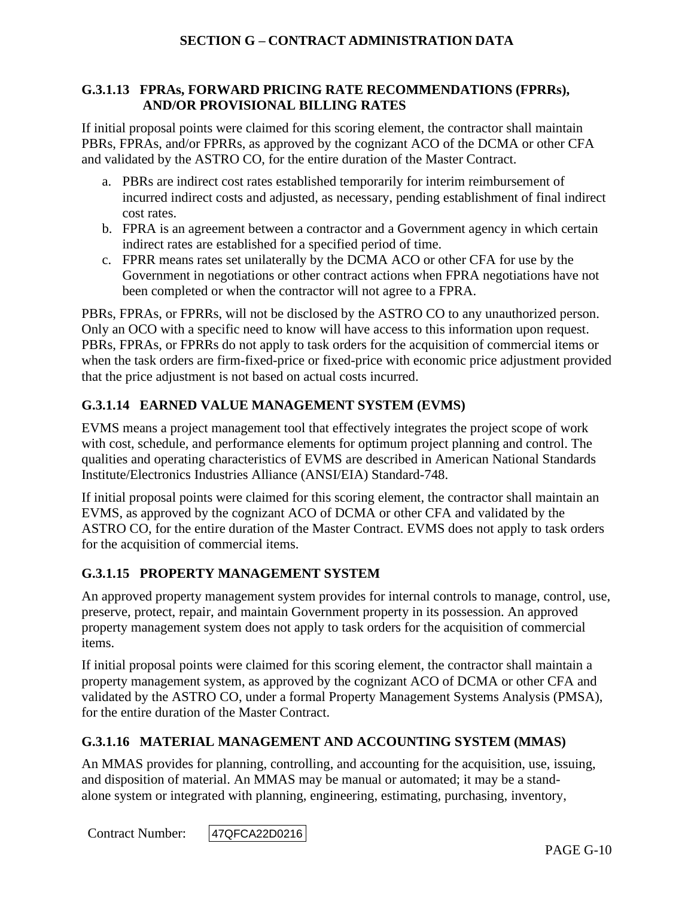### G.3.1.13 FPRAs, FORWARD PRICING RATE RECOMMENDATIONS (FPRRs), AND/OR PROVISIONAL BILLING RATES

If initial proposal points were claimed for this scoring element, the contractor shall maintain PBRs, FPRAs, and/or FPRRs, as approved by the cognizant ACO of the DCMA or other CFA and validated by the ASTRO CO, for the entire duration of the Master Contract.

a. PBRs are indirect cost rates established temporarily for interim reimbursement of incurred indirect costs and adjusted, as necessary, pending establishment of final indirect cost rates.
b. FPRA is an agreement between a contractor and a Government agency in which certain indirect rates are established for a specified period of time.
c. FPRR means rates set unilaterally by the DCMA ACO or other CFA for use by the Government in negotiations or other contract actions when FPRA negotiations have not been completed or when the contractor will not agree to a FPRA.

PBRs, FPRAs, or FPRRs, will not be disclosed by the ASTRO CO to any unauthorized person. Only an OCO with a specific need to know will have access to this information upon request. PBRs, FPRAs, or FPRRs do not apply to task orders for the acquisition of commercial items or when the task orders are firm-fixed-price or fixed-price with economic price adjustment provided that the price adjustment is not based on actual costs incurred.

### G.3.1.14 EARNED VALUE MANAGEMENT SYSTEM (EVMS)

EVMS means a project management tool that effectively integrates the project scope of work with cost, schedule, and performance elements for optimum project planning and control. The qualities and operating characteristics of EVMS are described in American National Standards Institute/Electronics Industries Alliance (ANSI/EIA) Standard-748.

If initial proposal points were claimed for this scoring element, the contractor shall maintain an EVMS, as approved by the cognizant ACO of DCMA or other CFA and validated by the ASTRO CO, for the entire duration of the Master Contract. EVMS does not apply to task orders for the acquisition of commercial items.

### G.3.1.15 PROPERTY MANAGEMENT SYSTEM

An approved property management system provides for internal controls to manage, control, use, preserve, protect, repair, and maintain Government property in its possession. An approved property management system does not apply to task orders for the acquisition of commercial items.

If initial proposal points were claimed for this scoring element, the contractor shall maintain a property management system, as approved by the cognizant ACO of DCMA or other CFA and validated by the ASTRO CO, under a formal Property Management Systems Analysis (PMSA), for the entire duration of the Master Contract.

### G.3.1.16 MATERIAL MANAGEMENT AND ACCOUNTING SYSTEM (MMAS)

An MMAS provides for planning, controlling, and accounting for the acquisition, use, issuing, and disposition of material. An MMAS may be manual or automated; it may be a stand-alone system or integrated with planning, engineering, estimating, purchasing, inventory,

Contract Number: 47QFCA22D0216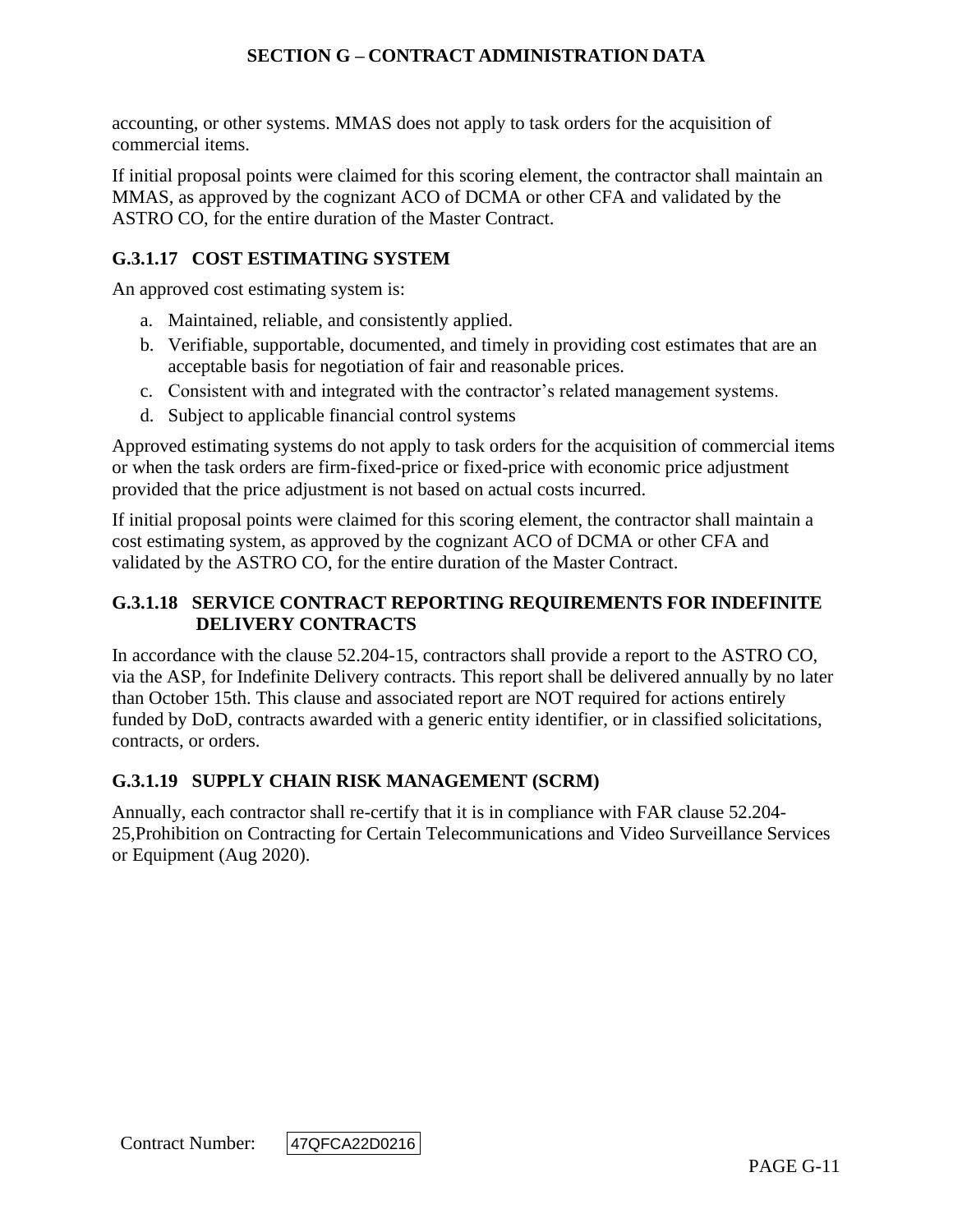accounting, or other systems. MMAS does not apply to task orders for the acquisition of commercial items.

If initial proposal points were claimed for this scoring element, the contractor shall maintain an MMAS, as approved by the cognizant ACO of DCMA or other CFA and validated by the ASTRO CO, for the entire duration of the Master Contract.

### G.3.1.17 COST ESTIMATING SYSTEM

An approved cost estimating system is:

a. Maintained, reliable, and consistently applied.
b. Verifiable, supportable, documented, and timely in providing cost estimates that are an acceptable basis for negotiation of fair and reasonable prices.
c. Consistent with and integrated with the contractor's related management systems.
d. Subject to applicable financial control systems

Approved estimating systems do not apply to task orders for the acquisition of commercial items or when the task orders are firm-fixed-price or fixed-price with economic price adjustment provided that the price adjustment is not based on actual costs incurred.

If initial proposal points were claimed for this scoring element, the contractor shall maintain a cost estimating system, as approved by the cognizant ACO of DCMA or other CFA and validated by the ASTRO CO, for the entire duration of the Master Contract.

### G.3.1.18 SERVICE CONTRACT REPORTING REQUIREMENTS FOR INDEFINITE DELIVERY CONTRACTS

In accordance with the clause 52.204-15, contractors shall provide a report to the ASTRO CO, via the ASP, for Indefinite Delivery contracts. This report shall be delivered annually by no later than October 15th. This clause and associated report are NOT required for actions entirely funded by DoD, contracts awarded with a generic entity identifier, or in classified solicitations, contracts, or orders.

### G.3.1.19 SUPPLY CHAIN RISK MANAGEMENT (SCRM)

Annually, each contractor shall re-certify that it is in compliance with FAR clause 52.204-25,Prohibition on Contracting for Certain Telecommunications and Video Surveillance Services or Equipment (Aug 2020).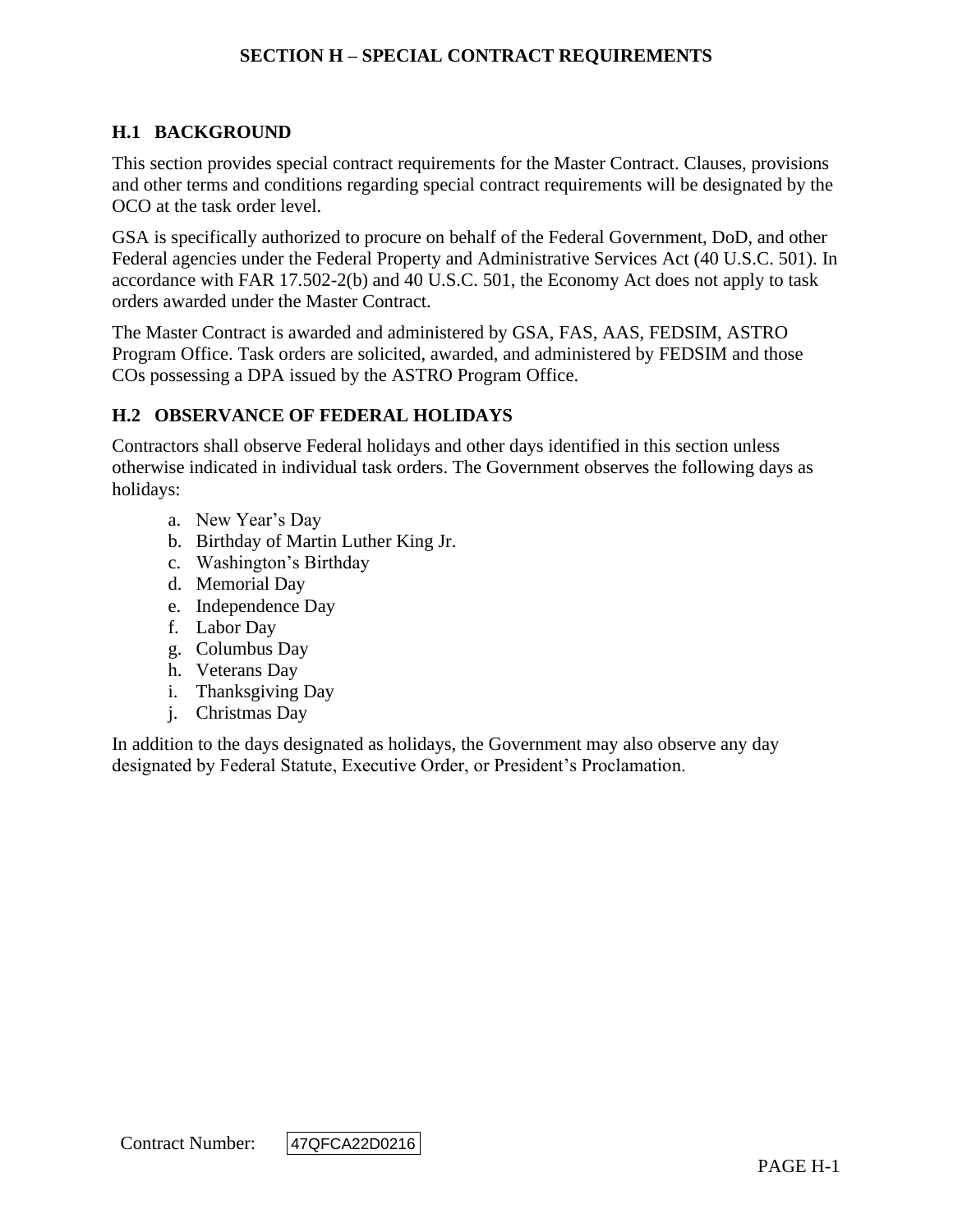# SECTION H – SPECIAL CONTRACT REQUIREMENTS

## H.1 BACKGROUND

This section provides special contract requirements for the Master Contract. Clauses, provisions and other terms and conditions regarding special contract requirements will be designated by the OCO at the task order level.

GSA is specifically authorized to procure on behalf of the Federal Government, DoD, and other Federal agencies under the Federal Property and Administrative Services Act (40 U.S.C. 501). In accordance with FAR 17.502-2(b) and 40 U.S.C. 501, the Economy Act does not apply to task orders awarded under the Master Contract.

The Master Contract is awarded and administered by GSA, FAS, AAS, FEDSIM, ASTRO Program Office. Task orders are solicited, awarded, and administered by FEDSIM and those COs possessing a DPA issued by the ASTRO Program Office.

## H.2 OBSERVANCE OF FEDERAL HOLIDAYS

Contractors shall observe Federal holidays and other days identified in this section unless otherwise indicated in individual task orders. The Government observes the following days as holidays:

a. New Year's Day
b. Birthday of Martin Luther King Jr.
c. Washington's Birthday
d. Memorial Day
e. Independence Day
f. Labor Day
g. Columbus Day
h. Veterans Day
i. Thanksgiving Day
j. Christmas Day

In addition to the days designated as holidays, the Government may also observe any day designated by Federal Statute, Executive Order, or President's Proclamation.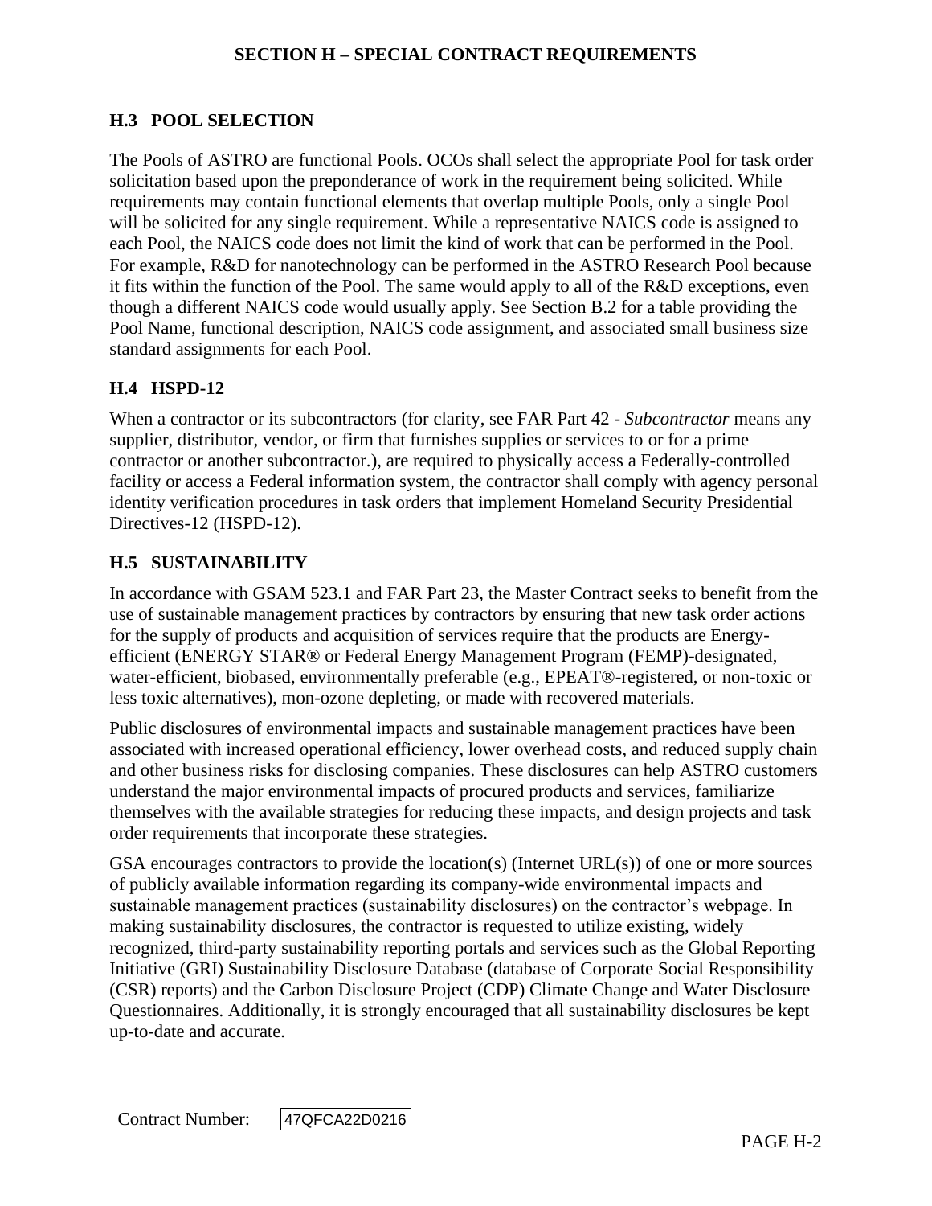## H.3 POOL SELECTION

The Pools of ASTRO are functional Pools. OCOs shall select the appropriate Pool for task order solicitation based upon the preponderance of work in the requirement being solicited. While requirements may contain functional elements that overlap multiple Pools, only a single Pool will be solicited for any single requirement. While a representative NAICS code is assigned to each Pool, the NAICS code does not limit the kind of work that can be performed in the Pool. For example, R&D for nanotechnology can be performed in the ASTRO Research Pool because it fits within the function of the Pool. The same would apply to all of the R&D exceptions, even though a different NAICS code would usually apply. See Section B.2 for a table providing the Pool Name, functional description, NAICS code assignment, and associated small business size standard assignments for each Pool.

## H.4 HSPD-12

When a contractor or its subcontractors (for clarity, see FAR Part 42 - *Subcontractor* means any supplier, distributor, vendor, or firm that furnishes supplies or services to or for a prime contractor or another subcontractor.), are required to physically access a Federally-controlled facility or access a Federal information system, the contractor shall comply with agency personal identity verification procedures in task orders that implement Homeland Security Presidential Directives-12 (HSPD-12).

## H.5 SUSTAINABILITY

In accordance with GSAM 523.1 and FAR Part 23, the Master Contract seeks to benefit from the use of sustainable management practices by contractors by ensuring that new task order actions for the supply of products and acquisition of services require that the products are Energy-efficient (ENERGY STAR® or Federal Energy Management Program (FEMP)-designated, water-efficient, biobased, environmentally preferable (e.g., EPEAT®-registered, or non-toxic or less toxic alternatives), mon-ozone depleting, or made with recovered materials.

Public disclosures of environmental impacts and sustainable management practices have been associated with increased operational efficiency, lower overhead costs, and reduced supply chain and other business risks for disclosing companies. These disclosures can help ASTRO customers understand the major environmental impacts of procured products and services, familiarize themselves with the available strategies for reducing these impacts, and design projects and task order requirements that incorporate these strategies.

GSA encourages contractors to provide the location(s) (Internet URL(s)) of one or more sources of publicly available information regarding its company-wide environmental impacts and sustainable management practices (sustainability disclosures) on the contractor's webpage. In making sustainability disclosures, the contractor is requested to utilize existing, widely recognized, third-party sustainability reporting portals and services such as the Global Reporting Initiative (GRI) Sustainability Disclosure Database (database of Corporate Social Responsibility (CSR) reports) and the Carbon Disclosure Project (CDP) Climate Change and Water Disclosure Questionnaires. Additionally, it is strongly encouraged that all sustainability disclosures be kept up-to-date and accurate.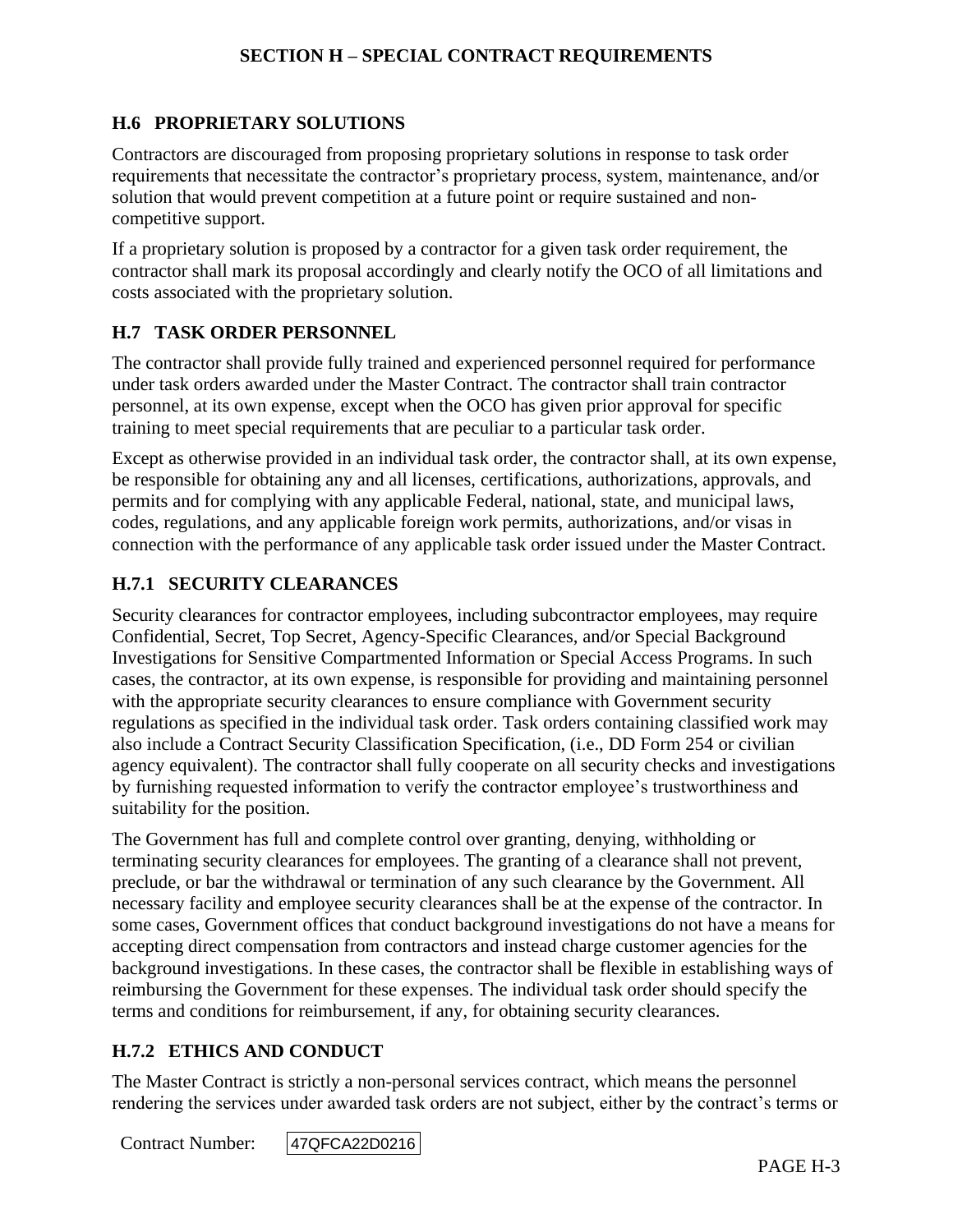## H.6 PROPRIETARY SOLUTIONS

Contractors are discouraged from proposing proprietary solutions in response to task order requirements that necessitate the contractor's proprietary process, system, maintenance, and/or solution that would prevent competition at a future point or require sustained and non-competitive support.

If a proprietary solution is proposed by a contractor for a given task order requirement, the contractor shall mark its proposal accordingly and clearly notify the OCO of all limitations and costs associated with the proprietary solution.

## H.7 TASK ORDER PERSONNEL

The contractor shall provide fully trained and experienced personnel required for performance under task orders awarded under the Master Contract. The contractor shall train contractor personnel, at its own expense, except when the OCO has given prior approval for specific training to meet special requirements that are peculiar to a particular task order.

Except as otherwise provided in an individual task order, the contractor shall, at its own expense, be responsible for obtaining any and all licenses, certifications, authorizations, approvals, and permits and for complying with any applicable Federal, national, state, and municipal laws, codes, regulations, and any applicable foreign work permits, authorizations, and/or visas in connection with the performance of any applicable task order issued under the Master Contract.

### H.7.1 SECURITY CLEARANCES

Security clearances for contractor employees, including subcontractor employees, may require Confidential, Secret, Top Secret, Agency-Specific Clearances, and/or Special Background Investigations for Sensitive Compartmented Information or Special Access Programs. In such cases, the contractor, at its own expense, is responsible for providing and maintaining personnel with the appropriate security clearances to ensure compliance with Government security regulations as specified in the individual task order. Task orders containing classified work may also include a Contract Security Classification Specification, (i.e., DD Form 254 or civilian agency equivalent). The contractor shall fully cooperate on all security checks and investigations by furnishing requested information to verify the contractor employee's trustworthiness and suitability for the position.

The Government has full and complete control over granting, denying, withholding or terminating security clearances for employees. The granting of a clearance shall not prevent, preclude, or bar the withdrawal or termination of any such clearance by the Government. All necessary facility and employee security clearances shall be at the expense of the contractor. In some cases, Government offices that conduct background investigations do not have a means for accepting direct compensation from contractors and instead charge customer agencies for the background investigations. In these cases, the contractor shall be flexible in establishing ways of reimbursing the Government for these expenses. The individual task order should specify the terms and conditions for reimbursement, if any, for obtaining security clearances.

### H.7.2 ETHICS AND CONDUCT

The Master Contract is strictly a non-personal services contract, which means the personnel rendering the services under awarded task orders are not subject, either by the contract's terms or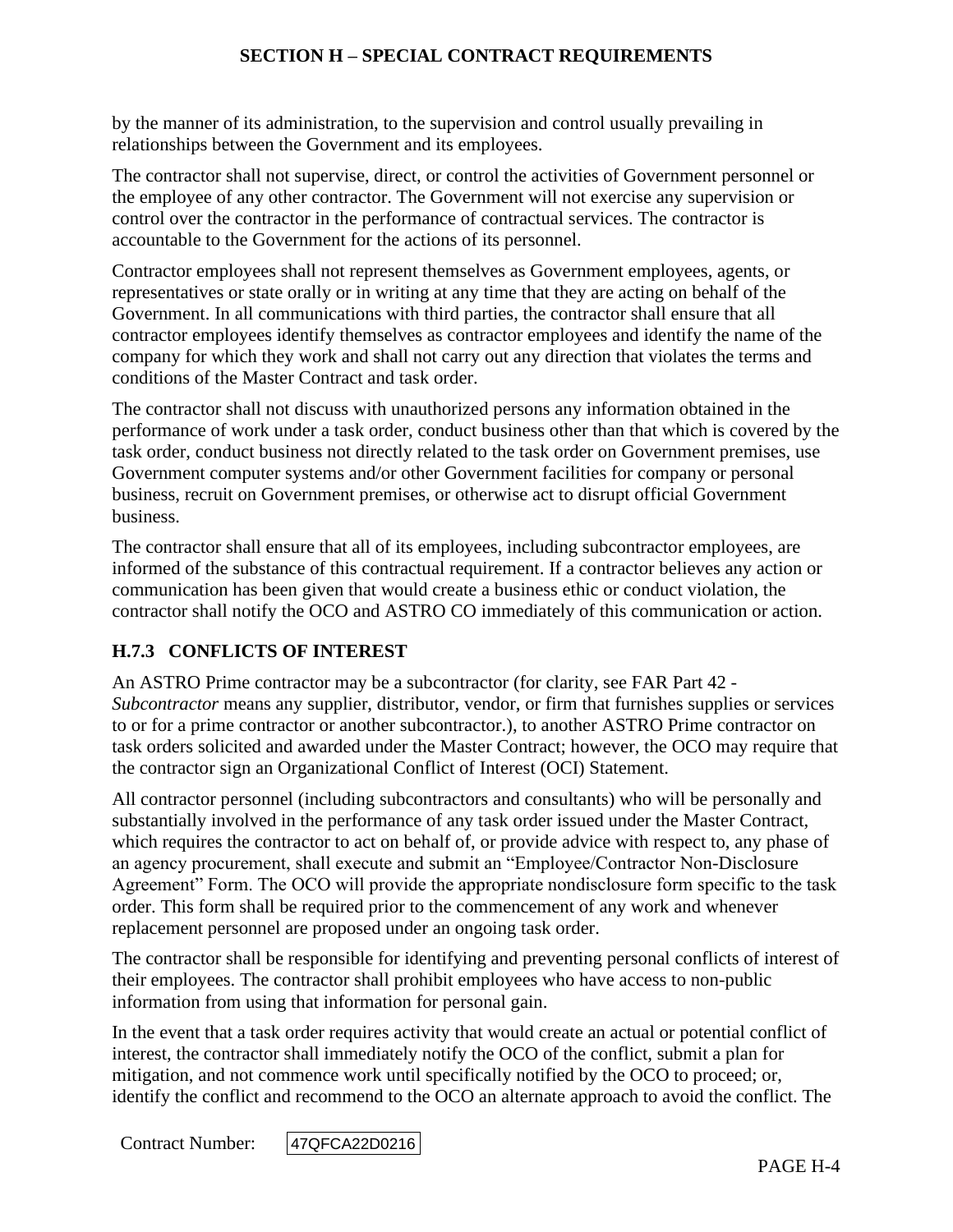by the manner of its administration, to the supervision and control usually prevailing in relationships between the Government and its employees.

The contractor shall not supervise, direct, or control the activities of Government personnel or the employee of any other contractor. The Government will not exercise any supervision or control over the contractor in the performance of contractual services. The contractor is accountable to the Government for the actions of its personnel.

Contractor employees shall not represent themselves as Government employees, agents, or representatives or state orally or in writing at any time that they are acting on behalf of the Government. In all communications with third parties, the contractor shall ensure that all contractor employees identify themselves as contractor employees and identify the name of the company for which they work and shall not carry out any direction that violates the terms and conditions of the Master Contract and task order.

The contractor shall not discuss with unauthorized persons any information obtained in the performance of work under a task order, conduct business other than that which is covered by the task order, conduct business not directly related to the task order on Government premises, use Government computer systems and/or other Government facilities for company or personal business, recruit on Government premises, or otherwise act to disrupt official Government business.

The contractor shall ensure that all of its employees, including subcontractor employees, are informed of the substance of this contractual requirement. If a contractor believes any action or communication has been given that would create a business ethic or conduct violation, the contractor shall notify the OCO and ASTRO CO immediately of this communication or action.

### H.7.3 CONFLICTS OF INTEREST

An ASTRO Prime contractor may be a subcontractor (for clarity, see FAR Part 42 - *Subcontractor* means any supplier, distributor, vendor, or firm that furnishes supplies or services to or for a prime contractor or another subcontractor.), to another ASTRO Prime contractor on task orders solicited and awarded under the Master Contract; however, the OCO may require that the contractor sign an Organizational Conflict of Interest (OCI) Statement.

All contractor personnel (including subcontractors and consultants) who will be personally and substantially involved in the performance of any task order issued under the Master Contract, which requires the contractor to act on behalf of, or provide advice with respect to, any phase of an agency procurement, shall execute and submit an "Employee/Contractor Non-Disclosure Agreement" Form. The OCO will provide the appropriate nondisclosure form specific to the task order. This form shall be required prior to the commencement of any work and whenever replacement personnel are proposed under an ongoing task order.

The contractor shall be responsible for identifying and preventing personal conflicts of interest of their employees. The contractor shall prohibit employees who have access to non-public information from using that information for personal gain.

In the event that a task order requires activity that would create an actual or potential conflict of interest, the contractor shall immediately notify the OCO of the conflict, submit a plan for mitigation, and not commence work until specifically notified by the OCO to proceed; or, identify the conflict and recommend to the OCO an alternate approach to avoid the conflict. The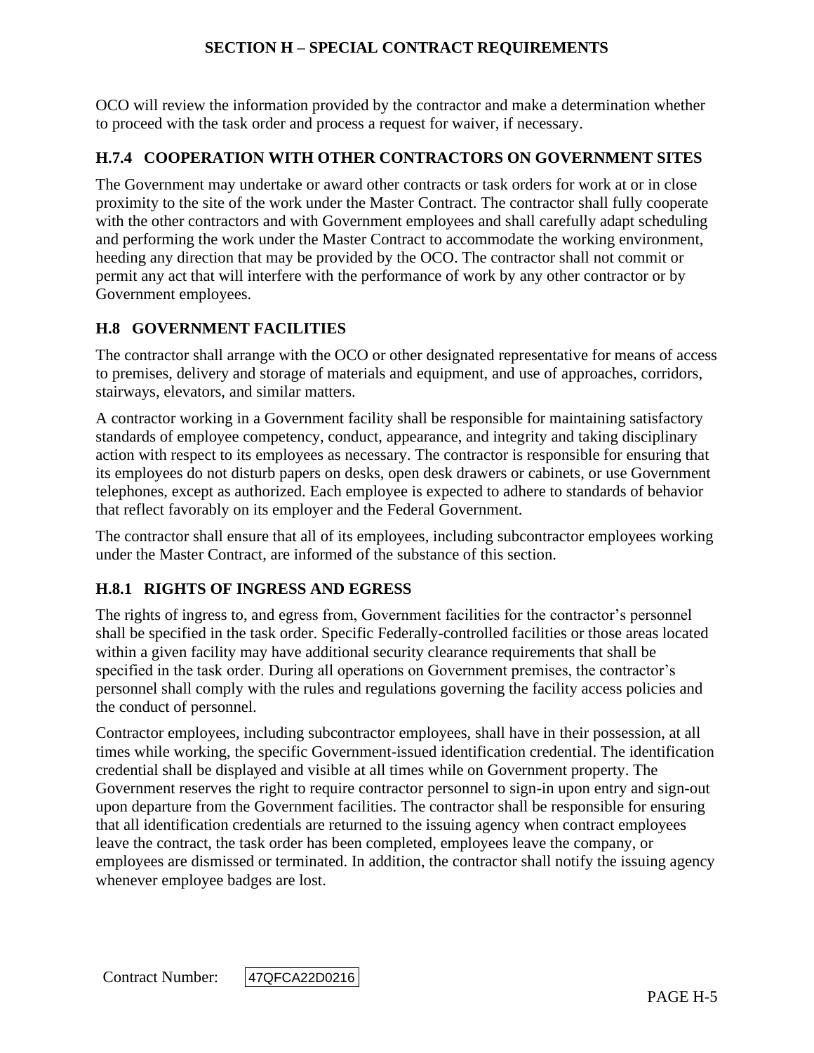OCO will review the information provided by the contractor and make a determination whether to proceed with the task order and process a request for waiver, if necessary.

### H.7.4 COOPERATION WITH OTHER CONTRACTORS ON GOVERNMENT SITES

The Government may undertake or award other contracts or task orders for work at or in close proximity to the site of the work under the Master Contract. The contractor shall fully cooperate with the other contractors and with Government employees and shall carefully adapt scheduling and performing the work under the Master Contract to accommodate the working environment, heeding any direction that may be provided by the OCO. The contractor shall not commit or permit any act that will interfere with the performance of work by any other contractor or by Government employees.

## H.8 GOVERNMENT FACILITIES

The contractor shall arrange with the OCO or other designated representative for means of access to premises, delivery and storage of materials and equipment, and use of approaches, corridors, stairways, elevators, and similar matters.

A contractor working in a Government facility shall be responsible for maintaining satisfactory standards of employee competency, conduct, appearance, and integrity and taking disciplinary action with respect to its employees as necessary. The contractor is responsible for ensuring that its employees do not disturb papers on desks, open desk drawers or cabinets, or use Government telephones, except as authorized. Each employee is expected to adhere to standards of behavior that reflect favorably on its employer and the Federal Government.

The contractor shall ensure that all of its employees, including subcontractor employees working under the Master Contract, are informed of the substance of this section.

### H.8.1 RIGHTS OF INGRESS AND EGRESS

The rights of ingress to, and egress from, Government facilities for the contractor's personnel shall be specified in the task order. Specific Federally-controlled facilities or those areas located within a given facility may have additional security clearance requirements that shall be specified in the task order. During all operations on Government premises, the contractor's personnel shall comply with the rules and regulations governing the facility access policies and the conduct of personnel.

Contractor employees, including subcontractor employees, shall have in their possession, at all times while working, the specific Government-issued identification credential. The identification credential shall be displayed and visible at all times while on Government property. The Government reserves the right to require contractor personnel to sign-in upon entry and sign-out upon departure from the Government facilities. The contractor shall be responsible for ensuring that all identification credentials are returned to the issuing agency when contract employees leave the contract, the task order has been completed, employees leave the company, or employees are dismissed or terminated. In addition, the contractor shall notify the issuing agency whenever employee badges are lost.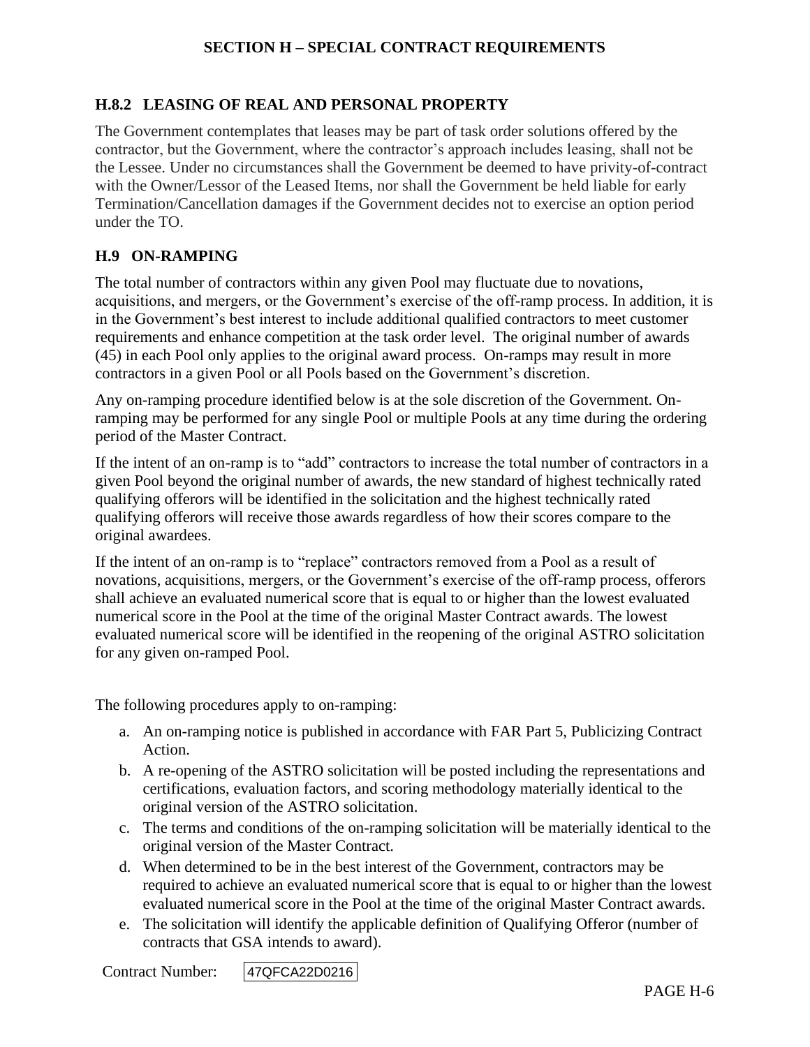### H.8.2 LEASING OF REAL AND PERSONAL PROPERTY

The Government contemplates that leases may be part of task order solutions offered by the contractor, but the Government, where the contractor's approach includes leasing, shall not be the Lessee. Under no circumstances shall the Government be deemed to have privity-of-contract with the Owner/Lessor of the Leased Items, nor shall the Government be held liable for early Termination/Cancellation damages if the Government decides not to exercise an option period under the TO.

## H.9 ON-RAMPING

The total number of contractors within any given Pool may fluctuate due to novations, acquisitions, and mergers, or the Government's exercise of the off-ramp process. In addition, it is in the Government's best interest to include additional qualified contractors to meet customer requirements and enhance competition at the task order level. The original number of awards (45) in each Pool only applies to the original award process. On-ramps may result in more contractors in a given Pool or all Pools based on the Government's discretion.

Any on-ramping procedure identified below is at the sole discretion of the Government. On-ramping may be performed for any single Pool or multiple Pools at any time during the ordering period of the Master Contract.

If the intent of an on-ramp is to "add" contractors to increase the total number of contractors in a given Pool beyond the original number of awards, the new standard of highest technically rated qualifying offerors will be identified in the solicitation and the highest technically rated qualifying offerors will receive those awards regardless of how their scores compare to the original awardees.

If the intent of an on-ramp is to "replace" contractors removed from a Pool as a result of novations, acquisitions, mergers, or the Government's exercise of the off-ramp process, offerors shall achieve an evaluated numerical score that is equal to or higher than the lowest evaluated numerical score in the Pool at the time of the original Master Contract awards. The lowest evaluated numerical score will be identified in the reopening of the original ASTRO solicitation for any given on-ramped Pool.

The following procedures apply to on-ramping:

a. An on-ramping notice is published in accordance with FAR Part 5, Publicizing Contract Action.
b. A re-opening of the ASTRO solicitation will be posted including the representations and certifications, evaluation factors, and scoring methodology materially identical to the original version of the ASTRO solicitation.
c. The terms and conditions of the on-ramping solicitation will be materially identical to the original version of the Master Contract.
d. When determined to be in the best interest of the Government, contractors may be required to achieve an evaluated numerical score that is equal to or higher than the lowest evaluated numerical score in the Pool at the time of the original Master Contract awards.
e. The solicitation will identify the applicable definition of Qualifying Offeror (number of contracts that GSA intends to award).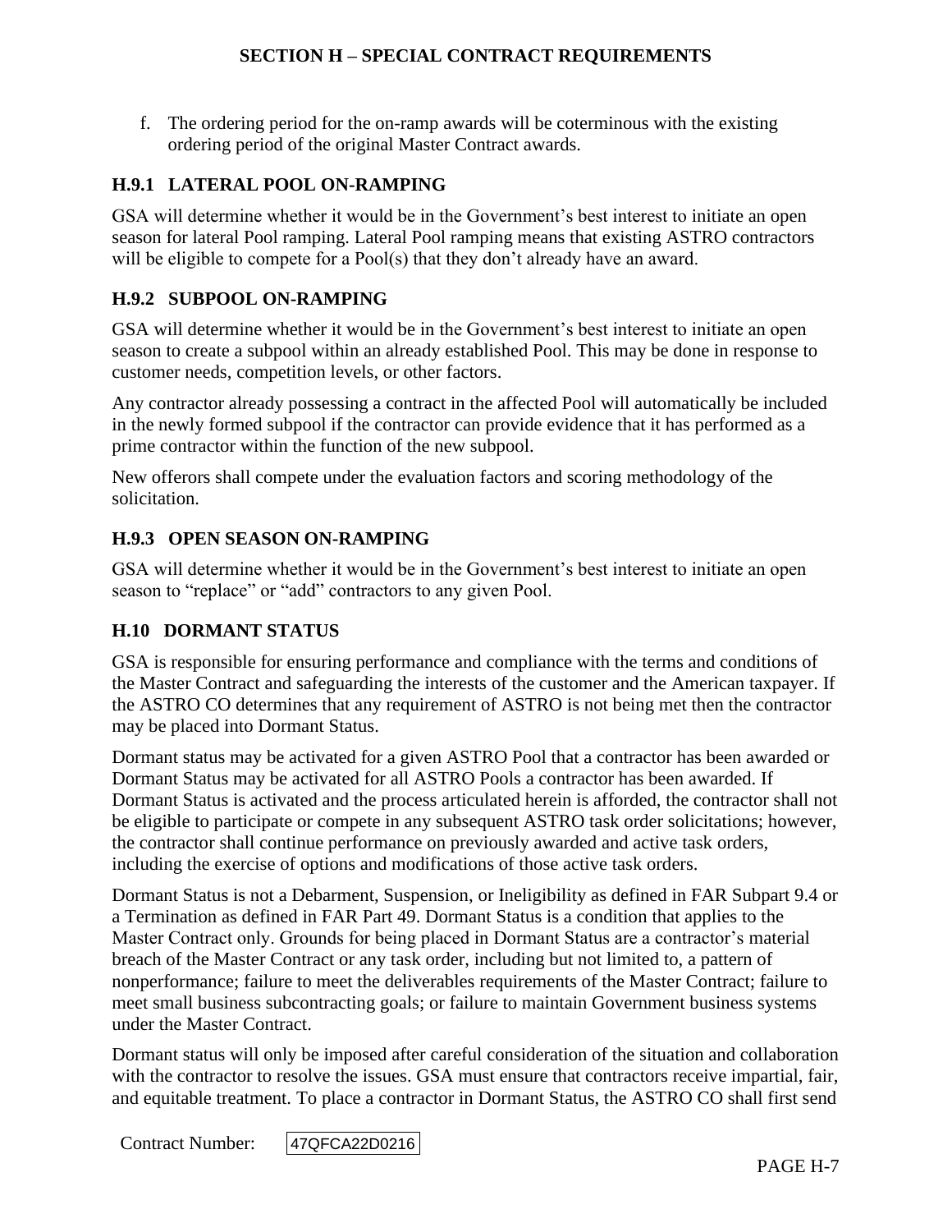f. The ordering period for the on-ramp awards will be coterminous with the existing ordering period of the original Master Contract awards.

### H.9.1 LATERAL POOL ON-RAMPING

GSA will determine whether it would be in the Government's best interest to initiate an open season for lateral Pool ramping. Lateral Pool ramping means that existing ASTRO contractors will be eligible to compete for a Pool(s) that they don't already have an award.

### H.9.2 SUBPOOL ON-RAMPING

GSA will determine whether it would be in the Government's best interest to initiate an open season to create a subpool within an already established Pool. This may be done in response to customer needs, competition levels, or other factors.

Any contractor already possessing a contract in the affected Pool will automatically be included in the newly formed subpool if the contractor can provide evidence that it has performed as a prime contractor within the function of the new subpool.

New offerors shall compete under the evaluation factors and scoring methodology of the solicitation.

### H.9.3 OPEN SEASON ON-RAMPING

GSA will determine whether it would be in the Government's best interest to initiate an open season to "replace" or "add" contractors to any given Pool.

## H.10 DORMANT STATUS

GSA is responsible for ensuring performance and compliance with the terms and conditions of the Master Contract and safeguarding the interests of the customer and the American taxpayer. If the ASTRO CO determines that any requirement of ASTRO is not being met then the contractor may be placed into Dormant Status.

Dormant status may be activated for a given ASTRO Pool that a contractor has been awarded or Dormant Status may be activated for all ASTRO Pools a contractor has been awarded. If Dormant Status is activated and the process articulated herein is afforded, the contractor shall not be eligible to participate or compete in any subsequent ASTRO task order solicitations; however, the contractor shall continue performance on previously awarded and active task orders, including the exercise of options and modifications of those active task orders.

Dormant Status is not a Debarment, Suspension, or Ineligibility as defined in FAR Subpart 9.4 or a Termination as defined in FAR Part 49. Dormant Status is a condition that applies to the Master Contract only. Grounds for being placed in Dormant Status are a contractor's material breach of the Master Contract or any task order, including but not limited to, a pattern of nonperformance; failure to meet the deliverables requirements of the Master Contract; failure to meet small business subcontracting goals; or failure to maintain Government business systems under the Master Contract.

Dormant status will only be imposed after careful consideration of the situation and collaboration with the contractor to resolve the issues. GSA must ensure that contractors receive impartial, fair, and equitable treatment. To place a contractor in Dormant Status, the ASTRO CO shall first send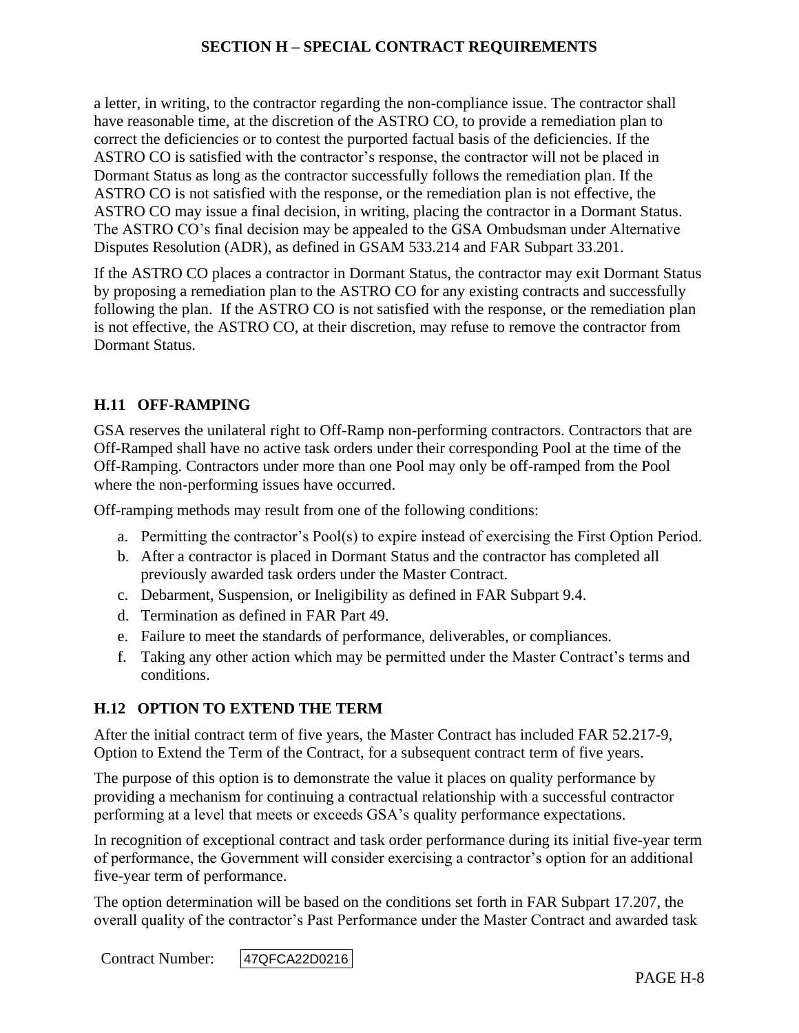a letter, in writing, to the contractor regarding the non-compliance issue. The contractor shall have reasonable time, at the discretion of the ASTRO CO, to provide a remediation plan to correct the deficiencies or to contest the purported factual basis of the deficiencies. If the ASTRO CO is satisfied with the contractor's response, the contractor will not be placed in Dormant Status as long as the contractor successfully follows the remediation plan. If the ASTRO CO is not satisfied with the response, or the remediation plan is not effective, the ASTRO CO may issue a final decision, in writing, placing the contractor in a Dormant Status. The ASTRO CO's final decision may be appealed to the GSA Ombudsman under Alternative Disputes Resolution (ADR), as defined in GSAM 533.214 and FAR Subpart 33.201.

If the ASTRO CO places a contractor in Dormant Status, the contractor may exit Dormant Status by proposing a remediation plan to the ASTRO CO for any existing contracts and successfully following the plan. If the ASTRO CO is not satisfied with the response, or the remediation plan is not effective, the ASTRO CO, at their discretion, may refuse to remove the contractor from Dormant Status.

## H.11 OFF-RAMPING

GSA reserves the unilateral right to Off-Ramp non-performing contractors. Contractors that are Off-Ramped shall have no active task orders under their corresponding Pool at the time of the Off-Ramping. Contractors under more than one Pool may only be off-ramped from the Pool where the non-performing issues have occurred.

Off-ramping methods may result from one of the following conditions:

a. Permitting the contractor's Pool(s) to expire instead of exercising the First Option Period.
b. After a contractor is placed in Dormant Status and the contractor has completed all previously awarded task orders under the Master Contract.
c. Debarment, Suspension, or Ineligibility as defined in FAR Subpart 9.4.
d. Termination as defined in FAR Part 49.
e. Failure to meet the standards of performance, deliverables, or compliances.
f. Taking any other action which may be permitted under the Master Contract's terms and conditions.

## H.12 OPTION TO EXTEND THE TERM

After the initial contract term of five years, the Master Contract has included FAR 52.217-9, Option to Extend the Term of the Contract, for a subsequent contract term of five years.

The purpose of this option is to demonstrate the value it places on quality performance by providing a mechanism for continuing a contractual relationship with a successful contractor performing at a level that meets or exceeds GSA's quality performance expectations.

In recognition of exceptional contract and task order performance during its initial five-year term of performance, the Government will consider exercising a contractor's option for an additional five-year term of performance.

The option determination will be based on the conditions set forth in FAR Subpart 17.207, the overall quality of the contractor's Past Performance under the Master Contract and awarded task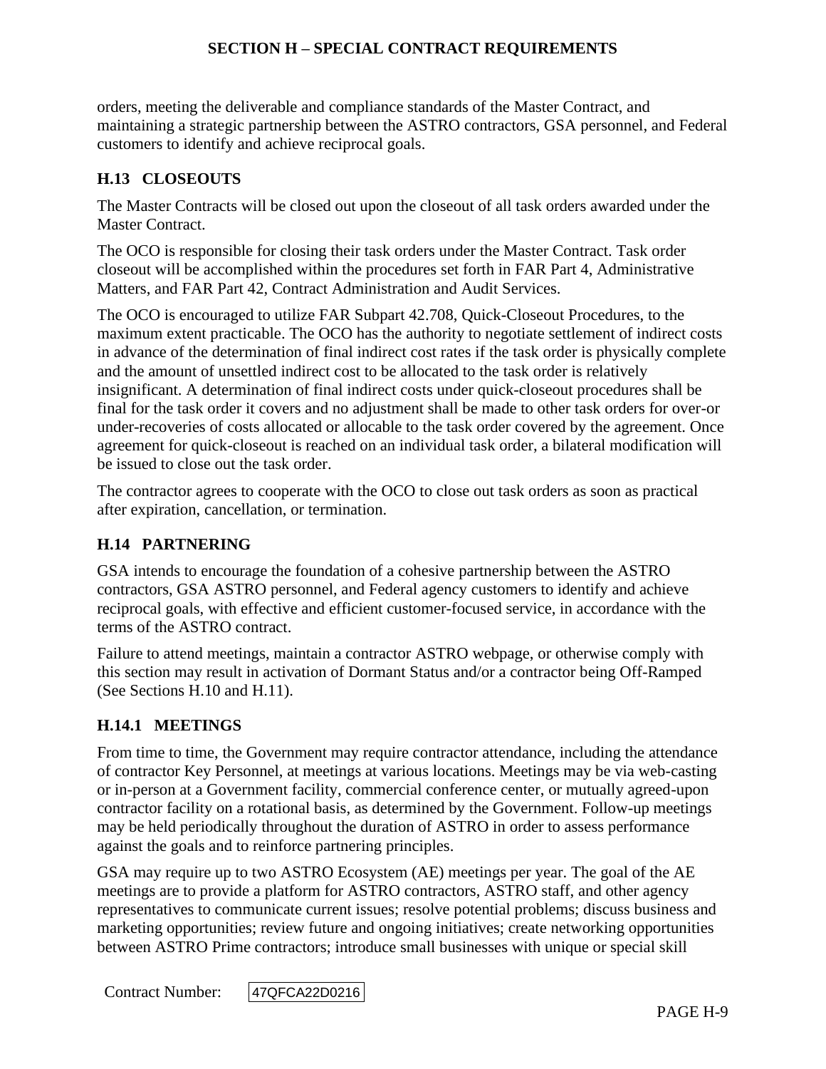orders, meeting the deliverable and compliance standards of the Master Contract, and maintaining a strategic partnership between the ASTRO contractors, GSA personnel, and Federal customers to identify and achieve reciprocal goals.

## H.13 CLOSEOUTS

The Master Contracts will be closed out upon the closeout of all task orders awarded under the Master Contract.

The OCO is responsible for closing their task orders under the Master Contract. Task order closeout will be accomplished within the procedures set forth in FAR Part 4, Administrative Matters, and FAR Part 42, Contract Administration and Audit Services.

The OCO is encouraged to utilize FAR Subpart 42.708, Quick-Closeout Procedures, to the maximum extent practicable. The OCO has the authority to negotiate settlement of indirect costs in advance of the determination of final indirect cost rates if the task order is physically complete and the amount of unsettled indirect cost to be allocated to the task order is relatively insignificant. A determination of final indirect costs under quick-closeout procedures shall be final for the task order it covers and no adjustment shall be made to other task orders for over-or under-recoveries of costs allocated or allocable to the task order covered by the agreement. Once agreement for quick-closeout is reached on an individual task order, a bilateral modification will be issued to close out the task order.

The contractor agrees to cooperate with the OCO to close out task orders as soon as practical after expiration, cancellation, or termination.

## H.14 PARTNERING

GSA intends to encourage the foundation of a cohesive partnership between the ASTRO contractors, GSA ASTRO personnel, and Federal agency customers to identify and achieve reciprocal goals, with effective and efficient customer-focused service, in accordance with the terms of the ASTRO contract.

Failure to attend meetings, maintain a contractor ASTRO webpage, or otherwise comply with this section may result in activation of Dormant Status and/or a contractor being Off-Ramped (See Sections H.10 and H.11).

### H.14.1 MEETINGS

From time to time, the Government may require contractor attendance, including the attendance of contractor Key Personnel, at meetings at various locations. Meetings may be via web-casting or in-person at a Government facility, commercial conference center, or mutually agreed-upon contractor facility on a rotational basis, as determined by the Government. Follow-up meetings may be held periodically throughout the duration of ASTRO in order to assess performance against the goals and to reinforce partnering principles.

GSA may require up to two ASTRO Ecosystem (AE) meetings per year. The goal of the AE meetings are to provide a platform for ASTRO contractors, ASTRO staff, and other agency representatives to communicate current issues; resolve potential problems; discuss business and marketing opportunities; review future and ongoing initiatives; create networking opportunities between ASTRO Prime contractors; introduce small businesses with unique or special skill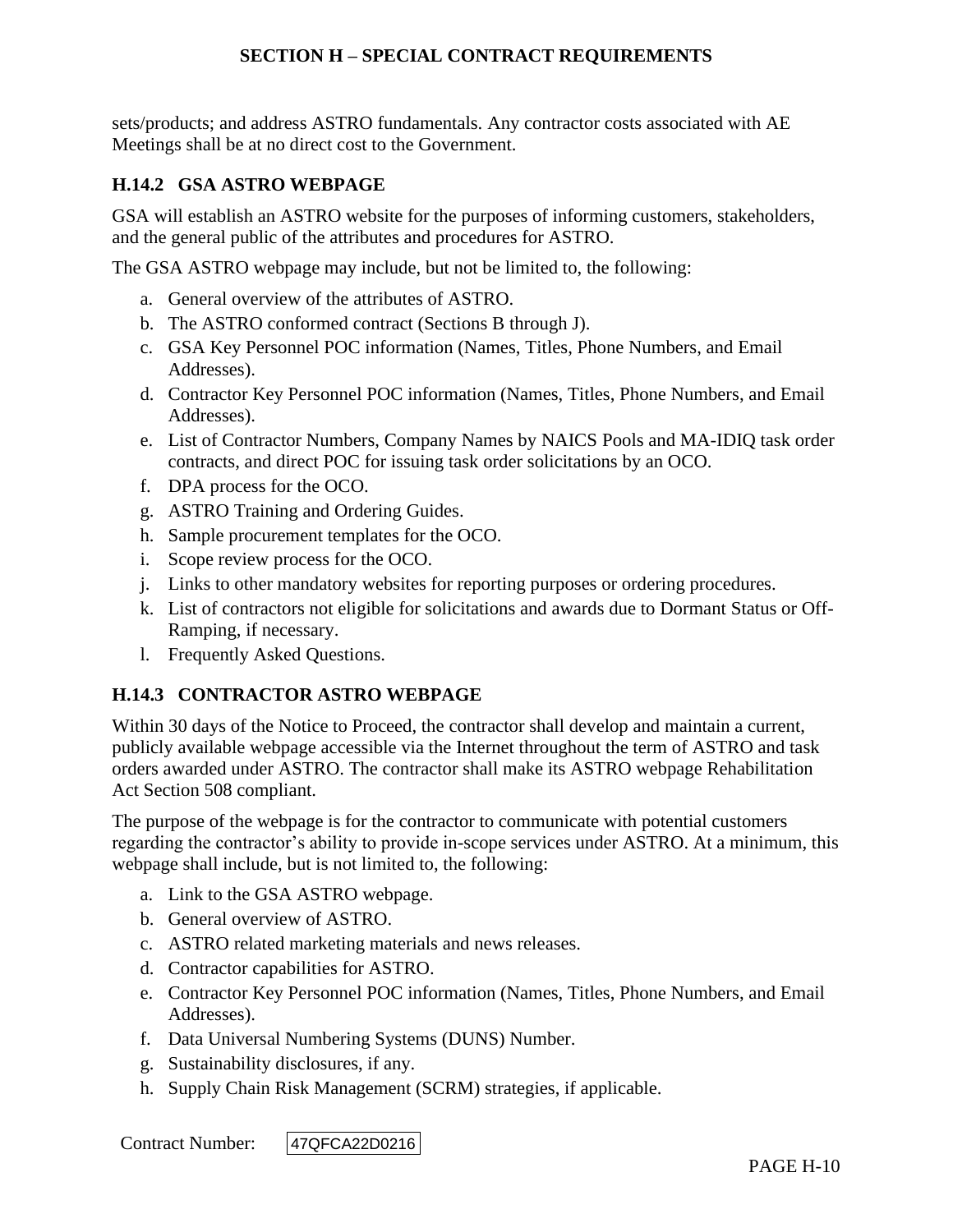sets/products; and address ASTRO fundamentals. Any contractor costs associated with AE Meetings shall be at no direct cost to the Government.

### H.14.2 GSA ASTRO WEBPAGE

GSA will establish an ASTRO website for the purposes of informing customers, stakeholders, and the general public of the attributes and procedures for ASTRO.

The GSA ASTRO webpage may include, but not be limited to, the following:

a. General overview of the attributes of ASTRO.
b. The ASTRO conformed contract (Sections B through J).
c. GSA Key Personnel POC information (Names, Titles, Phone Numbers, and Email Addresses).
d. Contractor Key Personnel POC information (Names, Titles, Phone Numbers, and Email Addresses).
e. List of Contractor Numbers, Company Names by NAICS Pools and MA-IDIQ task order contracts, and direct POC for issuing task order solicitations by an OCO.
f. DPA process for the OCO.
g. ASTRO Training and Ordering Guides.
h. Sample procurement templates for the OCO.
i. Scope review process for the OCO.
j. Links to other mandatory websites for reporting purposes or ordering procedures.
k. List of contractors not eligible for solicitations and awards due to Dormant Status or Off-Ramping, if necessary.
l. Frequently Asked Questions.

### H.14.3 CONTRACTOR ASTRO WEBPAGE

Within 30 days of the Notice to Proceed, the contractor shall develop and maintain a current, publicly available webpage accessible via the Internet throughout the term of ASTRO and task orders awarded under ASTRO. The contractor shall make its ASTRO webpage Rehabilitation Act Section 508 compliant.

The purpose of the webpage is for the contractor to communicate with potential customers regarding the contractor's ability to provide in-scope services under ASTRO. At a minimum, this webpage shall include, but is not limited to, the following:

a. Link to the GSA ASTRO webpage.
b. General overview of ASTRO.
c. ASTRO related marketing materials and news releases.
d. Contractor capabilities for ASTRO.
e. Contractor Key Personnel POC information (Names, Titles, Phone Numbers, and Email Addresses).
f. Data Universal Numbering Systems (DUNS) Number.
g. Sustainability disclosures, if any.
h. Supply Chain Risk Management (SCRM) strategies, if applicable.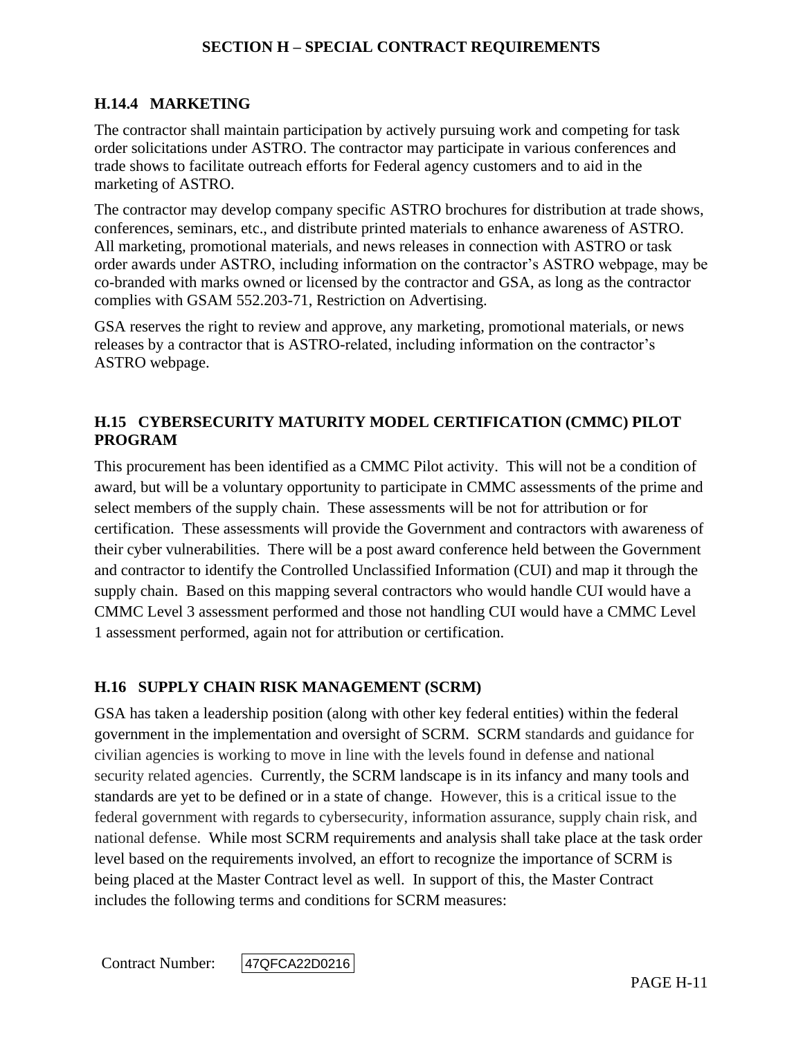### H.14.4 MARKETING

The contractor shall maintain participation by actively pursuing work and competing for task order solicitations under ASTRO. The contractor may participate in various conferences and trade shows to facilitate outreach efforts for Federal agency customers and to aid in the marketing of ASTRO.

The contractor may develop company specific ASTRO brochures for distribution at trade shows, conferences, seminars, etc., and distribute printed materials to enhance awareness of ASTRO. All marketing, promotional materials, and news releases in connection with ASTRO or task order awards under ASTRO, including information on the contractor's ASTRO webpage, may be co-branded with marks owned or licensed by the contractor and GSA, as long as the contractor complies with GSAM 552.203-71, Restriction on Advertising.

GSA reserves the right to review and approve, any marketing, promotional materials, or news releases by a contractor that is ASTRO-related, including information on the contractor's ASTRO webpage.

## H.15 CYBERSECURITY MATURITY MODEL CERTIFICATION (CMMC) PILOT PROGRAM

This procurement has been identified as a CMMC Pilot activity. This will not be a condition of award, but will be a voluntary opportunity to participate in CMMC assessments of the prime and select members of the supply chain. These assessments will be not for attribution or for certification. These assessments will provide the Government and contractors with awareness of their cyber vulnerabilities. There will be a post award conference held between the Government and contractor to identify the Controlled Unclassified Information (CUI) and map it through the supply chain. Based on this mapping several contractors who would handle CUI would have a CMMC Level 3 assessment performed and those not handling CUI would have a CMMC Level 1 assessment performed, again not for attribution or certification.

## H.16 SUPPLY CHAIN RISK MANAGEMENT (SCRM)

GSA has taken a leadership position (along with other key federal entities) within the federal government in the implementation and oversight of SCRM. SCRM standards and guidance for civilian agencies is working to move in line with the levels found in defense and national security related agencies. Currently, the SCRM landscape is in its infancy and many tools and standards are yet to be defined or in a state of change. However, this is a critical issue to the federal government with regards to cybersecurity, information assurance, supply chain risk, and national defense. While most SCRM requirements and analysis shall take place at the task order level based on the requirements involved, an effort to recognize the importance of SCRM is being placed at the Master Contract level as well. In support of this, the Master Contract includes the following terms and conditions for SCRM measures: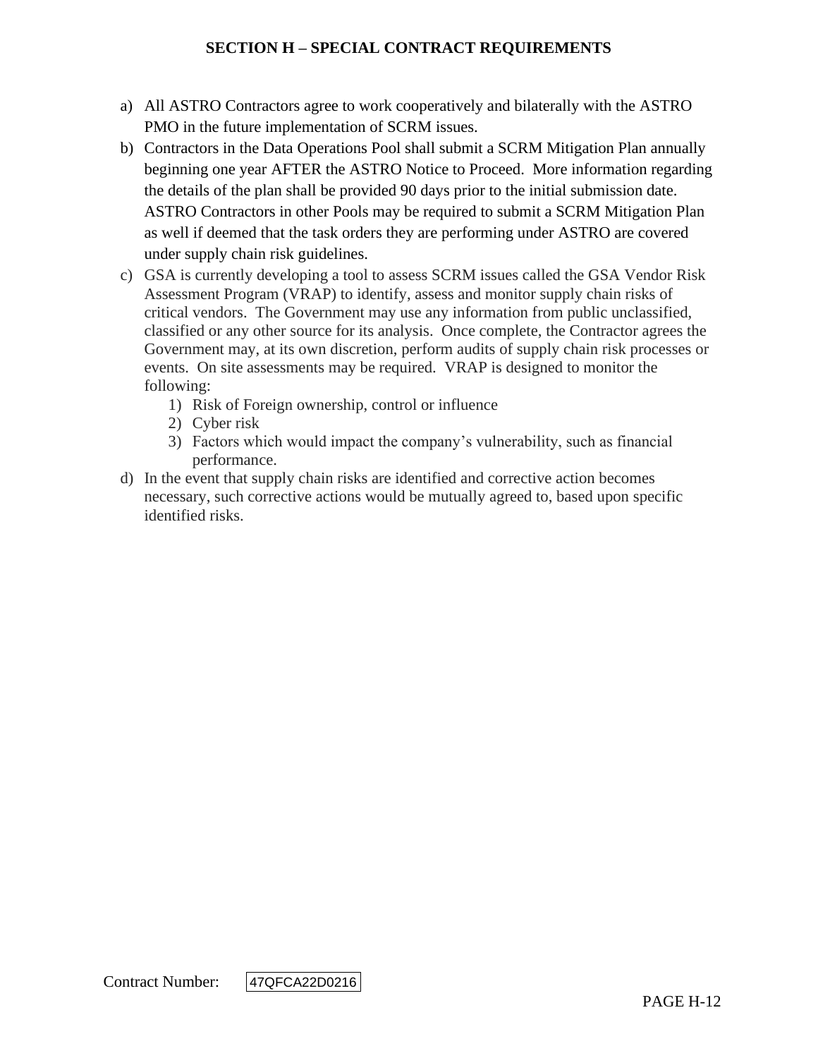a) All ASTRO Contractors agree to work cooperatively and bilaterally with the ASTRO PMO in the future implementation of SCRM issues.
b) Contractors in the Data Operations Pool shall submit a SCRM Mitigation Plan annually beginning one year AFTER the ASTRO Notice to Proceed. More information regarding the details of the plan shall be provided 90 days prior to the initial submission date. ASTRO Contractors in other Pools may be required to submit a SCRM Mitigation Plan as well if deemed that the task orders they are performing under ASTRO are covered under supply chain risk guidelines.
c) GSA is currently developing a tool to assess SCRM issues called the GSA Vendor Risk Assessment Program (VRAP) to identify, assess and monitor supply chain risks of critical vendors. The Government may use any information from public unclassified, classified or any other source for its analysis. Once complete, the Contractor agrees the Government may, at its own discretion, perform audits of supply chain risk processes or events. On site assessments may be required. VRAP is designed to monitor the following:
    1) Risk of Foreign ownership, control or influence
    2) Cyber risk
    3) Factors which would impact the company's vulnerability, such as financial performance.
d) In the event that supply chain risks are identified and corrective action becomes necessary, such corrective actions would be mutually agreed to, based upon specific identified risks.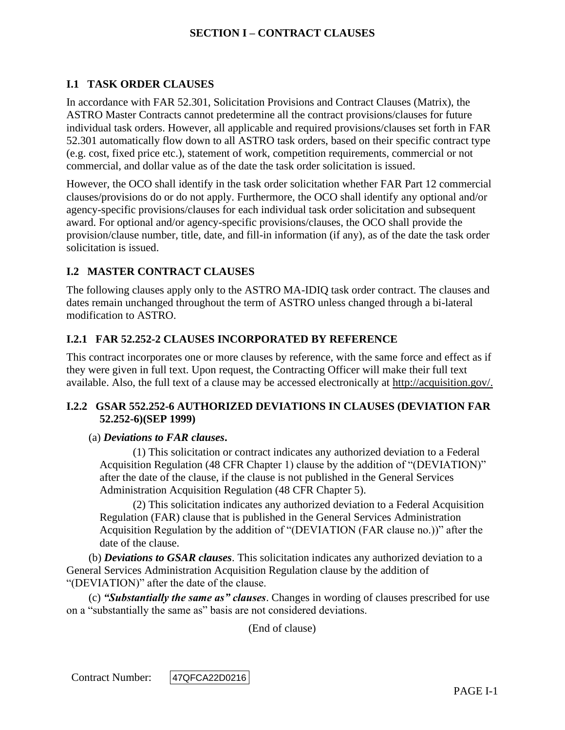# SECTION I – CONTRACT CLAUSES

## I.1 TASK ORDER CLAUSES

In accordance with FAR 52.301, Solicitation Provisions and Contract Clauses (Matrix), the ASTRO Master Contracts cannot predetermine all the contract provisions/clauses for future individual task orders. However, all applicable and required provisions/clauses set forth in FAR 52.301 automatically flow down to all ASTRO task orders, based on their specific contract type (e.g. cost, fixed price etc.), statement of work, competition requirements, commercial or not commercial, and dollar value as of the date the task order solicitation is issued.

However, the OCO shall identify in the task order solicitation whether FAR Part 12 commercial clauses/provisions do or do not apply. Furthermore, the OCO shall identify any optional and/or agency-specific provisions/clauses for each individual task order solicitation and subsequent award. For optional and/or agency-specific provisions/clauses, the OCO shall provide the provision/clause number, title, date, and fill-in information (if any), as of the date the task order solicitation is issued.

## I.2 MASTER CONTRACT CLAUSES

The following clauses apply only to the ASTRO MA-IDIQ task order contract. The clauses and dates remain unchanged throughout the term of ASTRO unless changed through a bi-lateral modification to ASTRO.

### I.2.1 FAR 52.252-2 CLAUSES INCORPORATED BY REFERENCE

This contract incorporates one or more clauses by reference, with the same force and effect as if they were given in full text. Upon request, the Contracting Officer will make their full text available. Also, the full text of a clause may be accessed electronically at http://acquisition.gov/.

### I.2.2 GSAR 552.252-6 AUTHORIZED DEVIATIONS IN CLAUSES (DEVIATION FAR 52.252-6)(SEP 1999)

(a) ***Deviations to FAR clauses*.**

(1) This solicitation or contract indicates any authorized deviation to a Federal Acquisition Regulation (48 CFR Chapter 1) clause by the addition of "(DEVIATION)" after the date of the clause, if the clause is not published in the General Services Administration Acquisition Regulation (48 CFR Chapter 5).

(2) This solicitation indicates any authorized deviation to a Federal Acquisition Regulation (FAR) clause that is published in the General Services Administration Acquisition Regulation by the addition of "(DEVIATION (FAR clause no.))" after the date of the clause.

(b) ***Deviations to GSAR clauses***. This solicitation indicates any authorized deviation to a General Services Administration Acquisition Regulation clause by the addition of "(DEVIATION)" after the date of the clause.

(c) ***"Substantially the same as" clauses***. Changes in wording of clauses prescribed for use on a "substantially the same as" basis are not considered deviations.

(End of clause)

Contract Number: 47QFCA22D0216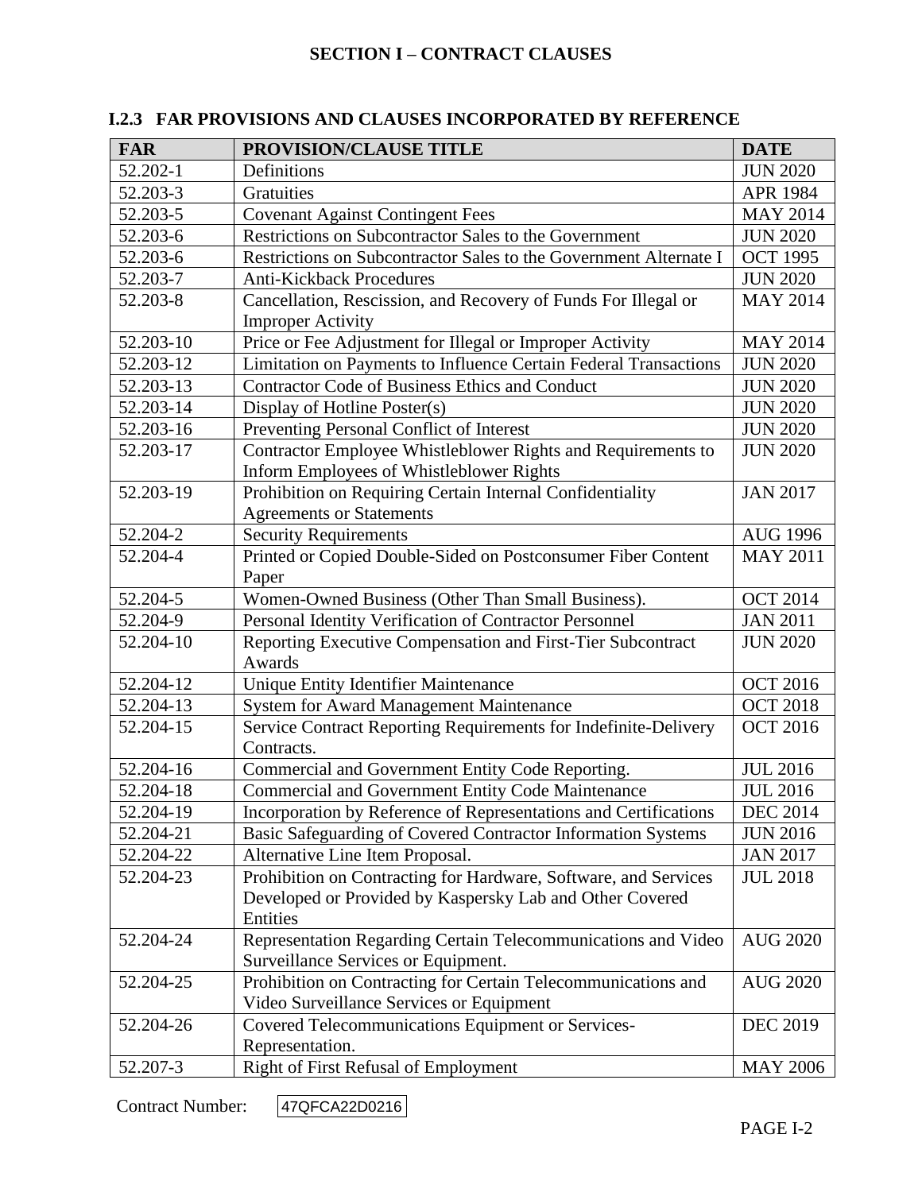# SECTION I – CONTRACT CLAUSES

## I.2.3 FAR PROVISIONS AND CLAUSES INCORPORATED BY REFERENCE

| FAR | PROVISION/CLAUSE TITLE | DATE |
|---|---|---|
| 52.202-1 | Definitions | JUN 2020 |
| 52.203-3 | Gratuities | APR 1984 |
| 52.203-5 | Covenant Against Contingent Fees | MAY 2014 |
| 52.203-6 | Restrictions on Subcontractor Sales to the Government | JUN 2020 |
| 52.203-6 | Restrictions on Subcontractor Sales to the Government Alternate I | OCT 1995 |
| 52.203-7 | Anti-Kickback Procedures | JUN 2020 |
| 52.203-8 | Cancellation, Rescission, and Recovery of Funds For Illegal or Improper Activity | MAY 2014 |
| 52.203-10 | Price or Fee Adjustment for Illegal or Improper Activity | MAY 2014 |
| 52.203-12 | Limitation on Payments to Influence Certain Federal Transactions | JUN 2020 |
| 52.203-13 | Contractor Code of Business Ethics and Conduct | JUN 2020 |
| 52.203-14 | Display of Hotline Poster(s) | JUN 2020 |
| 52.203-16 | Preventing Personal Conflict of Interest | JUN 2020 |
| 52.203-17 | Contractor Employee Whistleblower Rights and Requirements to Inform Employees of Whistleblower Rights | JUN 2020 |
| 52.203-19 | Prohibition on Requiring Certain Internal Confidentiality Agreements or Statements | JAN 2017 |
| 52.204-2 | Security Requirements | AUG 1996 |
| 52.204-4 | Printed or Copied Double-Sided on Postconsumer Fiber Content Paper | MAY 2011 |
| 52.204-5 | Women-Owned Business (Other Than Small Business). | OCT 2014 |
| 52.204-9 | Personal Identity Verification of Contractor Personnel | JAN 2011 |
| 52.204-10 | Reporting Executive Compensation and First-Tier Subcontract Awards | JUN 2020 |
| 52.204-12 | Unique Entity Identifier Maintenance | OCT 2016 |
| 52.204-13 | System for Award Management Maintenance | OCT 2018 |
| 52.204-15 | Service Contract Reporting Requirements for Indefinite-Delivery Contracts. | OCT 2016 |
| 52.204-16 | Commercial and Government Entity Code Reporting. | JUL 2016 |
| 52.204-18 | Commercial and Government Entity Code Maintenance | JUL 2016 |
| 52.204-19 | Incorporation by Reference of Representations and Certifications | DEC 2014 |
| 52.204-21 | Basic Safeguarding of Covered Contractor Information Systems | JUN 2016 |
| 52.204-22 | Alternative Line Item Proposal. | JAN 2017 |
| 52.204-23 | Prohibition on Contracting for Hardware, Software, and Services Developed or Provided by Kaspersky Lab and Other Covered Entities | JUL 2018 |
| 52.204-24 | Representation Regarding Certain Telecommunications and Video Surveillance Services or Equipment. | AUG 2020 |
| 52.204-25 | Prohibition on Contracting for Certain Telecommunications and Video Surveillance Services or Equipment | AUG 2020 |
| 52.204-26 | Covered Telecommunications Equipment or Services-Representation. | DEC 2019 |
| 52.207-3 | Right of First Refusal of Employment | MAY 2006 |

Contract Number: 47QFCA22D0216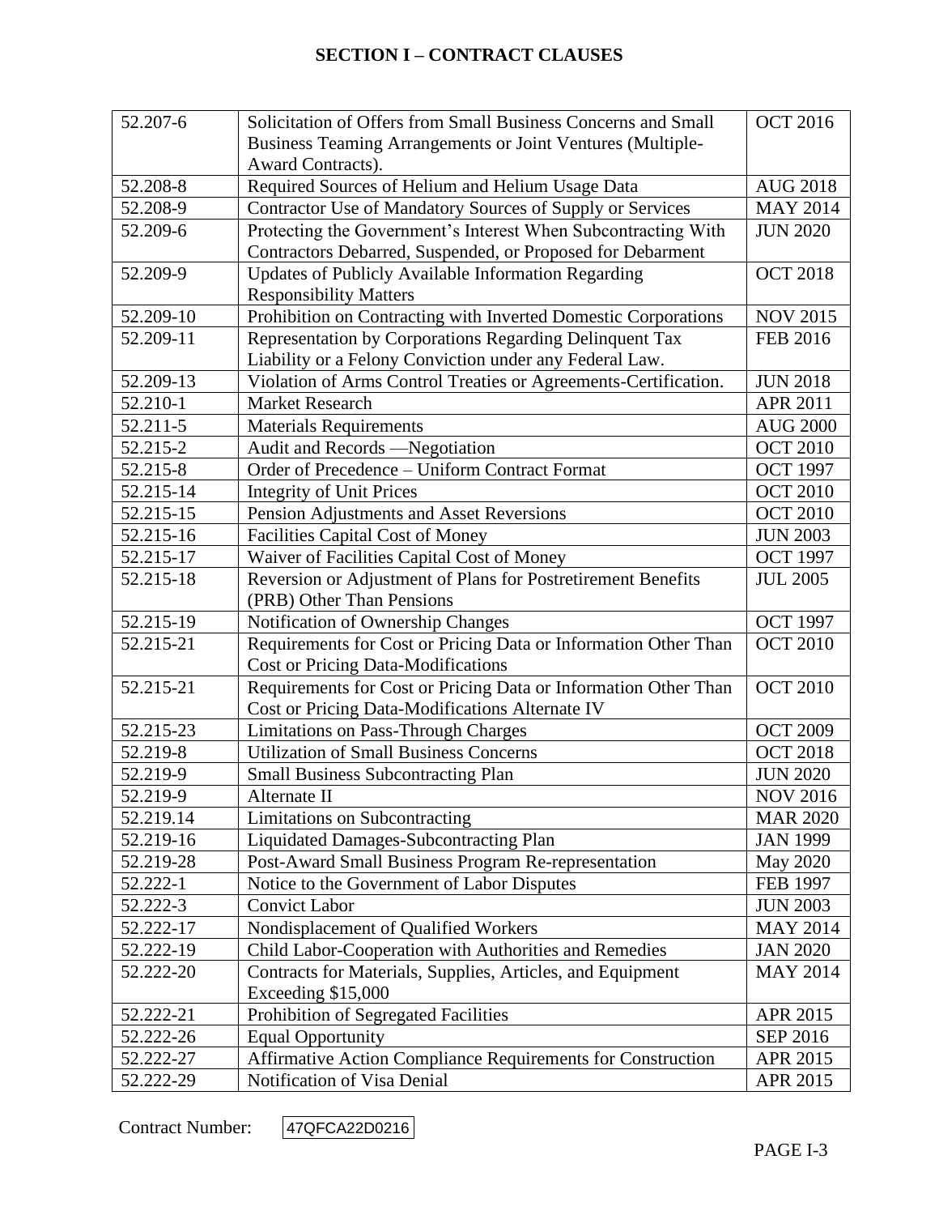## SECTION I – CONTRACT CLAUSES

| | | |
|---|---|---|
| 52.207-6 | Solicitation of Offers from Small Business Concerns and Small Business Teaming Arrangements or Joint Ventures (Multiple-Award Contracts). | OCT 2016 |
| 52.208-8 | Required Sources of Helium and Helium Usage Data | AUG 2018 |
| 52.208-9 | Contractor Use of Mandatory Sources of Supply or Services | MAY 2014 |
| 52.209-6 | Protecting the Government's Interest When Subcontracting With Contractors Debarred, Suspended, or Proposed for Debarment | JUN 2020 |
| 52.209-9 | Updates of Publicly Available Information Regarding Responsibility Matters | OCT 2018 |
| 52.209-10 | Prohibition on Contracting with Inverted Domestic Corporations | NOV 2015 |
| 52.209-11 | Representation by Corporations Regarding Delinquent Tax Liability or a Felony Conviction under any Federal Law. | FEB 2016 |
| 52.209-13 | Violation of Arms Control Treaties or Agreements-Certification. | JUN 2018 |
| 52.210-1 | Market Research | APR 2011 |
| 52.211-5 | Materials Requirements | AUG 2000 |
| 52.215-2 | Audit and Records —Negotiation | OCT 2010 |
| 52.215-8 | Order of Precedence – Uniform Contract Format | OCT 1997 |
| 52.215-14 | Integrity of Unit Prices | OCT 2010 |
| 52.215-15 | Pension Adjustments and Asset Reversions | OCT 2010 |
| 52.215-16 | Facilities Capital Cost of Money | JUN 2003 |
| 52.215-17 | Waiver of Facilities Capital Cost of Money | OCT 1997 |
| 52.215-18 | Reversion or Adjustment of Plans for Postretirement Benefits (PRB) Other Than Pensions | JUL 2005 |
| 52.215-19 | Notification of Ownership Changes | OCT 1997 |
| 52.215-21 | Requirements for Cost or Pricing Data or Information Other Than Cost or Pricing Data-Modifications | OCT 2010 |
| 52.215-21 | Requirements for Cost or Pricing Data or Information Other Than Cost or Pricing Data-Modifications Alternate IV | OCT 2010 |
| 52.215-23 | Limitations on Pass-Through Charges | OCT 2009 |
| 52.219-8 | Utilization of Small Business Concerns | OCT 2018 |
| 52.219-9 | Small Business Subcontracting Plan | JUN 2020 |
| 52.219-9 | Alternate II | NOV 2016 |
| 52.219.14 | Limitations on Subcontracting | MAR 2020 |
| 52.219-16 | Liquidated Damages-Subcontracting Plan | JAN 1999 |
| 52.219-28 | Post-Award Small Business Program Re-representation | May 2020 |
| 52.222-1 | Notice to the Government of Labor Disputes | FEB 1997 |
| 52.222-3 | Convict Labor | JUN 2003 |
| 52.222-17 | Nondisplacement of Qualified Workers | MAY 2014 |
| 52.222-19 | Child Labor-Cooperation with Authorities and Remedies | JAN 2020 |
| 52.222-20 | Contracts for Materials, Supplies, Articles, and Equipment Exceeding $15,000 | MAY 2014 |
| 52.222-21 | Prohibition of Segregated Facilities | APR 2015 |
| 52.222-26 | Equal Opportunity | SEP 2016 |
| 52.222-27 | Affirmative Action Compliance Requirements for Construction | APR 2015 |
| 52.222-29 | Notification of Visa Denial | APR 2015 |

Contract Number: 47QFCA22D0216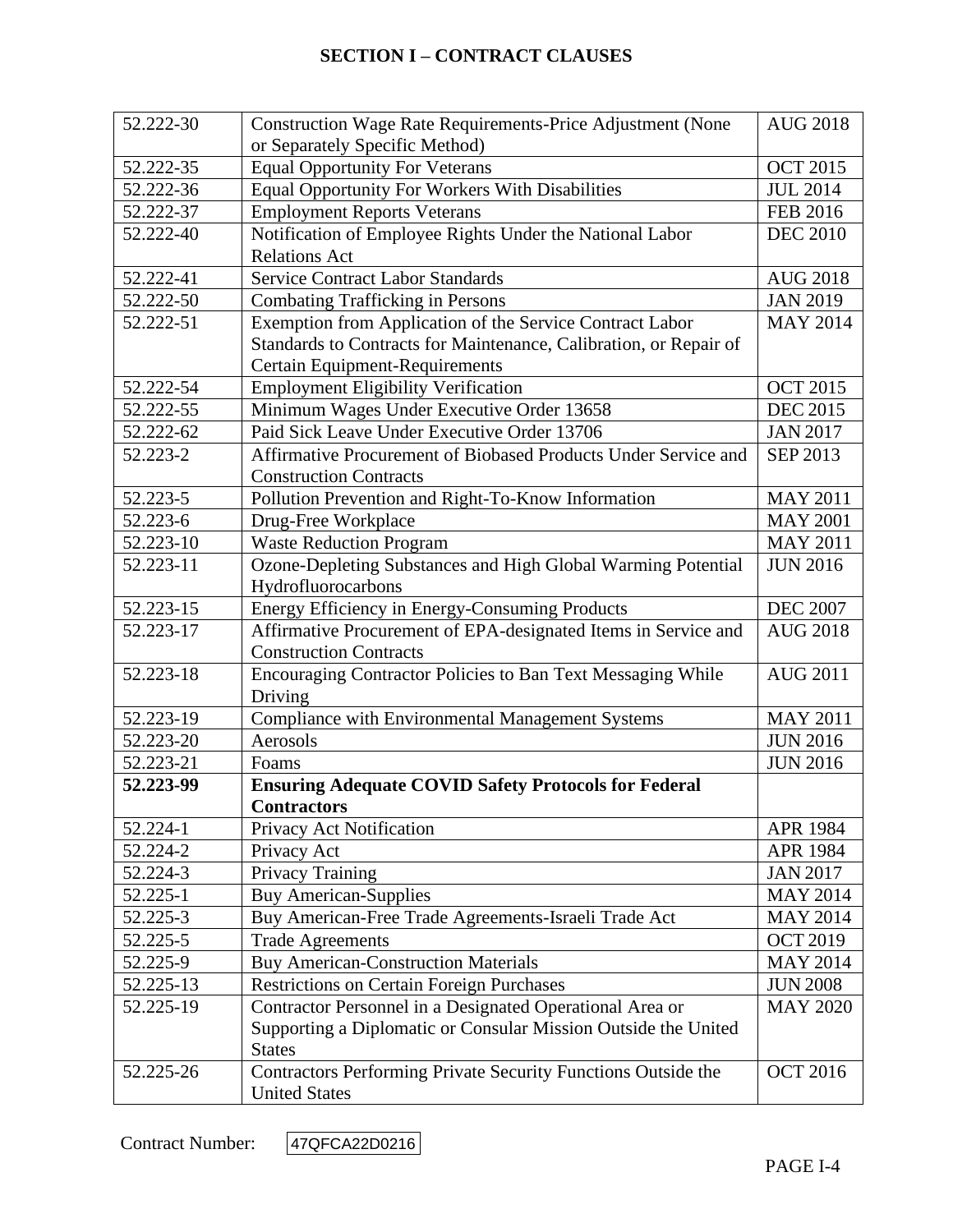# SECTION I – CONTRACT CLAUSES

| | | |
|---|---|---|
| 52.222-30 | Construction Wage Rate Requirements-Price Adjustment (None or Separately Specific Method) | AUG 2018 |
| 52.222-35 | Equal Opportunity For Veterans | OCT 2015 |
| 52.222-36 | Equal Opportunity For Workers With Disabilities | JUL 2014 |
| 52.222-37 | Employment Reports Veterans | FEB 2016 |
| 52.222-40 | Notification of Employee Rights Under the National Labor Relations Act | DEC 2010 |
| 52.222-41 | Service Contract Labor Standards | AUG 2018 |
| 52.222-50 | Combating Trafficking in Persons | JAN 2019 |
| 52.222-51 | Exemption from Application of the Service Contract Labor Standards to Contracts for Maintenance, Calibration, or Repair of Certain Equipment-Requirements | MAY 2014 |
| 52.222-54 | Employment Eligibility Verification | OCT 2015 |
| 52.222-55 | Minimum Wages Under Executive Order 13658 | DEC 2015 |
| 52.222-62 | Paid Sick Leave Under Executive Order 13706 | JAN 2017 |
| 52.223-2 | Affirmative Procurement of Biobased Products Under Service and Construction Contracts | SEP 2013 |
| 52.223-5 | Pollution Prevention and Right-To-Know Information | MAY 2011 |
| 52.223-6 | Drug-Free Workplace | MAY 2001 |
| 52.223-10 | Waste Reduction Program | MAY 2011 |
| 52.223-11 | Ozone-Depleting Substances and High Global Warming Potential Hydrofluorocarbons | JUN 2016 |
| 52.223-15 | Energy Efficiency in Energy-Consuming Products | DEC 2007 |
| 52.223-17 | Affirmative Procurement of EPA-designated Items in Service and Construction Contracts | AUG 2018 |
| 52.223-18 | Encouraging Contractor Policies to Ban Text Messaging While Driving | AUG 2011 |
| 52.223-19 | Compliance with Environmental Management Systems | MAY 2011 |
| 52.223-20 | Aerosols | JUN 2016 |
| 52.223-21 | Foams | JUN 2016 |
| **52.223-99** | **Ensuring Adequate COVID Safety Protocols for Federal Contractors** | |
| 52.224-1 | Privacy Act Notification | APR 1984 |
| 52.224-2 | Privacy Act | APR 1984 |
| 52.224-3 | Privacy Training | JAN 2017 |
| 52.225-1 | Buy American-Supplies | MAY 2014 |
| 52.225-3 | Buy American-Free Trade Agreements-Israeli Trade Act | MAY 2014 |
| 52.225-5 | Trade Agreements | OCT 2019 |
| 52.225-9 | Buy American-Construction Materials | MAY 2014 |
| 52.225-13 | Restrictions on Certain Foreign Purchases | JUN 2008 |
| 52.225-19 | Contractor Personnel in a Designated Operational Area or Supporting a Diplomatic or Consular Mission Outside the United States | MAY 2020 |
| 52.225-26 | Contractors Performing Private Security Functions Outside the United States | OCT 2016 |

Contract Number: 47QFCA22D0216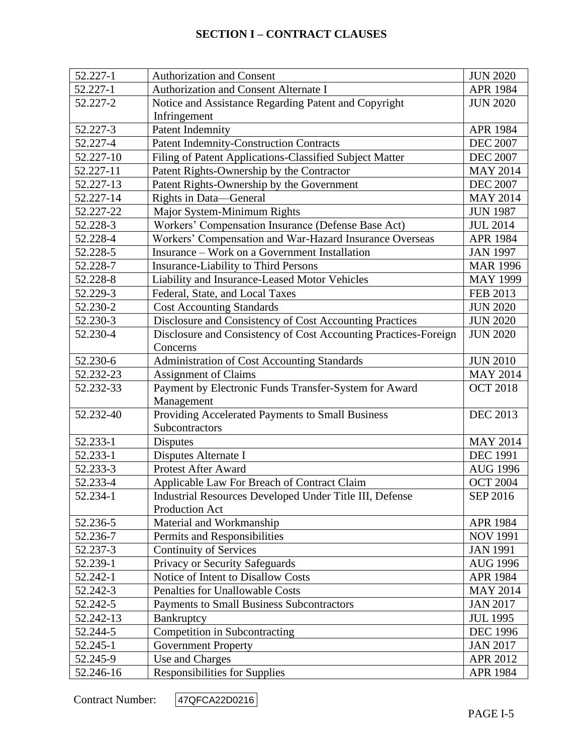## SECTION I – CONTRACT CLAUSES

| | | |
|---|---|---|
| 52.227-1 | Authorization and Consent | JUN 2020 |
| 52.227-1 | Authorization and Consent Alternate I | APR 1984 |
| 52.227-2 | Notice and Assistance Regarding Patent and Copyright Infringement | JUN 2020 |
| 52.227-3 | Patent Indemnity | APR 1984 |
| 52.227-4 | Patent Indemnity-Construction Contracts | DEC 2007 |
| 52.227-10 | Filing of Patent Applications-Classified Subject Matter | DEC 2007 |
| 52.227-11 | Patent Rights-Ownership by the Contractor | MAY 2014 |
| 52.227-13 | Patent Rights-Ownership by the Government | DEC 2007 |
| 52.227-14 | Rights in Data—General | MAY 2014 |
| 52.227-22 | Major System-Minimum Rights | JUN 1987 |
| 52.228-3 | Workers' Compensation Insurance (Defense Base Act) | JUL 2014 |
| 52.228-4 | Workers' Compensation and War-Hazard Insurance Overseas | APR 1984 |
| 52.228-5 | Insurance – Work on a Government Installation | JAN 1997 |
| 52.228-7 | Insurance-Liability to Third Persons | MAR 1996 |
| 52.228-8 | Liability and Insurance-Leased Motor Vehicles | MAY 1999 |
| 52.229-3 | Federal, State, and Local Taxes | FEB 2013 |
| 52.230-2 | Cost Accounting Standards | JUN 2020 |
| 52.230-3 | Disclosure and Consistency of Cost Accounting Practices | JUN 2020 |
| 52.230-4 | Disclosure and Consistency of Cost Accounting Practices-Foreign Concerns | JUN 2020 |
| 52.230-6 | Administration of Cost Accounting Standards | JUN 2010 |
| 52.232-23 | Assignment of Claims | MAY 2014 |
| 52.232-33 | Payment by Electronic Funds Transfer-System for Award Management | OCT 2018 |
| 52.232-40 | Providing Accelerated Payments to Small Business Subcontractors | DEC 2013 |
| 52.233-1 | Disputes | MAY 2014 |
| 52.233-1 | Disputes Alternate I | DEC 1991 |
| 52.233-3 | Protest After Award | AUG 1996 |
| 52.233-4 | Applicable Law For Breach of Contract Claim | OCT 2004 |
| 52.234-1 | Industrial Resources Developed Under Title III, Defense Production Act | SEP 2016 |
| 52.236-5 | Material and Workmanship | APR 1984 |
| 52.236-7 | Permits and Responsibilities | NOV 1991 |
| 52.237-3 | Continuity of Services | JAN 1991 |
| 52.239-1 | Privacy or Security Safeguards | AUG 1996 |
| 52.242-1 | Notice of Intent to Disallow Costs | APR 1984 |
| 52.242-3 | Penalties for Unallowable Costs | MAY 2014 |
| 52.242-5 | Payments to Small Business Subcontractors | JAN 2017 |
| 52.242-13 | Bankruptcy | JUL 1995 |
| 52.244-5 | Competition in Subcontracting | DEC 1996 |
| 52.245-1 | Government Property | JAN 2017 |
| 52.245-9 | Use and Charges | APR 2012 |
| 52.246-16 | Responsibilities for Supplies | APR 1984 |

Contract Number: 47QFCA22D0216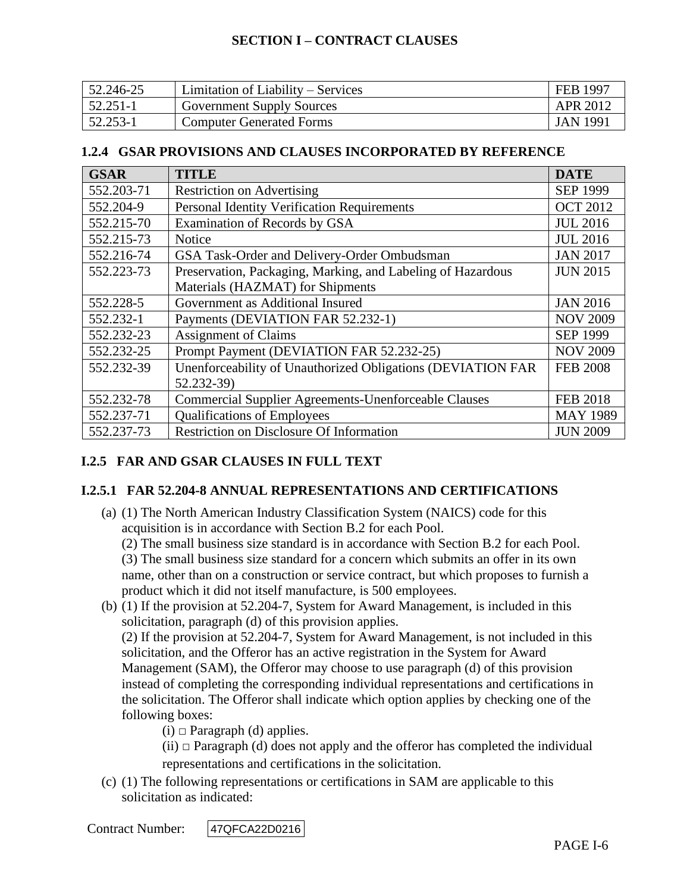| 52.246-25 | Limitation of Liability – Services | FEB 1997 |
|---|---|---|
| 52.251-1 | Government Supply Sources | APR 2012 |
| 52.253-1 | Computer Generated Forms | JAN 1991 |

### 1.2.4 GSAR PROVISIONS AND CLAUSES INCORPORATED BY REFERENCE

| GSAR | TITLE | DATE |
|---|---|---|
| 552.203-71 | Restriction on Advertising | SEP 1999 |
| 552.204-9 | Personal Identity Verification Requirements | OCT 2012 |
| 552.215-70 | Examination of Records by GSA | JUL 2016 |
| 552.215-73 | Notice | JUL 2016 |
| 552.216-74 | GSA Task-Order and Delivery-Order Ombudsman | JAN 2017 |
| 552.223-73 | Preservation, Packaging, Marking, and Labeling of Hazardous Materials (HAZMAT) for Shipments | JUN 2015 |
| 552.228-5 | Government as Additional Insured | JAN 2016 |
| 552.232-1 | Payments (DEVIATION FAR 52.232-1) | NOV 2009 |
| 552.232-23 | Assignment of Claims | SEP 1999 |
| 552.232-25 | Prompt Payment (DEVIATION FAR 52.232-25) | NOV 2009 |
| 552.232-39 | Unenforceability of Unauthorized Obligations (DEVIATION FAR 52.232-39) | FEB 2008 |
| 552.232-78 | Commercial Supplier Agreements-Unenforceable Clauses | FEB 2018 |
| 552.237-71 | Qualifications of Employees | MAY 1989 |
| 552.237-73 | Restriction on Disclosure Of Information | JUN 2009 |

### I.2.5 FAR AND GSAR CLAUSES IN FULL TEXT

### I.2.5.1 FAR 52.204-8 ANNUAL REPRESENTATIONS AND CERTIFICATIONS

(a) (1) The North American Industry Classification System (NAICS) code for this acquisition is in accordance with Section B.2 for each Pool.
(2) The small business size standard is in accordance with Section B.2 for each Pool.
(3) The small business size standard for a concern which submits an offer in its own name, other than on a construction or service contract, but which proposes to furnish a product which it did not itself manufacture, is 500 employees.

(b) (1) If the provision at 52.204-7, System for Award Management, is included in this solicitation, paragraph (d) of this provision applies.
(2) If the provision at 52.204-7, System for Award Management, is not included in this solicitation, and the Offeror has an active registration in the System for Award Management (SAM), the Offeror may choose to use paragraph (d) of this provision instead of completing the corresponding individual representations and certifications in the solicitation. The Offeror shall indicate which option applies by checking one of the following boxes:
(i) □ Paragraph (d) applies.
(ii) □ Paragraph (d) does not apply and the offeror has completed the individual representations and certifications in the solicitation.

(c) (1) The following representations or certifications in SAM are applicable to this solicitation as indicated:

Contract Number: 47QFCA22D0216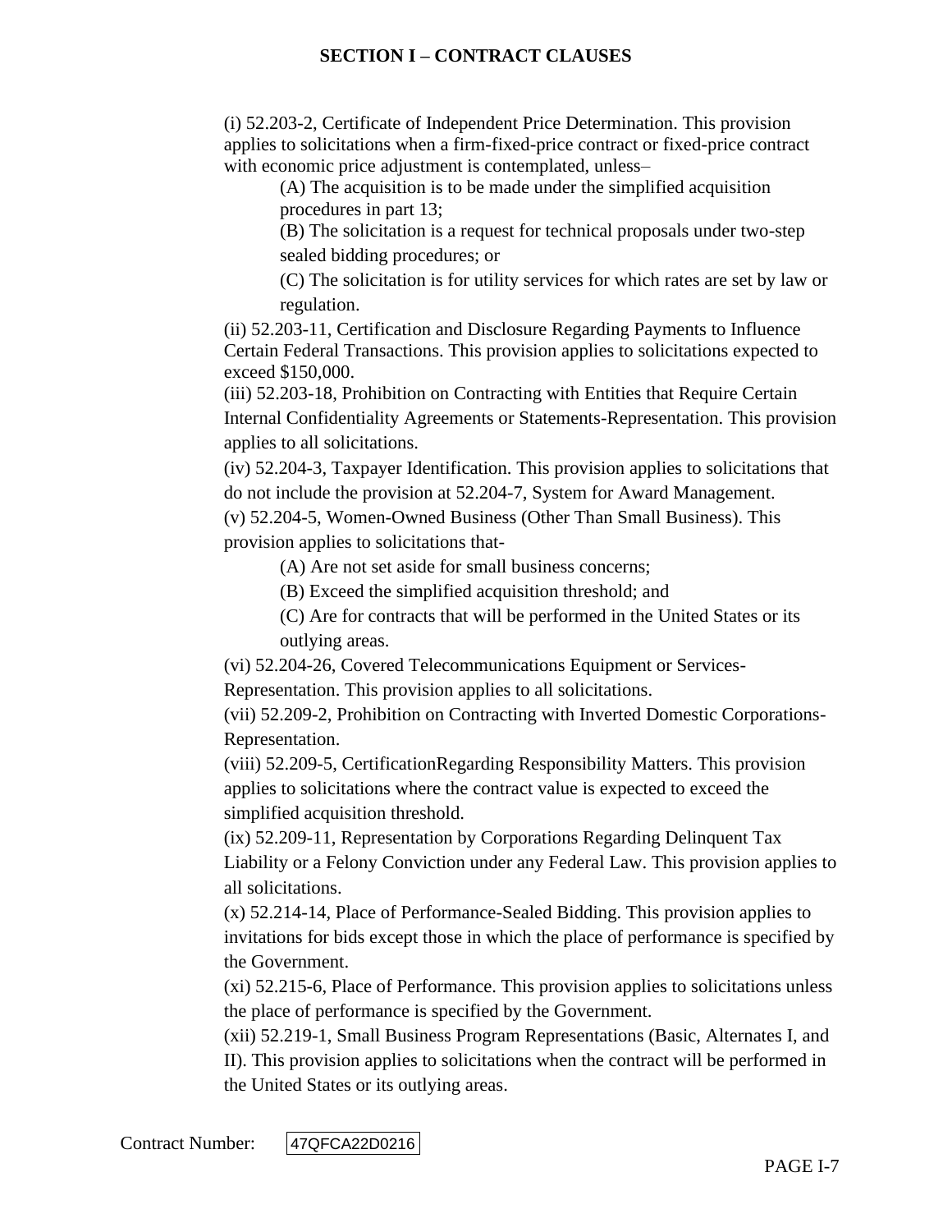(i) 52.203-2, Certificate of Independent Price Determination. This provision applies to solicitations when a firm-fixed-price contract or fixed-price contract with economic price adjustment is contemplated, unless–

(A) The acquisition is to be made under the simplified acquisition procedures in part 13;

(B) The solicitation is a request for technical proposals under two-step sealed bidding procedures; or

(C) The solicitation is for utility services for which rates are set by law or regulation.

(ii) 52.203-11, Certification and Disclosure Regarding Payments to Influence Certain Federal Transactions. This provision applies to solicitations expected to exceed $150,000.

(iii) 52.203-18, Prohibition on Contracting with Entities that Require Certain Internal Confidentiality Agreements or Statements-Representation. This provision applies to all solicitations.

(iv) 52.204-3, Taxpayer Identification. This provision applies to solicitations that do not include the provision at 52.204-7, System for Award Management.

(v) 52.204-5, Women-Owned Business (Other Than Small Business). This provision applies to solicitations that-

(A) Are not set aside for small business concerns;

(B) Exceed the simplified acquisition threshold; and

(C) Are for contracts that will be performed in the United States or its outlying areas.

(vi) 52.204-26, Covered Telecommunications Equipment or Services-Representation. This provision applies to all solicitations.

(vii) 52.209-2, Prohibition on Contracting with Inverted Domestic Corporations-Representation.

(viii) 52.209-5, CertificationRegarding Responsibility Matters. This provision applies to solicitations where the contract value is expected to exceed the simplified acquisition threshold.

(ix) 52.209-11, Representation by Corporations Regarding Delinquent Tax Liability or a Felony Conviction under any Federal Law. This provision applies to all solicitations.

(x) 52.214-14, Place of Performance-Sealed Bidding. This provision applies to invitations for bids except those in which the place of performance is specified by the Government.

(xi) 52.215-6, Place of Performance. This provision applies to solicitations unless the place of performance is specified by the Government.

(xii) 52.219-1, Small Business Program Representations (Basic, Alternates I, and II). This provision applies to solicitations when the contract will be performed in the United States or its outlying areas.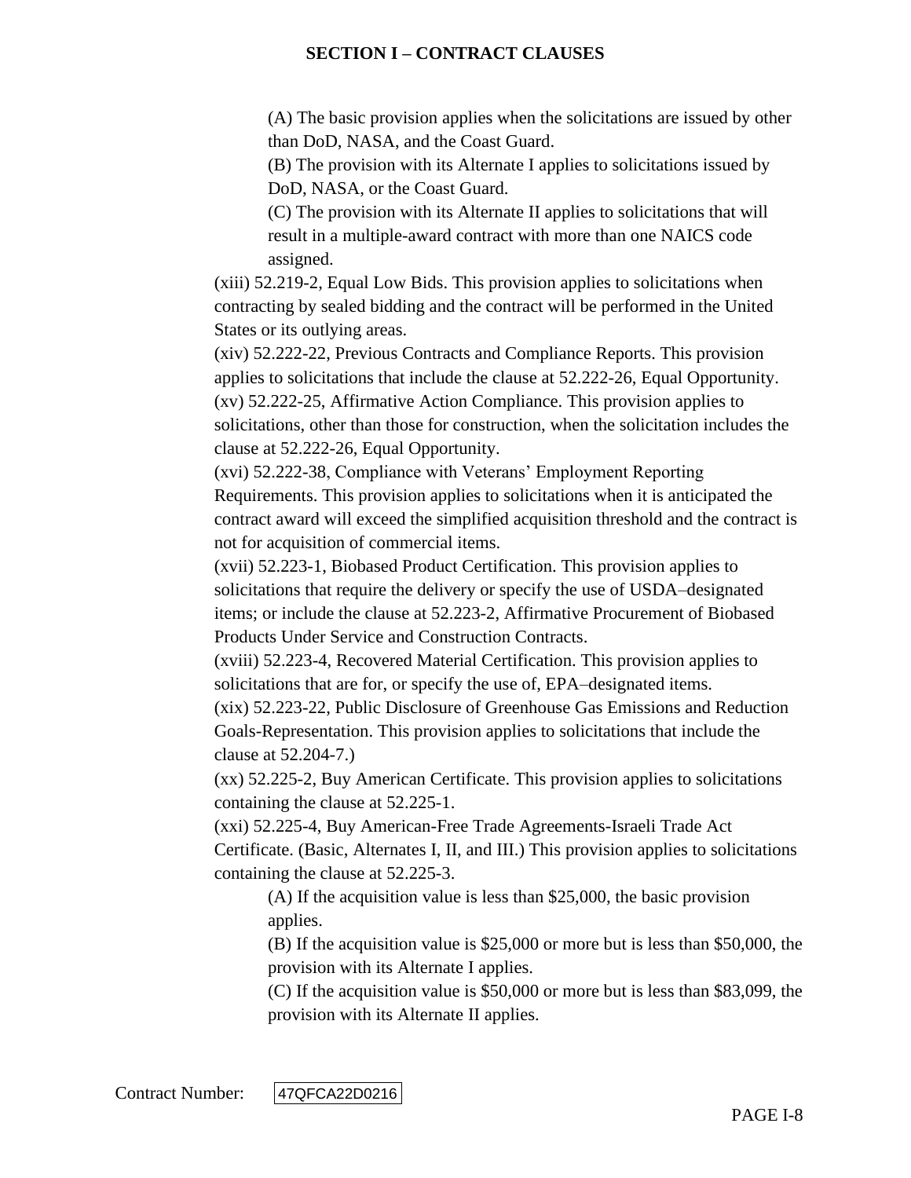(A) The basic provision applies when the solicitations are issued by other than DoD, NASA, and the Coast Guard.

(B) The provision with its Alternate I applies to solicitations issued by DoD, NASA, or the Coast Guard.

(C) The provision with its Alternate II applies to solicitations that will result in a multiple-award contract with more than one NAICS code assigned.

(xiii) 52.219-2, Equal Low Bids. This provision applies to solicitations when contracting by sealed bidding and the contract will be performed in the United States or its outlying areas.

(xiv) 52.222-22, Previous Contracts and Compliance Reports. This provision applies to solicitations that include the clause at 52.222-26, Equal Opportunity.

(xv) 52.222-25, Affirmative Action Compliance. This provision applies to solicitations, other than those for construction, when the solicitation includes the clause at 52.222-26, Equal Opportunity.

(xvi) 52.222-38, Compliance with Veterans' Employment Reporting Requirements. This provision applies to solicitations when it is anticipated the contract award will exceed the simplified acquisition threshold and the contract is not for acquisition of commercial items.

(xvii) 52.223-1, Biobased Product Certification. This provision applies to solicitations that require the delivery or specify the use of USDA–designated items; or include the clause at 52.223-2, Affirmative Procurement of Biobased Products Under Service and Construction Contracts.

(xviii) 52.223-4, Recovered Material Certification. This provision applies to solicitations that are for, or specify the use of, EPA–designated items.

(xix) 52.223-22, Public Disclosure of Greenhouse Gas Emissions and Reduction Goals-Representation. This provision applies to solicitations that include the clause at 52.204-7.)

(xx) 52.225-2, Buy American Certificate. This provision applies to solicitations containing the clause at 52.225-1.

(xxi) 52.225-4, Buy American-Free Trade Agreements-Israeli Trade Act Certificate. (Basic, Alternates I, II, and III.) This provision applies to solicitations containing the clause at 52.225-3.

(A) If the acquisition value is less than $25,000, the basic provision applies.

(B) If the acquisition value is $25,000 or more but is less than $50,000, the provision with its Alternate I applies.

(C) If the acquisition value is $50,000 or more but is less than $83,099, the provision with its Alternate II applies.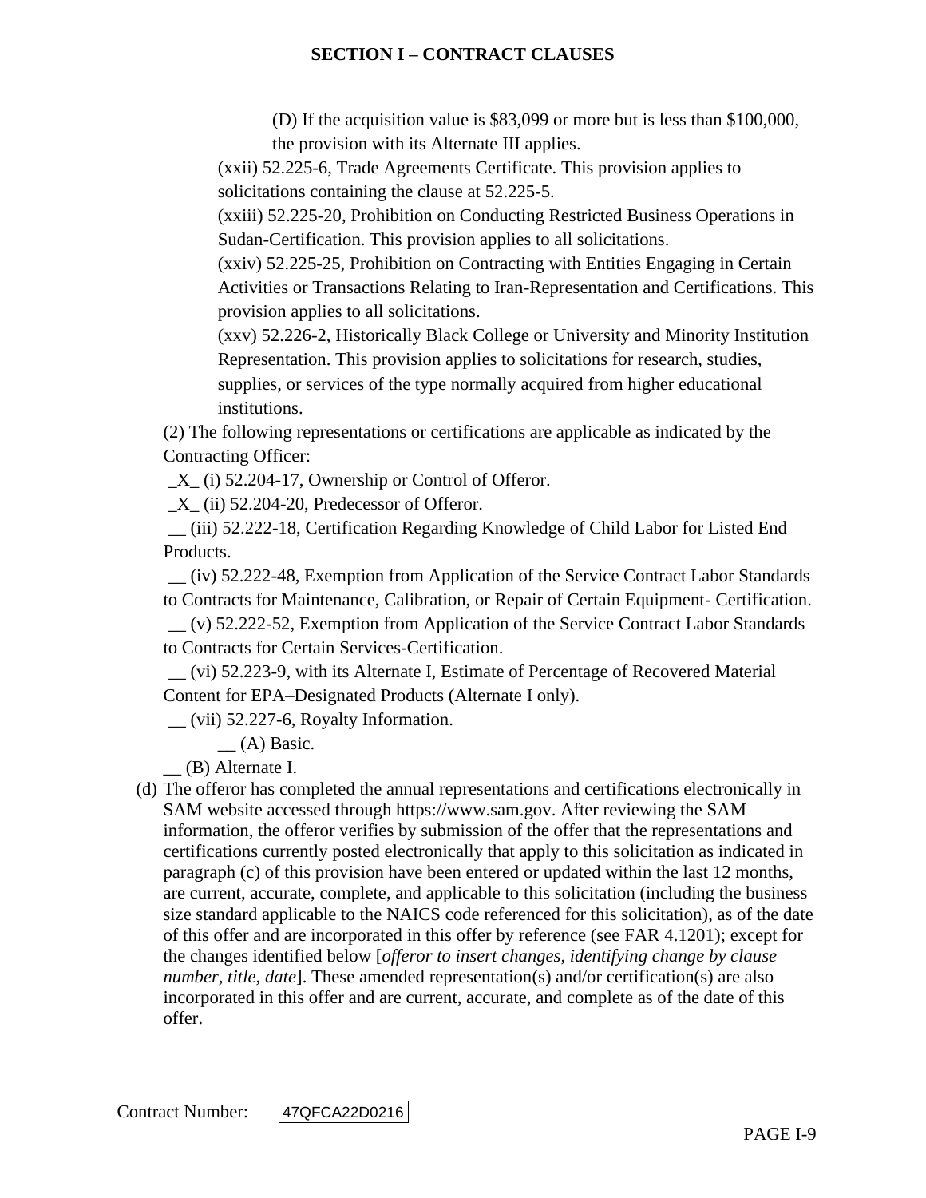(D) If the acquisition value is $83,099 or more but is less than $100,000, the provision with its Alternate III applies.

(xxii) 52.225-6, Trade Agreements Certificate. This provision applies to solicitations containing the clause at 52.225-5.

(xxiii) 52.225-20, Prohibition on Conducting Restricted Business Operations in Sudan-Certification. This provision applies to all solicitations.

(xxiv) 52.225-25, Prohibition on Contracting with Entities Engaging in Certain Activities or Transactions Relating to Iran-Representation and Certifications. This provision applies to all solicitations.

(xxv) 52.226-2, Historically Black College or University and Minority Institution Representation. This provision applies to solicitations for research, studies, supplies, or services of the type normally acquired from higher educational institutions.

(2) The following representations or certifications are applicable as indicated by the Contracting Officer:

_X_ (i) 52.204-17, Ownership or Control of Offeror.

_X_ (ii) 52.204-20, Predecessor of Offeror.

__ (iii) 52.222-18, Certification Regarding Knowledge of Child Labor for Listed End Products.

__ (iv) 52.222-48, Exemption from Application of the Service Contract Labor Standards to Contracts for Maintenance, Calibration, or Repair of Certain Equipment- Certification.

__ (v) 52.222-52, Exemption from Application of the Service Contract Labor Standards to Contracts for Certain Services-Certification.

__ (vi) 52.223-9, with its Alternate I, Estimate of Percentage of Recovered Material Content for EPA–Designated Products (Alternate I only).

__ (vii) 52.227-6, Royalty Information.

__ (A) Basic.

__ (B) Alternate I.

(d) The offeror has completed the annual representations and certifications electronically in SAM website accessed through https://www.sam.gov. After reviewing the SAM information, the offeror verifies by submission of the offer that the representations and certifications currently posted electronically that apply to this solicitation as indicated in paragraph (c) of this provision have been entered or updated within the last 12 months, are current, accurate, complete, and applicable to this solicitation (including the business size standard applicable to the NAICS code referenced for this solicitation), as of the date of this offer and are incorporated in this offer by reference (see FAR 4.1201); except for the changes identified below [*offeror to insert changes, identifying change by clause number, title, date*]. These amended representation(s) and/or certification(s) are also incorporated in this offer and are current, accurate, and complete as of the date of this offer.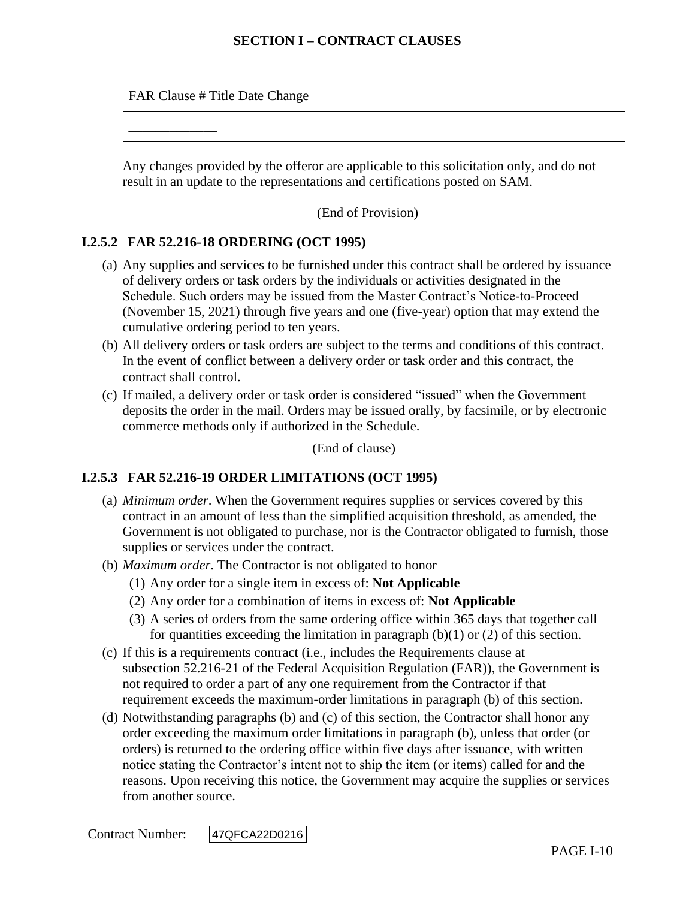| FAR Clause # Title Date Change |
|---|
| _____________ |

Any changes provided by the offeror are applicable to this solicitation only, and do not result in an update to the representations and certifications posted on SAM.

(End of Provision)

### I.2.5.2 FAR 52.216-18 ORDERING (OCT 1995)

(a) Any supplies and services to be furnished under this contract shall be ordered by issuance of delivery orders or task orders by the individuals or activities designated in the Schedule. Such orders may be issued from the Master Contract's Notice-to-Proceed (November 15, 2021) through five years and one (five-year) option that may extend the cumulative ordering period to ten years.

(b) All delivery orders or task orders are subject to the terms and conditions of this contract. In the event of conflict between a delivery order or task order and this contract, the contract shall control.

(c) If mailed, a delivery order or task order is considered "issued" when the Government deposits the order in the mail. Orders may be issued orally, by facsimile, or by electronic commerce methods only if authorized in the Schedule.

(End of clause)

### I.2.5.3 FAR 52.216-19 ORDER LIMITATIONS (OCT 1995)

(a) *Minimum order*. When the Government requires supplies or services covered by this contract in an amount of less than the simplified acquisition threshold, as amended, the Government is not obligated to purchase, nor is the Contractor obligated to furnish, those supplies or services under the contract.

(b) *Maximum order*. The Contractor is not obligated to honor—

  (1) Any order for a single item in excess of: **Not Applicable**

  (2) Any order for a combination of items in excess of: **Not Applicable**

  (3) A series of orders from the same ordering office within 365 days that together call for quantities exceeding the limitation in paragraph (b)(1) or (2) of this section.

(c) If this is a requirements contract (i.e., includes the Requirements clause at subsection 52.216-21 of the Federal Acquisition Regulation (FAR)), the Government is not required to order a part of any one requirement from the Contractor if that requirement exceeds the maximum-order limitations in paragraph (b) of this section.

(d) Notwithstanding paragraphs (b) and (c) of this section, the Contractor shall honor any order exceeding the maximum order limitations in paragraph (b), unless that order (or orders) is returned to the ordering office within five days after issuance, with written notice stating the Contractor's intent not to ship the item (or items) called for and the reasons. Upon receiving this notice, the Government may acquire the supplies or services from another source.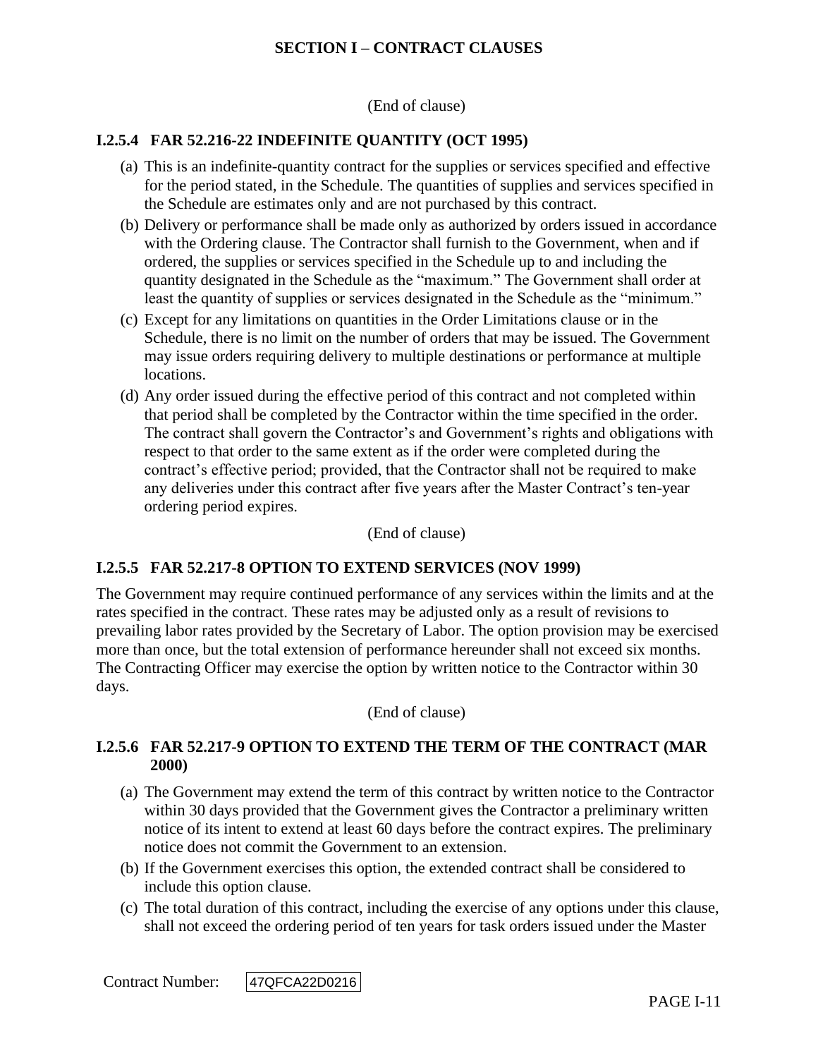(End of clause)

### I.2.5.4 FAR 52.216-22 INDEFINITE QUANTITY (OCT 1995)

(a) This is an indefinite-quantity contract for the supplies or services specified and effective for the period stated, in the Schedule. The quantities of supplies and services specified in the Schedule are estimates only and are not purchased by this contract.

(b) Delivery or performance shall be made only as authorized by orders issued in accordance with the Ordering clause. The Contractor shall furnish to the Government, when and if ordered, the supplies or services specified in the Schedule up to and including the quantity designated in the Schedule as the "maximum." The Government shall order at least the quantity of supplies or services designated in the Schedule as the "minimum."

(c) Except for any limitations on quantities in the Order Limitations clause or in the Schedule, there is no limit on the number of orders that may be issued. The Government may issue orders requiring delivery to multiple destinations or performance at multiple locations.

(d) Any order issued during the effective period of this contract and not completed within that period shall be completed by the Contractor within the time specified in the order. The contract shall govern the Contractor's and Government's rights and obligations with respect to that order to the same extent as if the order were completed during the contract's effective period; provided, that the Contractor shall not be required to make any deliveries under this contract after five years after the Master Contract's ten-year ordering period expires.

(End of clause)

### I.2.5.5 FAR 52.217-8 OPTION TO EXTEND SERVICES (NOV 1999)

The Government may require continued performance of any services within the limits and at the rates specified in the contract. These rates may be adjusted only as a result of revisions to prevailing labor rates provided by the Secretary of Labor. The option provision may be exercised more than once, but the total extension of performance hereunder shall not exceed six months. The Contracting Officer may exercise the option by written notice to the Contractor within 30 days.

(End of clause)

### I.2.5.6 FAR 52.217-9 OPTION TO EXTEND THE TERM OF THE CONTRACT (MAR 2000)

(a) The Government may extend the term of this contract by written notice to the Contractor within 30 days provided that the Government gives the Contractor a preliminary written notice of its intent to extend at least 60 days before the contract expires. The preliminary notice does not commit the Government to an extension.

(b) If the Government exercises this option, the extended contract shall be considered to include this option clause.

(c) The total duration of this contract, including the exercise of any options under this clause, shall not exceed the ordering period of ten years for task orders issued under the Master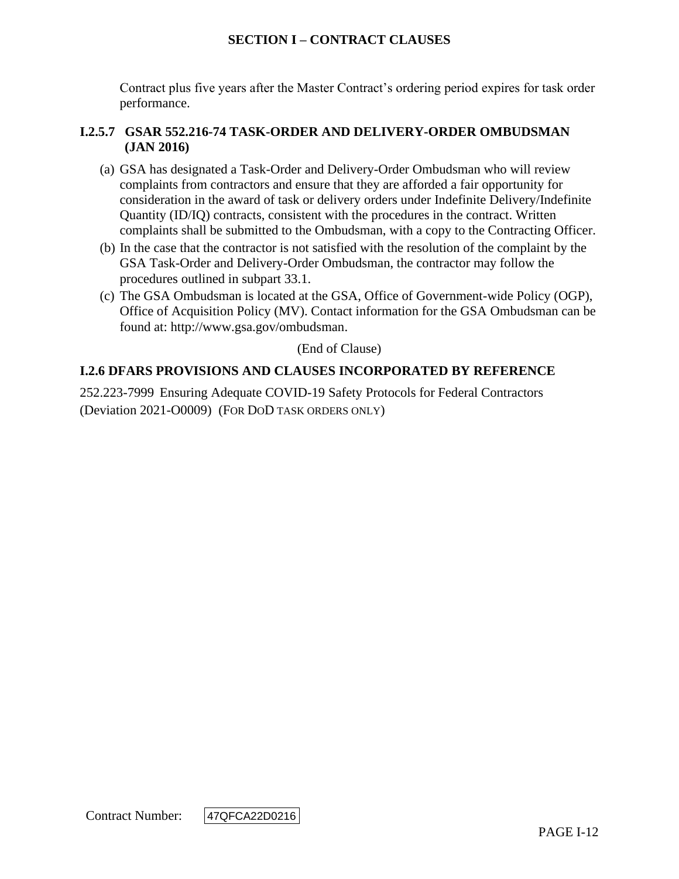Contract plus five years after the Master Contract's ordering period expires for task order performance.

### I.2.5.7 GSAR 552.216-74 TASK-ORDER AND DELIVERY-ORDER OMBUDSMAN (JAN 2016)

(a) GSA has designated a Task-Order and Delivery-Order Ombudsman who will review complaints from contractors and ensure that they are afforded a fair opportunity for consideration in the award of task or delivery orders under Indefinite Delivery/Indefinite Quantity (ID/IQ) contracts, consistent with the procedures in the contract. Written complaints shall be submitted to the Ombudsman, with a copy to the Contracting Officer.

(b) In the case that the contractor is not satisfied with the resolution of the complaint by the GSA Task-Order and Delivery-Order Ombudsman, the contractor may follow the procedures outlined in subpart 33.1.

(c) The GSA Ombudsman is located at the GSA, Office of Government-wide Policy (OGP), Office of Acquisition Policy (MV). Contact information for the GSA Ombudsman can be found at: http://www.gsa.gov/ombudsman.

(End of Clause)

### I.2.6 DFARS PROVISIONS AND CLAUSES INCORPORATED BY REFERENCE

252.223-7999 Ensuring Adequate COVID-19 Safety Protocols for Federal Contractors (Deviation 2021-O0009) (FOR DOD TASK ORDERS ONLY)

Contract Number: 47QFCA22D0216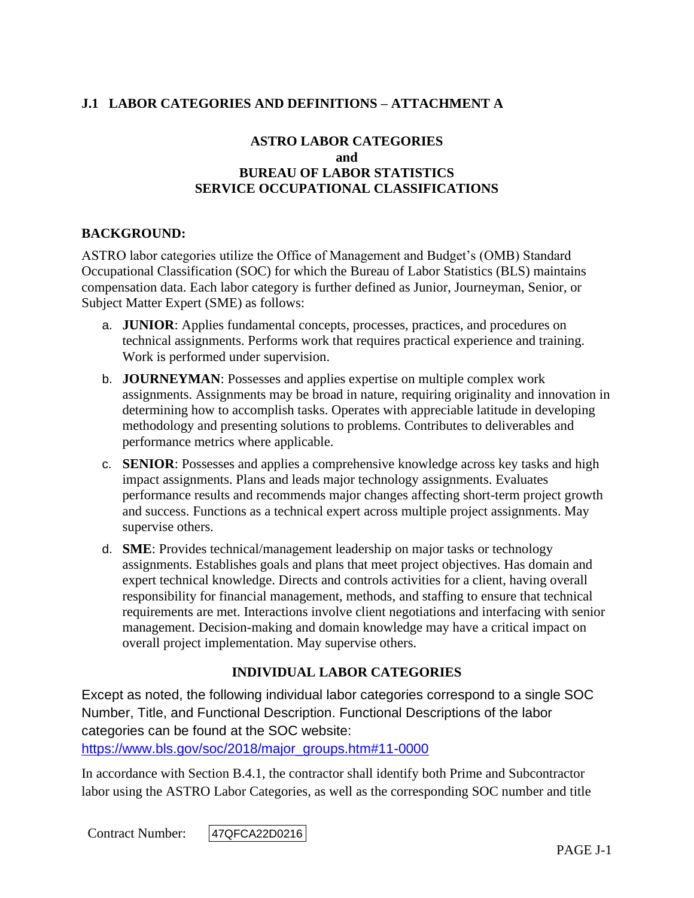## J.1 LABOR CATEGORIES AND DEFINITIONS – ATTACHMENT A

**ASTRO LABOR CATEGORIES**
**and**
**BUREAU OF LABOR STATISTICS**
**SERVICE OCCUPATIONAL CLASSIFICATIONS**

**BACKGROUND:**

ASTRO labor categories utilize the Office of Management and Budget's (OMB) Standard Occupational Classification (SOC) for which the Bureau of Labor Statistics (BLS) maintains compensation data. Each labor category is further defined as Junior, Journeyman, Senior, or Subject Matter Expert (SME) as follows:

a. **JUNIOR**: Applies fundamental concepts, processes, practices, and procedures on technical assignments. Performs work that requires practical experience and training. Work is performed under supervision.

b. **JOURNEYMAN**: Possesses and applies expertise on multiple complex work assignments. Assignments may be broad in nature, requiring originality and innovation in determining how to accomplish tasks. Operates with appreciable latitude in developing methodology and presenting solutions to problems. Contributes to deliverables and performance metrics where applicable.

c. **SENIOR**: Possesses and applies a comprehensive knowledge across key tasks and high impact assignments. Plans and leads major technology assignments. Evaluates performance results and recommends major changes affecting short-term project growth and success. Functions as a technical expert across multiple project assignments. May supervise others.

d. **SME**: Provides technical/management leadership on major tasks or technology assignments. Establishes goals and plans that meet project objectives. Has domain and expert technical knowledge. Directs and controls activities for a client, having overall responsibility for financial management, methods, and staffing to ensure that technical requirements are met. Interactions involve client negotiations and interfacing with senior management. Decision-making and domain knowledge may have a critical impact on overall project implementation. May supervise others.

**INDIVIDUAL LABOR CATEGORIES**

Except as noted, the following individual labor categories correspond to a single SOC Number, Title, and Functional Description. Functional Descriptions of the labor categories can be found at the SOC website: https://www.bls.gov/soc/2018/major_groups.htm#11-0000

In accordance with Section B.4.1, the contractor shall identify both Prime and Subcontractor labor using the ASTRO Labor Categories, as well as the corresponding SOC number and title

Contract Number: 47QFCA22D0216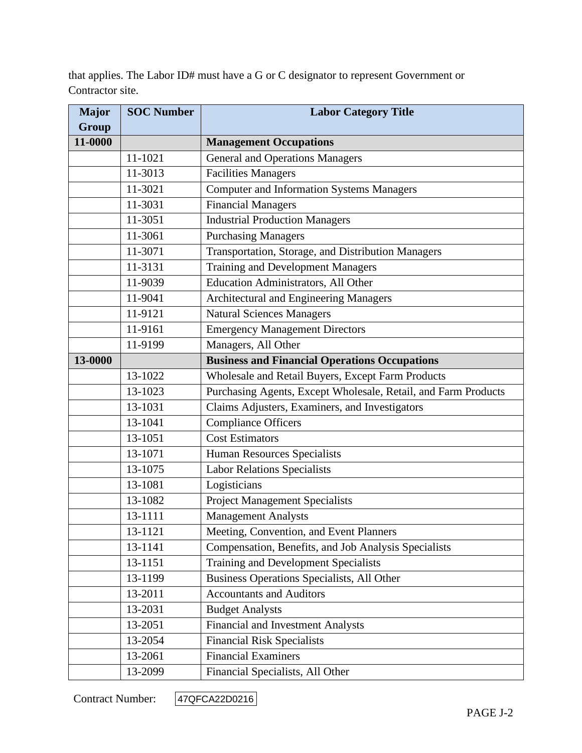that applies. The Labor ID# must have a G or C designator to represent Government or Contractor site.

| Major Group | SOC Number | Labor Category Title |
|---|---|---|
| **11-0000** | | **Management Occupations** |
| | 11-1021 | General and Operations Managers |
| | 11-3013 | Facilities Managers |
| | 11-3021 | Computer and Information Systems Managers |
| | 11-3031 | Financial Managers |
| | 11-3051 | Industrial Production Managers |
| | 11-3061 | Purchasing Managers |
| | 11-3071 | Transportation, Storage, and Distribution Managers |
| | 11-3131 | Training and Development Managers |
| | 11-9039 | Education Administrators, All Other |
| | 11-9041 | Architectural and Engineering Managers |
| | 11-9121 | Natural Sciences Managers |
| | 11-9161 | Emergency Management Directors |
| | 11-9199 | Managers, All Other |
| **13-0000** | | **Business and Financial Operations Occupations** |
| | 13-1022 | Wholesale and Retail Buyers, Except Farm Products |
| | 13-1023 | Purchasing Agents, Except Wholesale, Retail, and Farm Products |
| | 13-1031 | Claims Adjusters, Examiners, and Investigators |
| | 13-1041 | Compliance Officers |
| | 13-1051 | Cost Estimators |
| | 13-1071 | Human Resources Specialists |
| | 13-1075 | Labor Relations Specialists |
| | 13-1081 | Logisticians |
| | 13-1082 | Project Management Specialists |
| | 13-1111 | Management Analysts |
| | 13-1121 | Meeting, Convention, and Event Planners |
| | 13-1141 | Compensation, Benefits, and Job Analysis Specialists |
| | 13-1151 | Training and Development Specialists |
| | 13-1199 | Business Operations Specialists, All Other |
| | 13-2011 | Accountants and Auditors |
| | 13-2031 | Budget Analysts |
| | 13-2051 | Financial and Investment Analysts |
| | 13-2054 | Financial Risk Specialists |
| | 13-2061 | Financial Examiners |
| | 13-2099 | Financial Specialists, All Other |

Contract Number: 47QFCA22D0216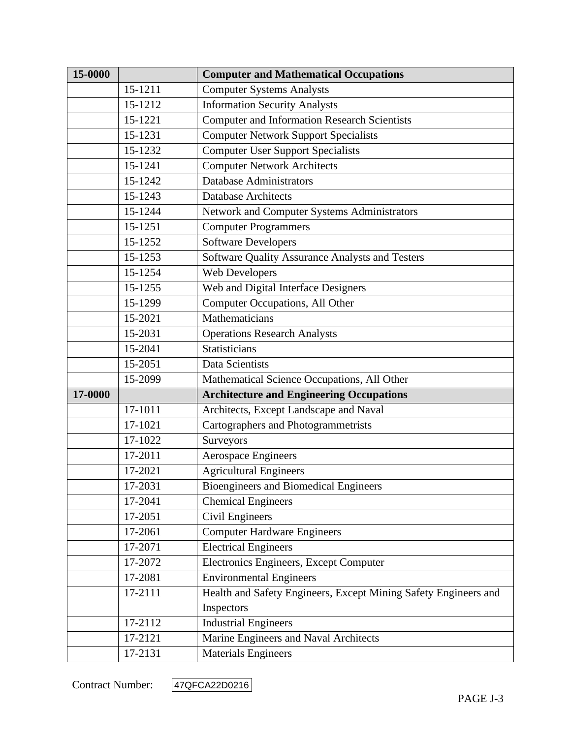| 15-0000 | | **Computer and Mathematical Occupations** |
|---|---|---|
| | 15-1211 | Computer Systems Analysts |
| | 15-1212 | Information Security Analysts |
| | 15-1221 | Computer and Information Research Scientists |
| | 15-1231 | Computer Network Support Specialists |
| | 15-1232 | Computer User Support Specialists |
| | 15-1241 | Computer Network Architects |
| | 15-1242 | Database Administrators |
| | 15-1243 | Database Architects |
| | 15-1244 | Network and Computer Systems Administrators |
| | 15-1251 | Computer Programmers |
| | 15-1252 | Software Developers |
| | 15-1253 | Software Quality Assurance Analysts and Testers |
| | 15-1254 | Web Developers |
| | 15-1255 | Web and Digital Interface Designers |
| | 15-1299 | Computer Occupations, All Other |
| | 15-2021 | Mathematicians |
| | 15-2031 | Operations Research Analysts |
| | 15-2041 | Statisticians |
| | 15-2051 | Data Scientists |
| | 15-2099 | Mathematical Science Occupations, All Other |
| **17-0000** | | **Architecture and Engineering Occupations** |
| | 17-1011 | Architects, Except Landscape and Naval |
| | 17-1021 | Cartographers and Photogrammetrists |
| | 17-1022 | Surveyors |
| | 17-2011 | Aerospace Engineers |
| | 17-2021 | Agricultural Engineers |
| | 17-2031 | Bioengineers and Biomedical Engineers |
| | 17-2041 | Chemical Engineers |
| | 17-2051 | Civil Engineers |
| | 17-2061 | Computer Hardware Engineers |
| | 17-2071 | Electrical Engineers |
| | 17-2072 | Electronics Engineers, Except Computer |
| | 17-2081 | Environmental Engineers |
| | 17-2111 | Health and Safety Engineers, Except Mining Safety Engineers and Inspectors |
| | 17-2112 | Industrial Engineers |
| | 17-2121 | Marine Engineers and Naval Architects |
| | 17-2131 | Materials Engineers |

Contract Number: 47QFCA22D0216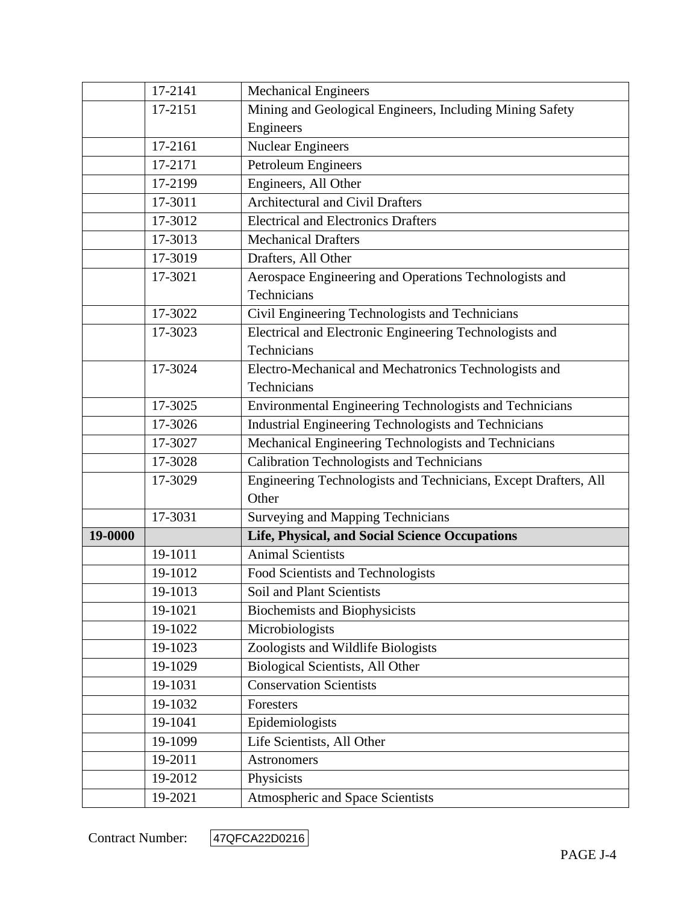| | | |
|---|---|---|
| | 17-2141 | Mechanical Engineers |
| | 17-2151 | Mining and Geological Engineers, Including Mining Safety Engineers |
| | 17-2161 | Nuclear Engineers |
| | 17-2171 | Petroleum Engineers |
| | 17-2199 | Engineers, All Other |
| | 17-3011 | Architectural and Civil Drafters |
| | 17-3012 | Electrical and Electronics Drafters |
| | 17-3013 | Mechanical Drafters |
| | 17-3019 | Drafters, All Other |
| | 17-3021 | Aerospace Engineering and Operations Technologists and Technicians |
| | 17-3022 | Civil Engineering Technologists and Technicians |
| | 17-3023 | Electrical and Electronic Engineering Technologists and Technicians |
| | 17-3024 | Electro-Mechanical and Mechatronics Technologists and Technicians |
| | 17-3025 | Environmental Engineering Technologists and Technicians |
| | 17-3026 | Industrial Engineering Technologists and Technicians |
| | 17-3027 | Mechanical Engineering Technologists and Technicians |
| | 17-3028 | Calibration Technologists and Technicians |
| | 17-3029 | Engineering Technologists and Technicians, Except Drafters, All Other |
| | 17-3031 | Surveying and Mapping Technicians |
| **19-0000** | | **Life, Physical, and Social Science Occupations** |
| | 19-1011 | Animal Scientists |
| | 19-1012 | Food Scientists and Technologists |
| | 19-1013 | Soil and Plant Scientists |
| | 19-1021 | Biochemists and Biophysicists |
| | 19-1022 | Microbiologists |
| | 19-1023 | Zoologists and Wildlife Biologists |
| | 19-1029 | Biological Scientists, All Other |
| | 19-1031 | Conservation Scientists |
| | 19-1032 | Foresters |
| | 19-1041 | Epidemiologists |
| | 19-1099 | Life Scientists, All Other |
| | 19-2011 | Astronomers |
| | 19-2012 | Physicists |
| | 19-2021 | Atmospheric and Space Scientists |

Contract Number: 47QFCA22D0216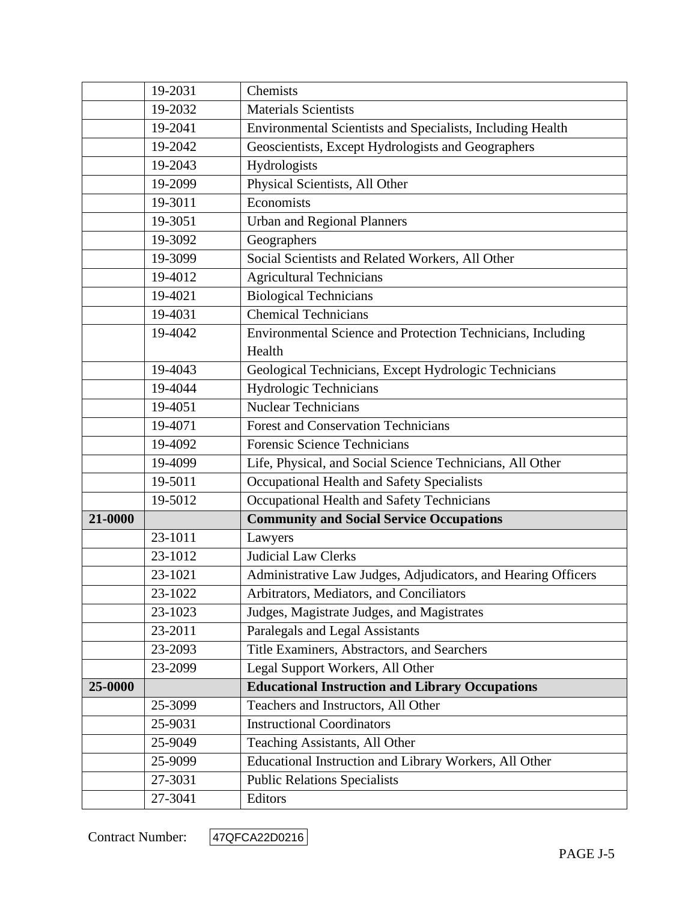| | | |
|---|---|---|
| | 19-2031 | Chemists |
| | 19-2032 | Materials Scientists |
| | 19-2041 | Environmental Scientists and Specialists, Including Health |
| | 19-2042 | Geoscientists, Except Hydrologists and Geographers |
| | 19-2043 | Hydrologists |
| | 19-2099 | Physical Scientists, All Other |
| | 19-3011 | Economists |
| | 19-3051 | Urban and Regional Planners |
| | 19-3092 | Geographers |
| | 19-3099 | Social Scientists and Related Workers, All Other |
| | 19-4012 | Agricultural Technicians |
| | 19-4021 | Biological Technicians |
| | 19-4031 | Chemical Technicians |
| | 19-4042 | Environmental Science and Protection Technicians, Including Health |
| | 19-4043 | Geological Technicians, Except Hydrologic Technicians |
| | 19-4044 | Hydrologic Technicians |
| | 19-4051 | Nuclear Technicians |
| | 19-4071 | Forest and Conservation Technicians |
| | 19-4092 | Forensic Science Technicians |
| | 19-4099 | Life, Physical, and Social Science Technicians, All Other |
| | 19-5011 | Occupational Health and Safety Specialists |
| | 19-5012 | Occupational Health and Safety Technicians |
| **21-0000** | | **Community and Social Service Occupations** |
| | 23-1011 | Lawyers |
| | 23-1012 | Judicial Law Clerks |
| | 23-1021 | Administrative Law Judges, Adjudicators, and Hearing Officers |
| | 23-1022 | Arbitrators, Mediators, and Conciliators |
| | 23-1023 | Judges, Magistrate Judges, and Magistrates |
| | 23-2011 | Paralegals and Legal Assistants |
| | 23-2093 | Title Examiners, Abstractors, and Searchers |
| | 23-2099 | Legal Support Workers, All Other |
| **25-0000** | | **Educational Instruction and Library Occupations** |
| | 25-3099 | Teachers and Instructors, All Other |
| | 25-9031 | Instructional Coordinators |
| | 25-9049 | Teaching Assistants, All Other |
| | 25-9099 | Educational Instruction and Library Workers, All Other |
| | 27-3031 | Public Relations Specialists |
| | 27-3041 | Editors |

Contract Number: 47QFCA22D0216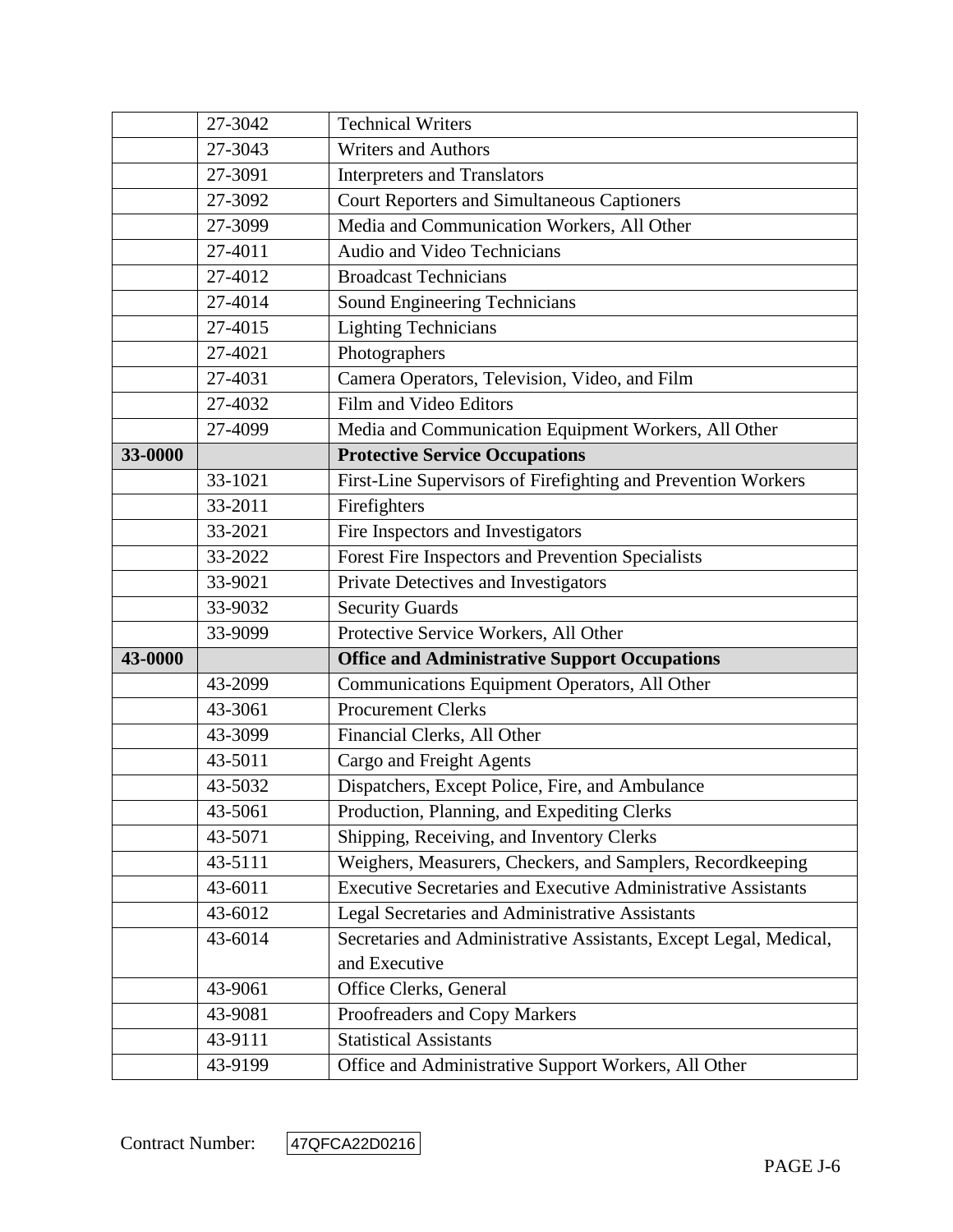| | | |
|---|---|---|
| | 27-3042 | Technical Writers |
| | 27-3043 | Writers and Authors |
| | 27-3091 | Interpreters and Translators |
| | 27-3092 | Court Reporters and Simultaneous Captioners |
| | 27-3099 | Media and Communication Workers, All Other |
| | 27-4011 | Audio and Video Technicians |
| | 27-4012 | Broadcast Technicians |
| | 27-4014 | Sound Engineering Technicians |
| | 27-4015 | Lighting Technicians |
| | 27-4021 | Photographers |
| | 27-4031 | Camera Operators, Television, Video, and Film |
| | 27-4032 | Film and Video Editors |
| | 27-4099 | Media and Communication Equipment Workers, All Other |
| **33-0000** | | **Protective Service Occupations** |
| | 33-1021 | First-Line Supervisors of Firefighting and Prevention Workers |
| | 33-2011 | Firefighters |
| | 33-2021 | Fire Inspectors and Investigators |
| | 33-2022 | Forest Fire Inspectors and Prevention Specialists |
| | 33-9021 | Private Detectives and Investigators |
| | 33-9032 | Security Guards |
| | 33-9099 | Protective Service Workers, All Other |
| **43-0000** | | **Office and Administrative Support Occupations** |
| | 43-2099 | Communications Equipment Operators, All Other |
| | 43-3061 | Procurement Clerks |
| | 43-3099 | Financial Clerks, All Other |
| | 43-5011 | Cargo and Freight Agents |
| | 43-5032 | Dispatchers, Except Police, Fire, and Ambulance |
| | 43-5061 | Production, Planning, and Expediting Clerks |
| | 43-5071 | Shipping, Receiving, and Inventory Clerks |
| | 43-5111 | Weighers, Measurers, Checkers, and Samplers, Recordkeeping |
| | 43-6011 | Executive Secretaries and Executive Administrative Assistants |
| | 43-6012 | Legal Secretaries and Administrative Assistants |
| | 43-6014 | Secretaries and Administrative Assistants, Except Legal, Medical, and Executive |
| | 43-9061 | Office Clerks, General |
| | 43-9081 | Proofreaders and Copy Markers |
| | 43-9111 | Statistical Assistants |
| | 43-9199 | Office and Administrative Support Workers, All Other |

Contract Number: 47QFCA22D0216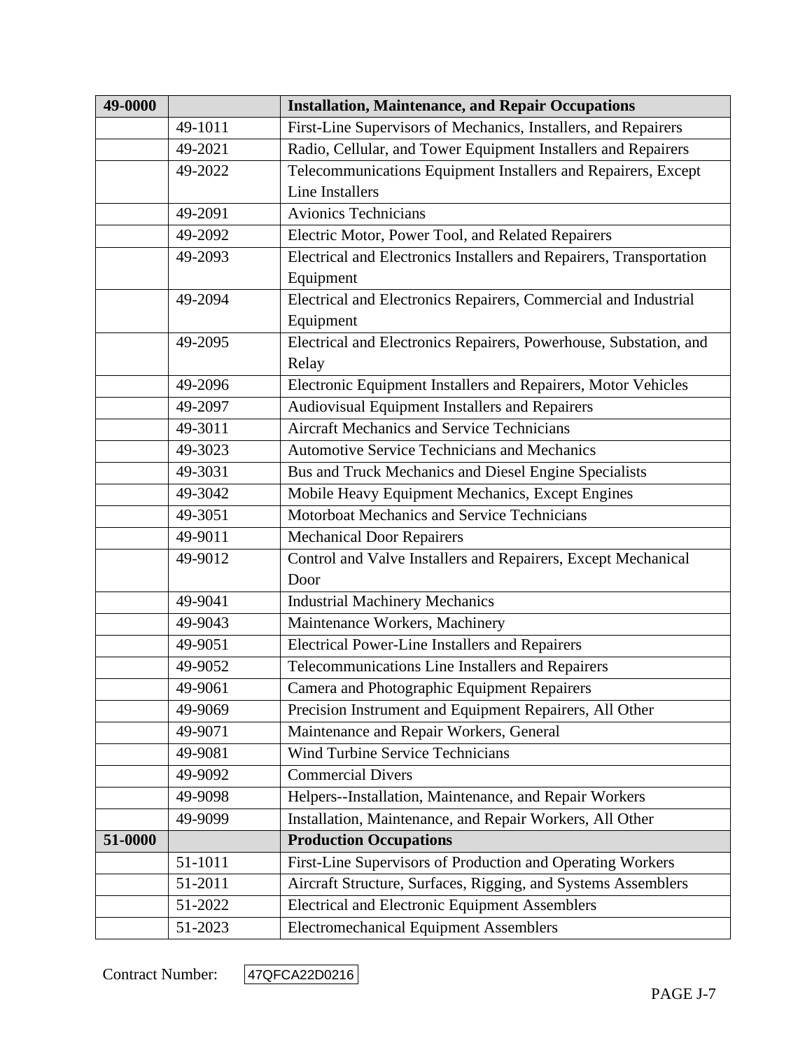| 49-0000 | | **Installation, Maintenance, and Repair Occupations** |
|---|---|---|
| | 49-1011 | First-Line Supervisors of Mechanics, Installers, and Repairers |
| | 49-2021 | Radio, Cellular, and Tower Equipment Installers and Repairers |
| | 49-2022 | Telecommunications Equipment Installers and Repairers, Except Line Installers |
| | 49-2091 | Avionics Technicians |
| | 49-2092 | Electric Motor, Power Tool, and Related Repairers |
| | 49-2093 | Electrical and Electronics Installers and Repairers, Transportation Equipment |
| | 49-2094 | Electrical and Electronics Repairers, Commercial and Industrial Equipment |
| | 49-2095 | Electrical and Electronics Repairers, Powerhouse, Substation, and Relay |
| | 49-2096 | Electronic Equipment Installers and Repairers, Motor Vehicles |
| | 49-2097 | Audiovisual Equipment Installers and Repairers |
| | 49-3011 | Aircraft Mechanics and Service Technicians |
| | 49-3023 | Automotive Service Technicians and Mechanics |
| | 49-3031 | Bus and Truck Mechanics and Diesel Engine Specialists |
| | 49-3042 | Mobile Heavy Equipment Mechanics, Except Engines |
| | 49-3051 | Motorboat Mechanics and Service Technicians |
| | 49-9011 | Mechanical Door Repairers |
| | 49-9012 | Control and Valve Installers and Repairers, Except Mechanical Door |
| | 49-9041 | Industrial Machinery Mechanics |
| | 49-9043 | Maintenance Workers, Machinery |
| | 49-9051 | Electrical Power-Line Installers and Repairers |
| | 49-9052 | Telecommunications Line Installers and Repairers |
| | 49-9061 | Camera and Photographic Equipment Repairers |
| | 49-9069 | Precision Instrument and Equipment Repairers, All Other |
| | 49-9071 | Maintenance and Repair Workers, General |
| | 49-9081 | Wind Turbine Service Technicians |
| | 49-9092 | Commercial Divers |
| | 49-9098 | Helpers--Installation, Maintenance, and Repair Workers |
| | 49-9099 | Installation, Maintenance, and Repair Workers, All Other |
| **51-0000** | | **Production Occupations** |
| | 51-1011 | First-Line Supervisors of Production and Operating Workers |
| | 51-2011 | Aircraft Structure, Surfaces, Rigging, and Systems Assemblers |
| | 51-2022 | Electrical and Electronic Equipment Assemblers |
| | 51-2023 | Electromechanical Equipment Assemblers |

Contract Number: 47QFCA22D0216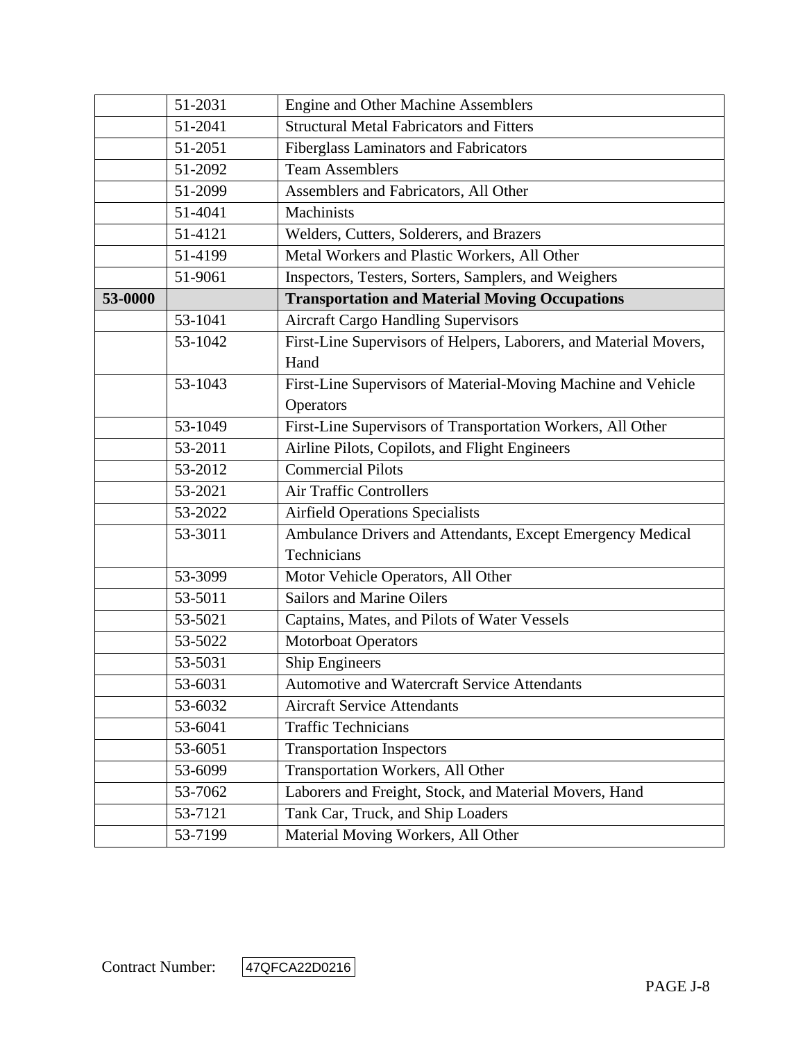| | | |
|---|---|---|
| | 51-2031 | Engine and Other Machine Assemblers |
| | 51-2041 | Structural Metal Fabricators and Fitters |
| | 51-2051 | Fiberglass Laminators and Fabricators |
| | 51-2092 | Team Assemblers |
| | 51-2099 | Assemblers and Fabricators, All Other |
| | 51-4041 | Machinists |
| | 51-4121 | Welders, Cutters, Solderers, and Brazers |
| | 51-4199 | Metal Workers and Plastic Workers, All Other |
| | 51-9061 | Inspectors, Testers, Sorters, Samplers, and Weighers |
| **53-0000** | | **Transportation and Material Moving Occupations** |
| | 53-1041 | Aircraft Cargo Handling Supervisors |
| | 53-1042 | First-Line Supervisors of Helpers, Laborers, and Material Movers, Hand |
| | 53-1043 | First-Line Supervisors of Material-Moving Machine and Vehicle Operators |
| | 53-1049 | First-Line Supervisors of Transportation Workers, All Other |
| | 53-2011 | Airline Pilots, Copilots, and Flight Engineers |
| | 53-2012 | Commercial Pilots |
| | 53-2021 | Air Traffic Controllers |
| | 53-2022 | Airfield Operations Specialists |
| | 53-3011 | Ambulance Drivers and Attendants, Except Emergency Medical Technicians |
| | 53-3099 | Motor Vehicle Operators, All Other |
| | 53-5011 | Sailors and Marine Oilers |
| | 53-5021 | Captains, Mates, and Pilots of Water Vessels |
| | 53-5022 | Motorboat Operators |
| | 53-5031 | Ship Engineers |
| | 53-6031 | Automotive and Watercraft Service Attendants |
| | 53-6032 | Aircraft Service Attendants |
| | 53-6041 | Traffic Technicians |
| | 53-6051 | Transportation Inspectors |
| | 53-6099 | Transportation Workers, All Other |
| | 53-7062 | Laborers and Freight, Stock, and Material Movers, Hand |
| | 53-7121 | Tank Car, Truck, and Ship Loaders |
| | 53-7199 | Material Moving Workers, All Other |

Contract Number: 47QFCA22D0216